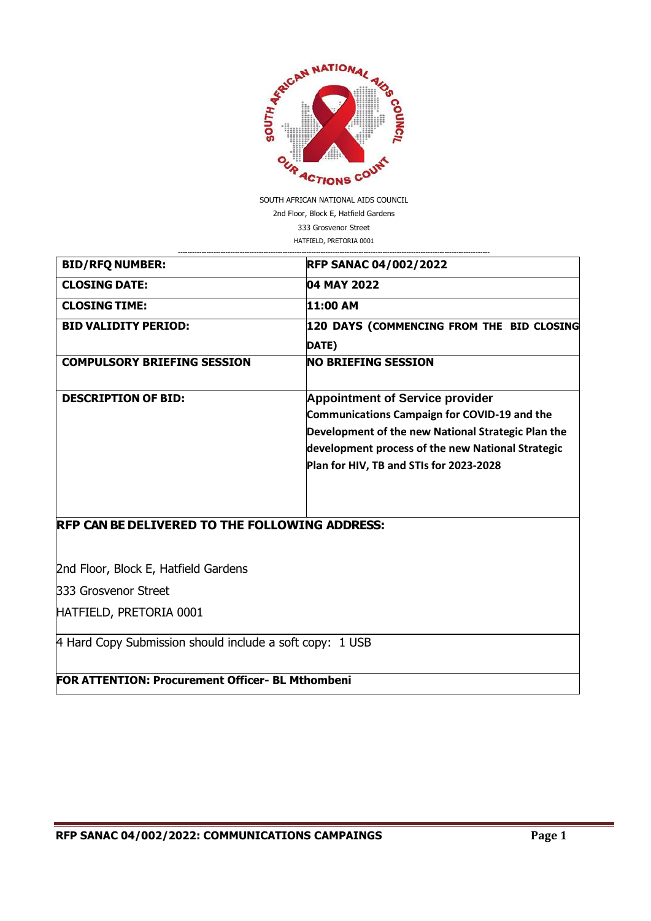SOUTH AFRICAN NATIONAL AIDS COUNCIL
2nd Floor, Block E, Hatfield Gardens
333 Grosvenor Street
HATFIELD, PRETORIA 0001

| | |
|---|---|
| **BID/RFQ NUMBER:** | **RFP SANAC 04/002/2022** |
| **CLOSING DATE:** | **04 MAY 2022** |
| **CLOSING TIME:** | **11:00 AM** |
| **BID VALIDITY PERIOD:** | **120 DAYS (COMMENCING FROM THE BID CLOSING DATE)** |
| **COMPULSORY BRIEFING SESSION** | **NO BRIEFING SESSION** |
| **DESCRIPTION OF BID:** | **Appointment of Service provider Communications Campaign for COVID-19 and the Development of the new National Strategic Plan the development process of the new National Strategic Plan for HIV, TB and STIs for 2023-2028** |

**RFP CAN BE DELIVERED TO THE FOLLOWING ADDRESS:**

2nd Floor, Block E, Hatfield Gardens

333 Grosvenor Street

HATFIELD, PRETORIA 0001

4 Hard Copy Submission should include a soft copy: 1 USB

**FOR ATTENTION: Procurement Officer- BL Mthombeni**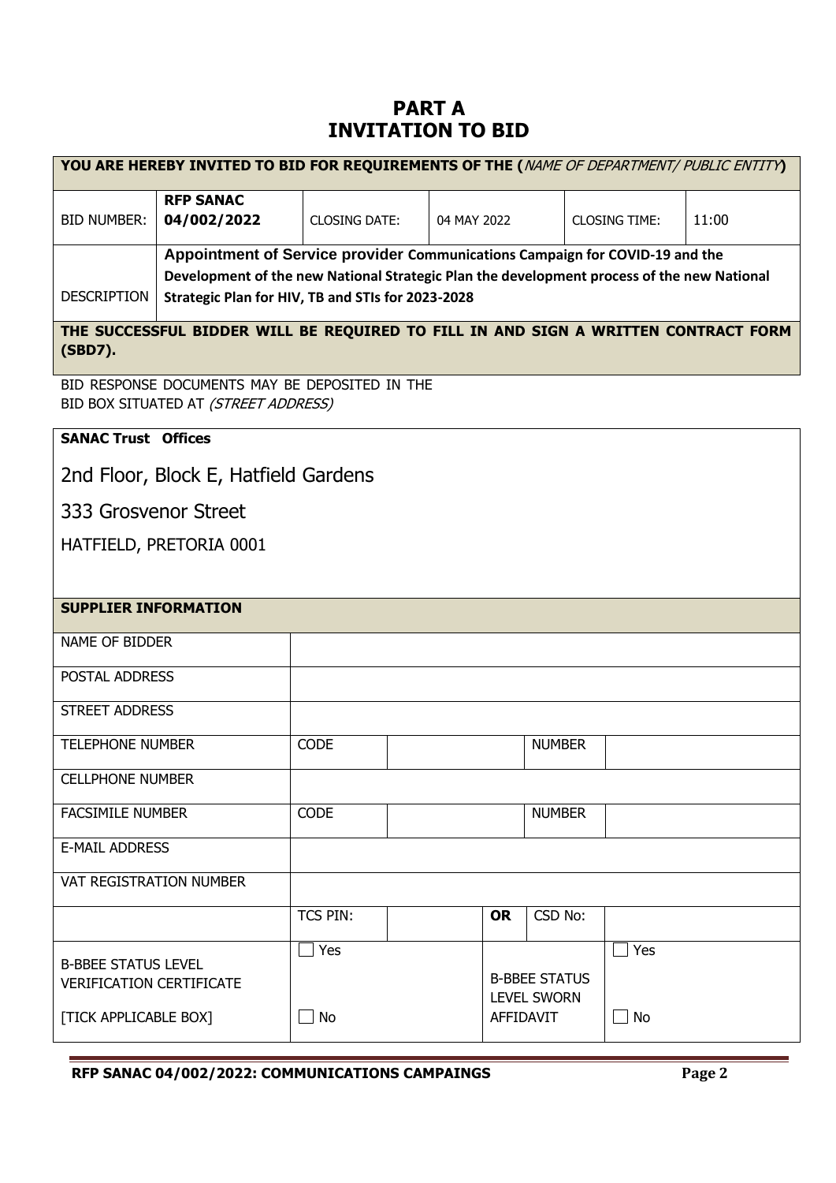# PART A
# INVITATION TO BID

| **YOU ARE HEREBY INVITED TO BID FOR REQUIREMENTS OF THE (*NAME OF DEPARTMENT/ PUBLIC ENTITY*)** | | | | | |
|---|---|---|---|---|---|
| BID NUMBER: | **RFP SANAC 04/002/2022** | CLOSING DATE: | 04 MAY 2022 | CLOSING TIME: | 11:00 |
| DESCRIPTION | **Appointment of Service provider Communications Campaign for COVID-19 and the Development of the new National Strategic Plan the development process of the new National Strategic Plan for HIV, TB and STIs for 2023-2028** | | | | |
| **THE SUCCESSFUL BIDDER WILL BE REQUIRED TO FILL IN AND SIGN A WRITTEN CONTRACT FORM (SBD7).** | | | | | |

BID RESPONSE DOCUMENTS MAY BE DEPOSITED IN THE
BID BOX SITUATED AT *(STREET ADDRESS)*

**SANAC Trust Offices**

2nd Floor, Block E, Hatfield Gardens

333 Grosvenor Street

HATFIELD, PRETORIA 0001

| **SUPPLIER INFORMATION** | | | | | |
|---|---|---|---|---|---|
| NAME OF BIDDER | | | | | |
| POSTAL ADDRESS | | | | | |
| STREET ADDRESS | | | | | |
| TELEPHONE NUMBER | CODE | | | NUMBER | |
| CELLPHONE NUMBER | | | | | |
| FACSIMILE NUMBER | CODE | | | NUMBER | |
| E-MAIL ADDRESS | | | | | |
| VAT REGISTRATION NUMBER | | | | | |
| | TCS PIN: | | **OR** | CSD No: | |
| B-BBEE STATUS LEVEL VERIFICATION CERTIFICATE [TICK APPLICABLE BOX] | ☐ Yes ☐ No | | B-BBEE STATUS LEVEL SWORN AFFIDAVIT | | ☐ Yes ☐ No |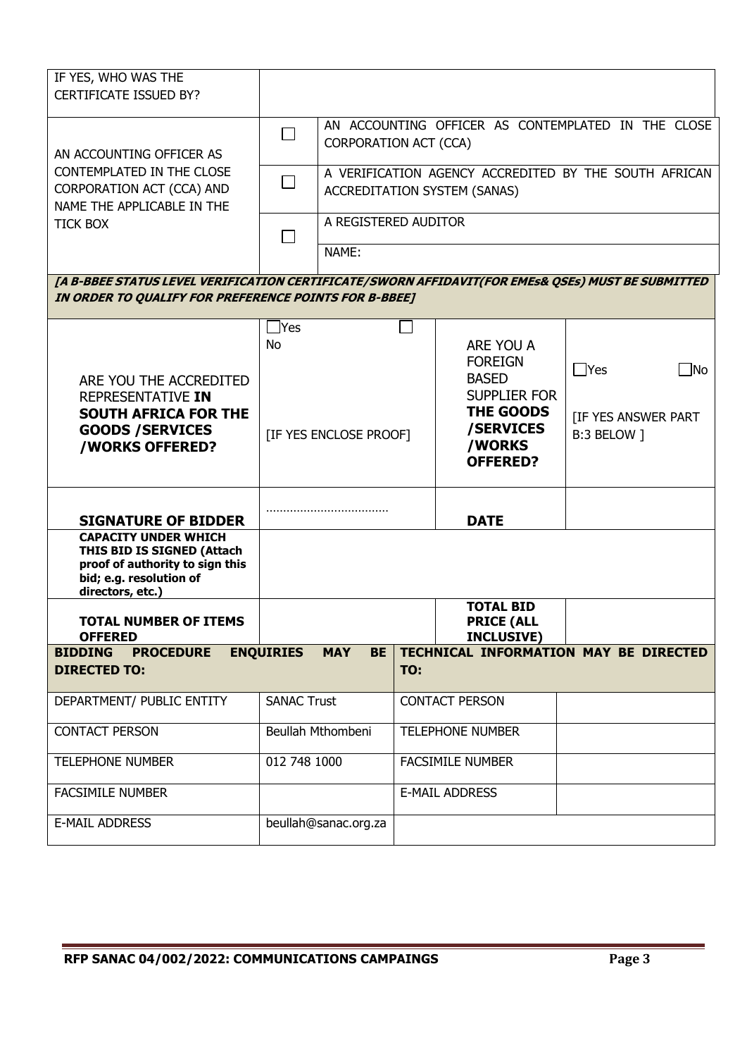| IF YES, WHO WAS THE CERTIFICATE ISSUED BY? | | |
|---|---|---|
| AN ACCOUNTING OFFICER AS CONTEMPLATED IN THE CLOSE CORPORATION ACT (CCA) AND NAME THE APPLICABLE IN THE TICK BOX | ☐ | AN ACCOUNTING OFFICER AS CONTEMPLATED IN THE CLOSE CORPORATION ACT (CCA) |
| | ☐ | A VERIFICATION AGENCY ACCREDITED BY THE SOUTH AFRICAN ACCREDITATION SYSTEM (SANAS) |
| | ☐ | A REGISTERED AUDITOR |
| | | NAME: |

***[A B-BBEE STATUS LEVEL VERIFICATION CERTIFICATE/SWORN AFFIDAVIT(FOR EMEs& QSEs) MUST BE SUBMITTED IN ORDER TO QUALIFY FOR PREFERENCE POINTS FOR B-BBEE]***

| ARE YOU THE ACCREDITED REPRESENTATIVE **IN SOUTH AFRICA FOR THE GOODS /SERVICES /WORKS OFFERED?** | ☐Yes ☐No [IF YES ENCLOSE PROOF] | ARE YOU A FOREIGN BASED SUPPLIER FOR **THE GOODS /SERVICES /WORKS OFFERED?** | ☐Yes ☐No [IF YES ANSWER PART B:3 BELOW ] |
|---|---|---|---|
| **SIGNATURE OF BIDDER** | ……………………………… | **DATE** | |
| **CAPACITY UNDER WHICH THIS BID IS SIGNED (Attach proof of authority to sign this bid; e.g. resolution of directors, etc.)** | | | |
| **TOTAL NUMBER OF ITEMS OFFERED** | | **TOTAL BID PRICE (ALL INCLUSIVE)** | |

| **BIDDING PROCEDURE ENQUIRIES MAY BE DIRECTED TO:** | | **TECHNICAL INFORMATION MAY BE DIRECTED TO:** | |
|---|---|---|---|
| DEPARTMENT/ PUBLIC ENTITY | SANAC Trust | CONTACT PERSON | |
| CONTACT PERSON | Beullah Mthombeni | TELEPHONE NUMBER | |
| TELEPHONE NUMBER | 012 748 1000 | FACSIMILE NUMBER | |
| FACSIMILE NUMBER | | E-MAIL ADDRESS | |
| E-MAIL ADDRESS | beullah@sanac.org.za | | |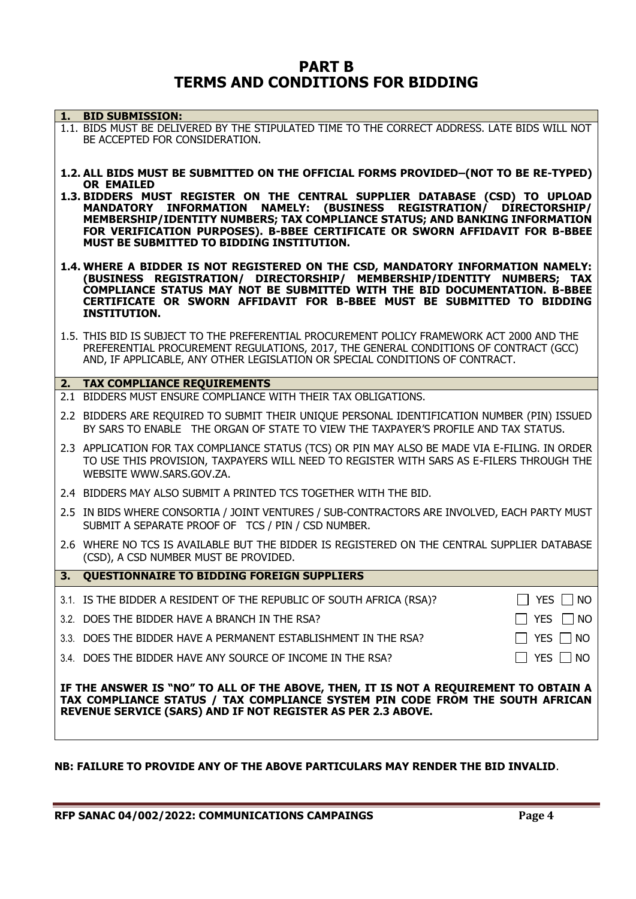# PART B
# TERMS AND CONDITIONS FOR BIDDING

## 1. BID SUBMISSION:

1.1. BIDS MUST BE DELIVERED BY THE STIPULATED TIME TO THE CORRECT ADDRESS. LATE BIDS WILL NOT BE ACCEPTED FOR CONSIDERATION.

**1.2. ALL BIDS MUST BE SUBMITTED ON THE OFFICIAL FORMS PROVIDED–(NOT TO BE RE-TYPED) OR EMAILED**

**1.3. BIDDERS MUST REGISTER ON THE CENTRAL SUPPLIER DATABASE (CSD) TO UPLOAD MANDATORY INFORMATION NAMELY: (BUSINESS REGISTRATION/ DIRECTORSHIP/ MEMBERSHIP/IDENTITY NUMBERS; TAX COMPLIANCE STATUS; AND BANKING INFORMATION FOR VERIFICATION PURPOSES). B-BBEE CERTIFICATE OR SWORN AFFIDAVIT FOR B-BBEE MUST BE SUBMITTED TO BIDDING INSTITUTION.**

**1.4. WHERE A BIDDER IS NOT REGISTERED ON THE CSD, MANDATORY INFORMATION NAMELY: (BUSINESS REGISTRATION/ DIRECTORSHIP/ MEMBERSHIP/IDENTITY NUMBERS; TAX COMPLIANCE STATUS MAY NOT BE SUBMITTED WITH THE BID DOCUMENTATION. B-BBEE CERTIFICATE OR SWORN AFFIDAVIT FOR B-BBEE MUST BE SUBMITTED TO BIDDING INSTITUTION.**

1.5. THIS BID IS SUBJECT TO THE PREFERENTIAL PROCUREMENT POLICY FRAMEWORK ACT 2000 AND THE PREFERENTIAL PROCUREMENT REGULATIONS, 2017, THE GENERAL CONDITIONS OF CONTRACT (GCC) AND, IF APPLICABLE, ANY OTHER LEGISLATION OR SPECIAL CONDITIONS OF CONTRACT.

## 2. TAX COMPLIANCE REQUIREMENTS

2.1 BIDDERS MUST ENSURE COMPLIANCE WITH THEIR TAX OBLIGATIONS.

2.2 BIDDERS ARE REQUIRED TO SUBMIT THEIR UNIQUE PERSONAL IDENTIFICATION NUMBER (PIN) ISSUED BY SARS TO ENABLE THE ORGAN OF STATE TO VIEW THE TAXPAYER'S PROFILE AND TAX STATUS.

2.3 APPLICATION FOR TAX COMPLIANCE STATUS (TCS) OR PIN MAY ALSO BE MADE VIA E-FILING. IN ORDER TO USE THIS PROVISION, TAXPAYERS WILL NEED TO REGISTER WITH SARS AS E-FILERS THROUGH THE WEBSITE WWW.SARS.GOV.ZA.

2.4 BIDDERS MAY ALSO SUBMIT A PRINTED TCS TOGETHER WITH THE BID.

2.5 IN BIDS WHERE CONSORTIA / JOINT VENTURES / SUB-CONTRACTORS ARE INVOLVED, EACH PARTY MUST SUBMIT A SEPARATE PROOF OF TCS / PIN / CSD NUMBER.

2.6 WHERE NO TCS IS AVAILABLE BUT THE BIDDER IS REGISTERED ON THE CENTRAL SUPPLIER DATABASE (CSD), A CSD NUMBER MUST BE PROVIDED.

## 3. QUESTIONNAIRE TO BIDDING FOREIGN SUPPLIERS

3.1. IS THE BIDDER A RESIDENT OF THE REPUBLIC OF SOUTH AFRICA (RSA)? ☐ YES ☐ NO

3.2. DOES THE BIDDER HAVE A BRANCH IN THE RSA? ☐ YES ☐ NO

3.3. DOES THE BIDDER HAVE A PERMANENT ESTABLISHMENT IN THE RSA? ☐ YES ☐ NO

3.4. DOES THE BIDDER HAVE ANY SOURCE OF INCOME IN THE RSA? ☐ YES ☐ NO

**IF THE ANSWER IS "NO" TO ALL OF THE ABOVE, THEN, IT IS NOT A REQUIREMENT TO OBTAIN A TAX COMPLIANCE STATUS / TAX COMPLIANCE SYSTEM PIN CODE FROM THE SOUTH AFRICAN REVENUE SERVICE (SARS) AND IF NOT REGISTER AS PER 2.3 ABOVE.**

**NB: FAILURE TO PROVIDE ANY OF THE ABOVE PARTICULARS MAY RENDER THE BID INVALID**.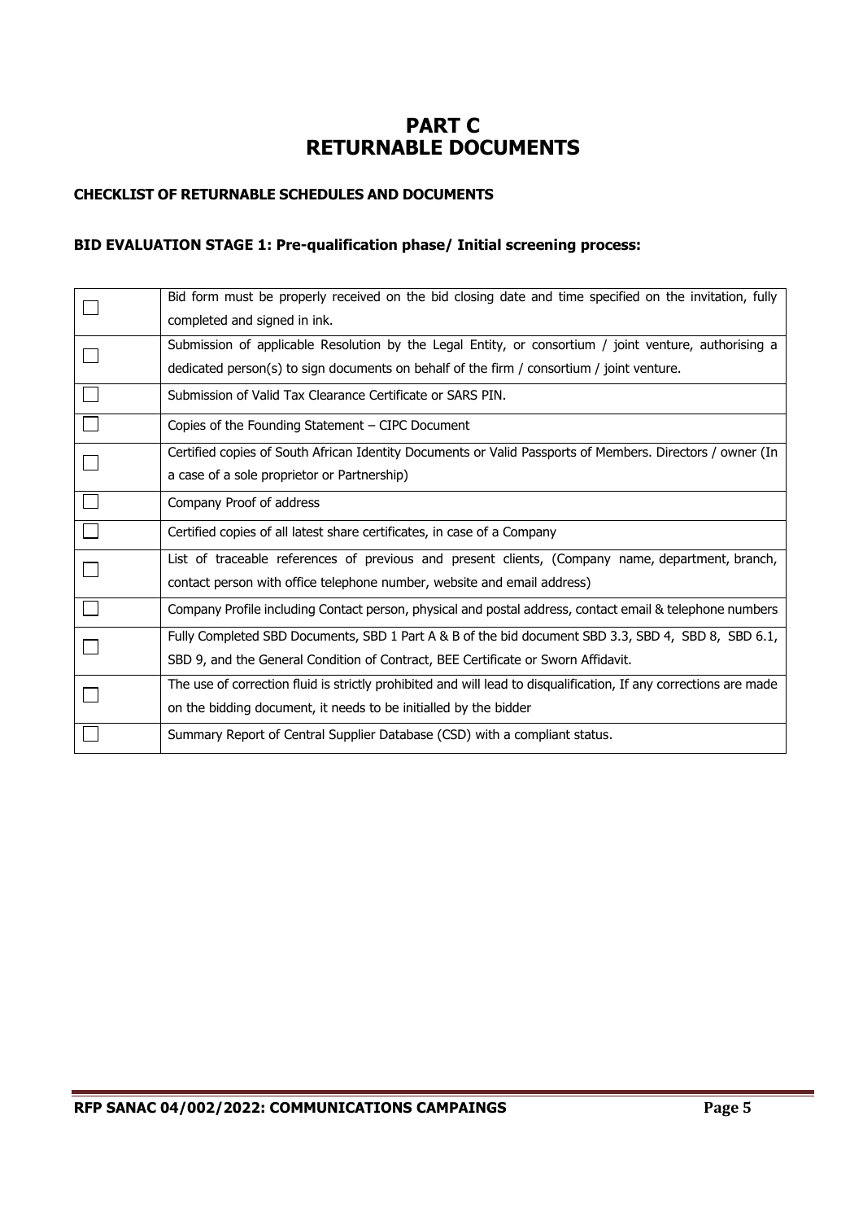# PART C
# RETURNABLE DOCUMENTS

### CHECKLIST OF RETURNABLE SCHEDULES AND DOCUMENTS

### BID EVALUATION STAGE 1: Pre-qualification phase/ Initial screening process:

| | |
|---|---|
| ☐ | Bid form must be properly received on the bid closing date and time specified on the invitation, fully completed and signed in ink. |
| ☐ | Submission of applicable Resolution by the Legal Entity, or consortium / joint venture, authorising a dedicated person(s) to sign documents on behalf of the firm / consortium / joint venture. |
| ☐ | Submission of Valid Tax Clearance Certificate or SARS PIN. |
| ☐ | Copies of the Founding Statement – CIPC Document |
| ☐ | Certified copies of South African Identity Documents or Valid Passports of Members. Directors / owner (In a case of a sole proprietor or Partnership) |
| ☐ | Company Proof of address |
| ☐ | Certified copies of all latest share certificates, in case of a Company |
| ☐ | List of traceable references of previous and present clients, (Company name, department, branch, contact person with office telephone number, website and email address) |
| ☐ | Company Profile including Contact person, physical and postal address, contact email & telephone numbers |
| ☐ | Fully Completed SBD Documents, SBD 1 Part A & B of the bid document SBD 3.3, SBD 4, SBD 8, SBD 6.1, SBD 9, and the General Condition of Contract, BEE Certificate or Sworn Affidavit. |
| ☐ | The use of correction fluid is strictly prohibited and will lead to disqualification, If any corrections are made on the bidding document, it needs to be initialled by the bidder |
| ☐ | Summary Report of Central Supplier Database (CSD) with a compliant status. |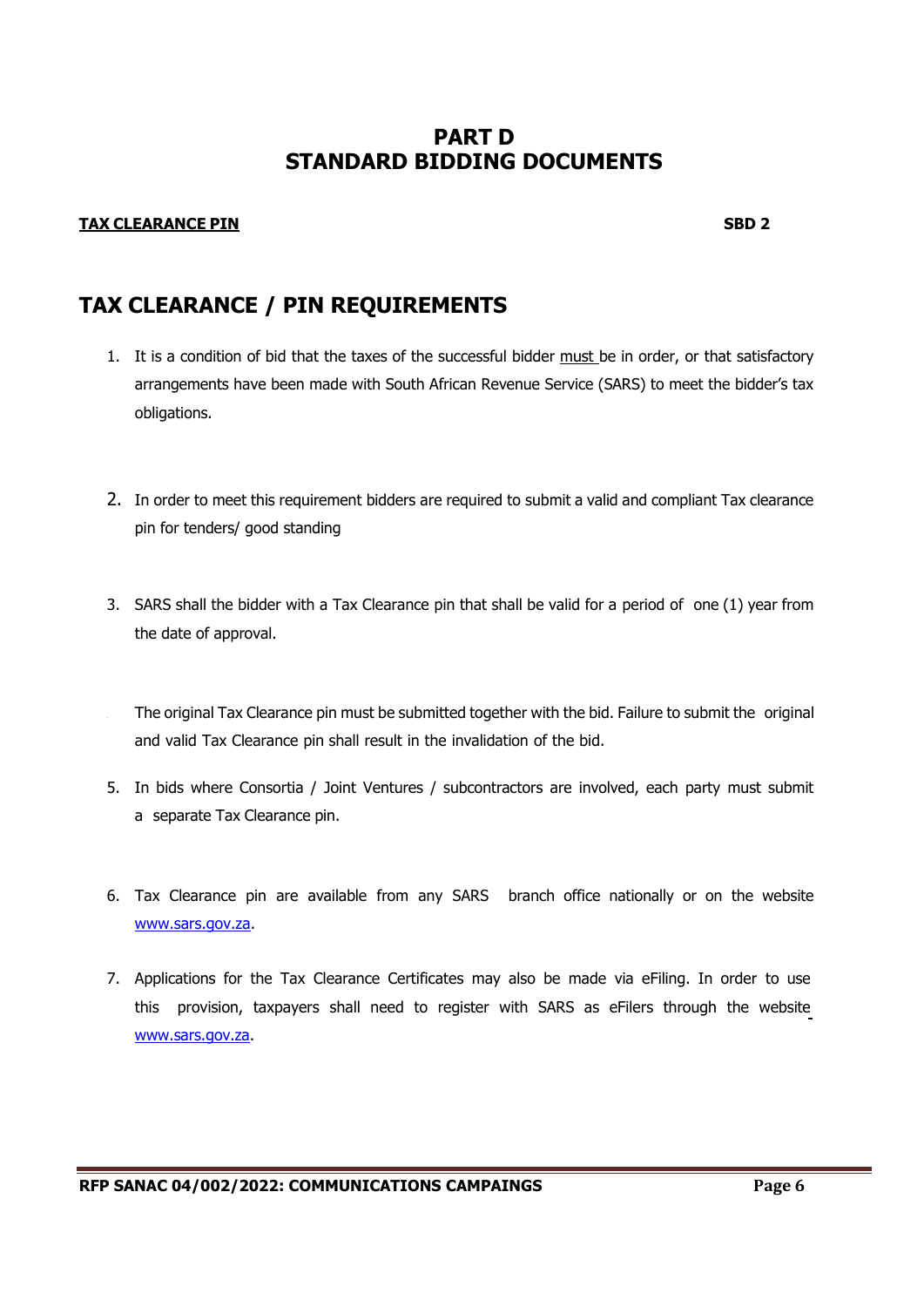# PART D
# STANDARD BIDDING DOCUMENTS

**TAX CLEARANCE PIN** **SBD 2**

## TAX CLEARANCE / PIN REQUIREMENTS

1. It is a condition of bid that the taxes of the successful bidder must be in order, or that satisfactory arrangements have been made with South African Revenue Service (SARS) to meet the bidder's tax obligations.

2. In order to meet this requirement bidders are required to submit a valid and compliant Tax clearance pin for tenders/ good standing

3. SARS shall the bidder with a Tax Clearance pin that shall be valid for a period of one (1) year from the date of approval.

   The original Tax Clearance pin must be submitted together with the bid. Failure to submit the original and valid Tax Clearance pin shall result in the invalidation of the bid.

5. In bids where Consortia / Joint Ventures / subcontractors are involved, each party must submit a separate Tax Clearance pin.

6. Tax Clearance pin are available from any SARS branch office nationally or on the website www.sars.gov.za.

7. Applications for the Tax Clearance Certificates may also be made via eFiling. In order to use this provision, taxpayers shall need to register with SARS as eFilers through the website www.sars.gov.za.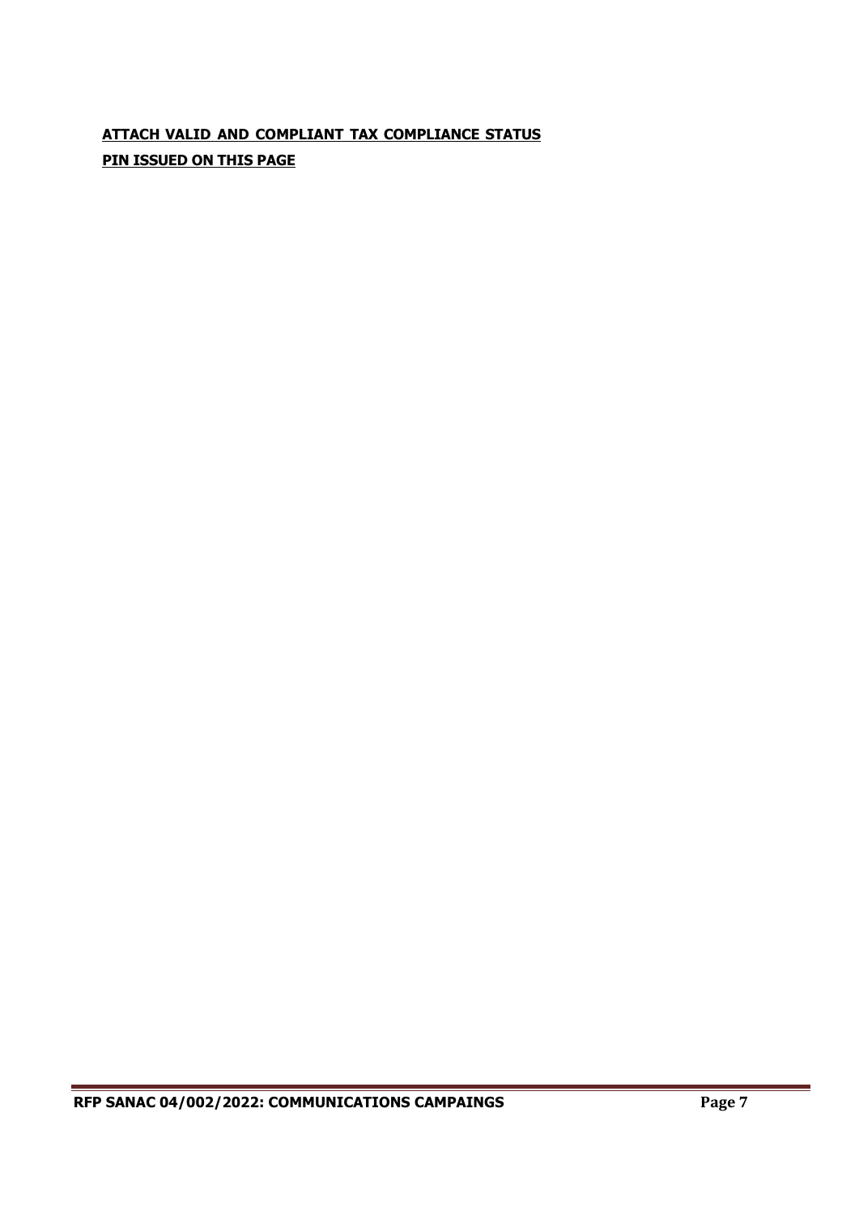**ATTACH VALID AND COMPLIANT TAX COMPLIANCE STATUS PIN ISSUED ON THIS PAGE**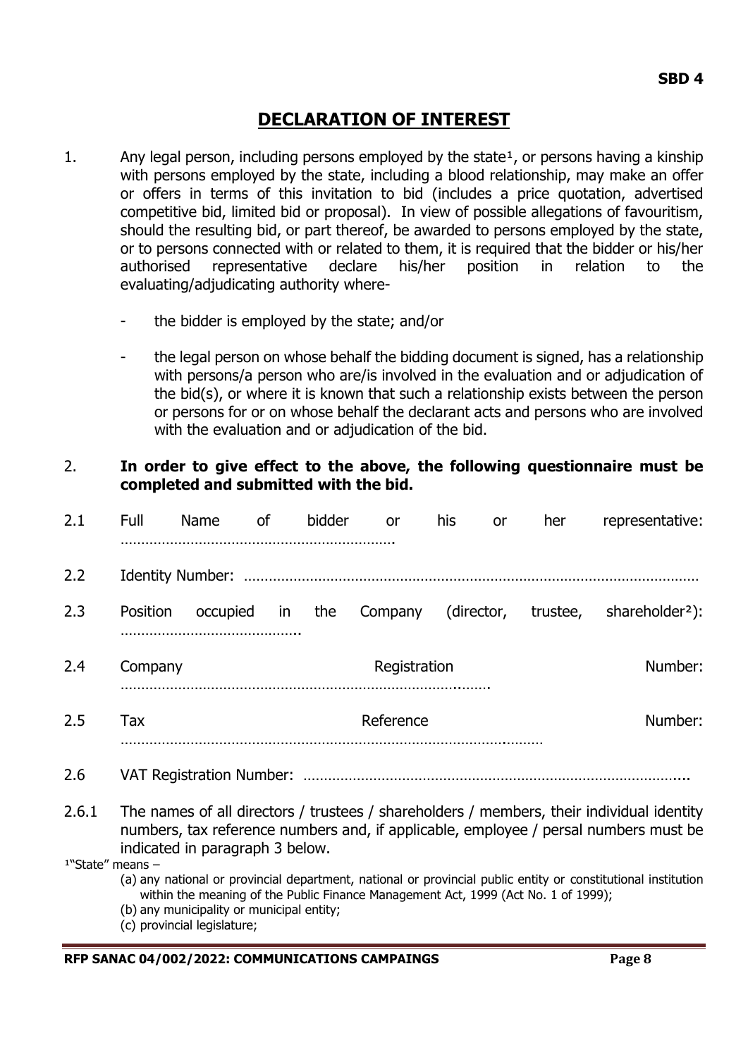**SBD 4**

# DECLARATION OF INTEREST

1. Any legal person, including persons employed by the state[1], or persons having a kinship with persons employed by the state, including a blood relationship, may make an offer or offers in terms of this invitation to bid (includes a price quotation, advertised competitive bid, limited bid or proposal). In view of possible allegations of favouritism, should the resulting bid, or part thereof, be awarded to persons employed by the state, or to persons connected with or related to them, it is required that the bidder or his/her authorised representative declare his/her position in relation to the evaluating/adjudicating authority where-

   - the bidder is employed by the state; and/or

   - the legal person on whose behalf the bidding document is signed, has a relationship with persons/a person who are/is involved in the evaluation and or adjudication of the bid(s), or where it is known that such a relationship exists between the person or persons for or on whose behalf the declarant acts and persons who are involved with the evaluation and or adjudication of the bid.

2. **In order to give effect to the above, the following questionnaire must be completed and submitted with the bid.**

2.1 Full Name of bidder or his or her representative: ………………………………………………………….

2.2 Identity Number: ……………………………………………………………………………………………

2.3 Position occupied in the Company (director, trustee, shareholder[2]): ……………………………………..

2.4 Company Registration Number: ……………………………………………………………………….……

2.5 Tax Reference Number: ………………………………………………………………………….………

2.6 VAT Registration Number: ………………………………………………………………………………....

2.6.1 The names of all directors / trustees / shareholders / members, their individual identity numbers, tax reference numbers and, if applicable, employee / persal numbers must be indicated in paragraph 3 below.

[1]"State" means –

(a) any national or provincial department, national or provincial public entity or constitutional institution within the meaning of the Public Finance Management Act, 1999 (Act No. 1 of 1999);
(b) any municipality or municipal entity;
(c) provincial legislature;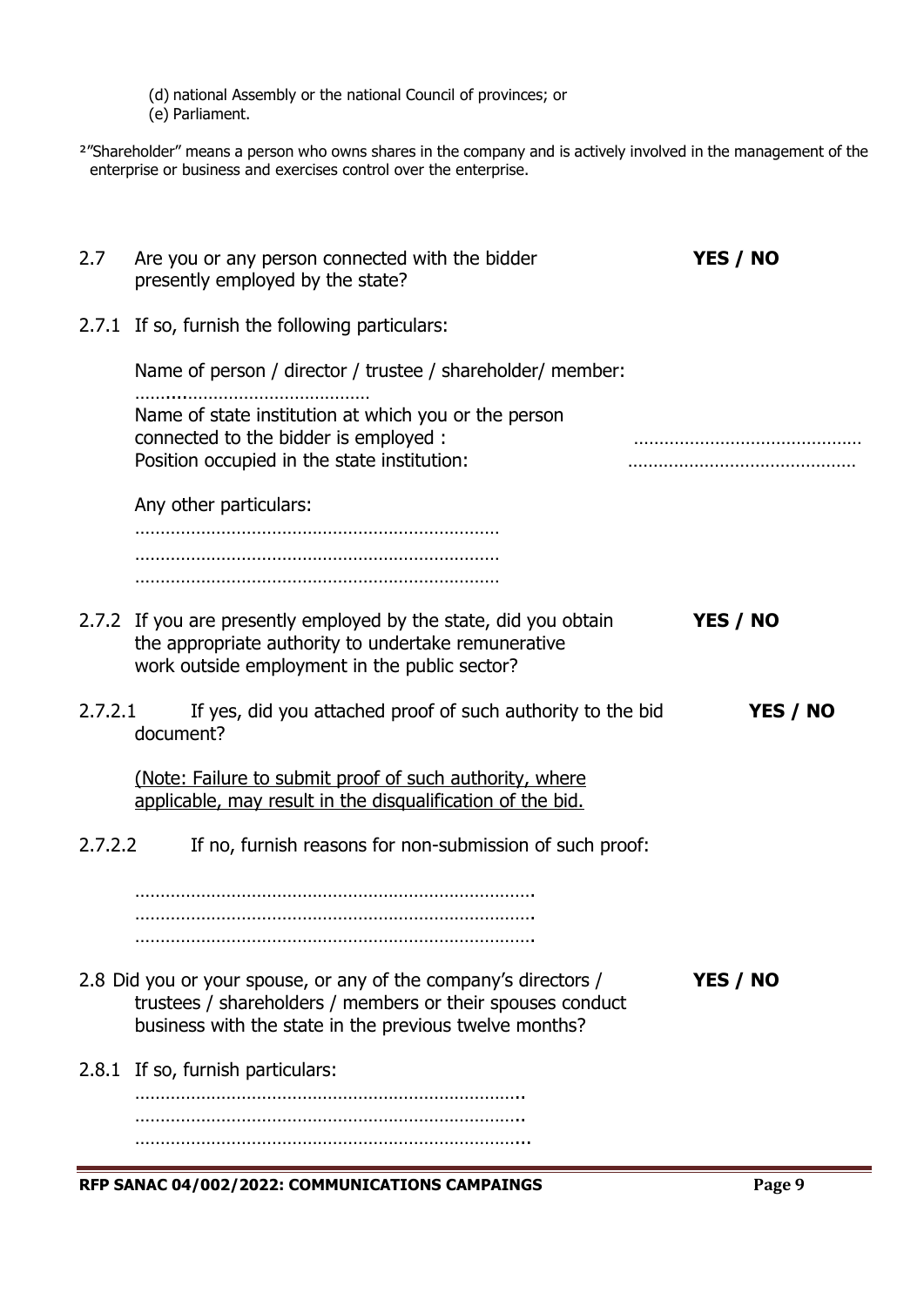(d) national Assembly or the national Council of provinces; or
(e) Parliament.

[2]"Shareholder" means a person who owns shares in the company and is actively involved in the management of the enterprise or business and exercises control over the enterprise.

2.7 Are you or any person connected with the bidder presently employed by the state? **YES / NO**

2.7.1 If so, furnish the following particulars:

Name of person / director / trustee / shareholder/ member: ……...……………………………

Name of state institution at which you or the person connected to the bidder is employed : ………………………………………

Position occupied in the state institution: ………………………………………

Any other particulars:
………………………………………………………………
………………………………………………………………
………………………………………………………………

2.7.2 If you are presently employed by the state, did you obtain the appropriate authority to undertake remunerative work outside employment in the public sector? **YES / NO**

2.7.2.1 If yes, did you attached proof of such authority to the bid document? **YES / NO**

(Note: Failure to submit proof of such authority, where applicable, may result in the disqualification of the bid.

2.7.2.2 If no, furnish reasons for non-submission of such proof:

…………………………………………………………………….
…………………………………………………………………….
…………………………………………………………………….

2.8 Did you or your spouse, or any of the company's directors / trustees / shareholders / members or their spouses conduct business with the state in the previous twelve months? **YES / NO**

2.8.1 If so, furnish particulars:
…………………………………………………………………..
…………………………………………………………………..
…………………………………………………………………...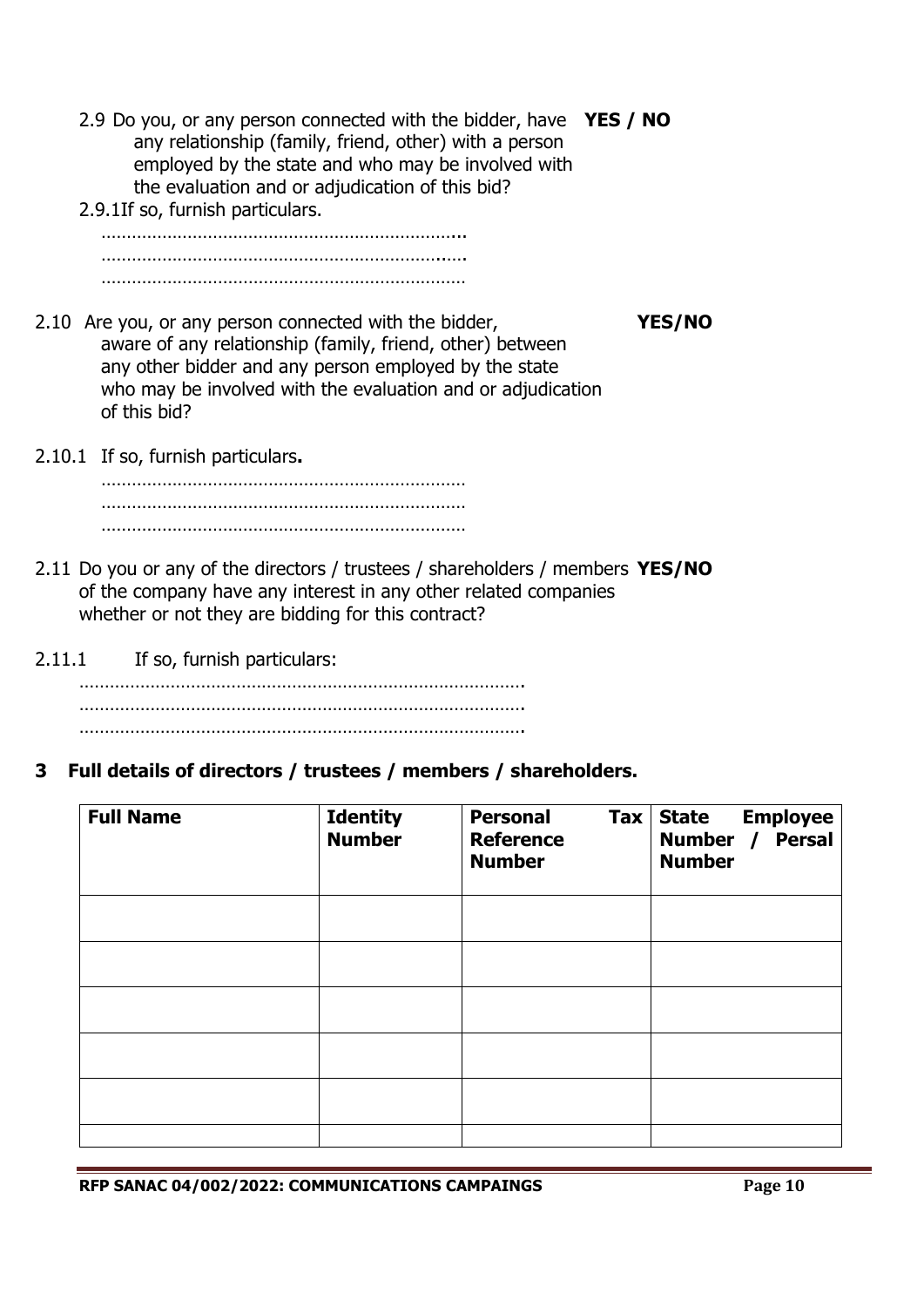2.9 Do you, or any person connected with the bidder, have any relationship (family, friend, other) with a person employed by the state and who may be involved with the evaluation and or adjudication of this bid? **YES / NO**

2.9.1 If so, furnish particulars.

……………………………………………………………..
……………………………………………………………..
……………………………………………………………

2.10 Are you, or any person connected with the bidder, aware of any relationship (family, friend, other) between any other bidder and any person employed by the state who may be involved with the evaluation and or adjudication of this bid? **YES/NO**

2.10.1 If so, furnish particulars**.**

……………………………………………………………
……………………………………………………………
……………………………………………………………

2.11 Do you or any of the directors / trustees / shareholders / members of the company have any interest in any other related companies whether or not they are bidding for this contract? **YES/NO**

2.11.1 If so, furnish particulars:

…………………………………………………………………………….
…………………………………………………………………………….
…………………………………………………………………………….

## 3 Full details of directors / trustees / members / shareholders.

| **Full Name** | **Identity Number** | **Personal Tax Reference Number** | **State Employee Number / Persal Number** |
|---|---|---|---|
| | | | |
| | | | |
| | | | |
| | | | |
| | | | |
| | | | |

**RFP SANAC 04/002/2022: COMMUNICATIONS CAMPAINGS**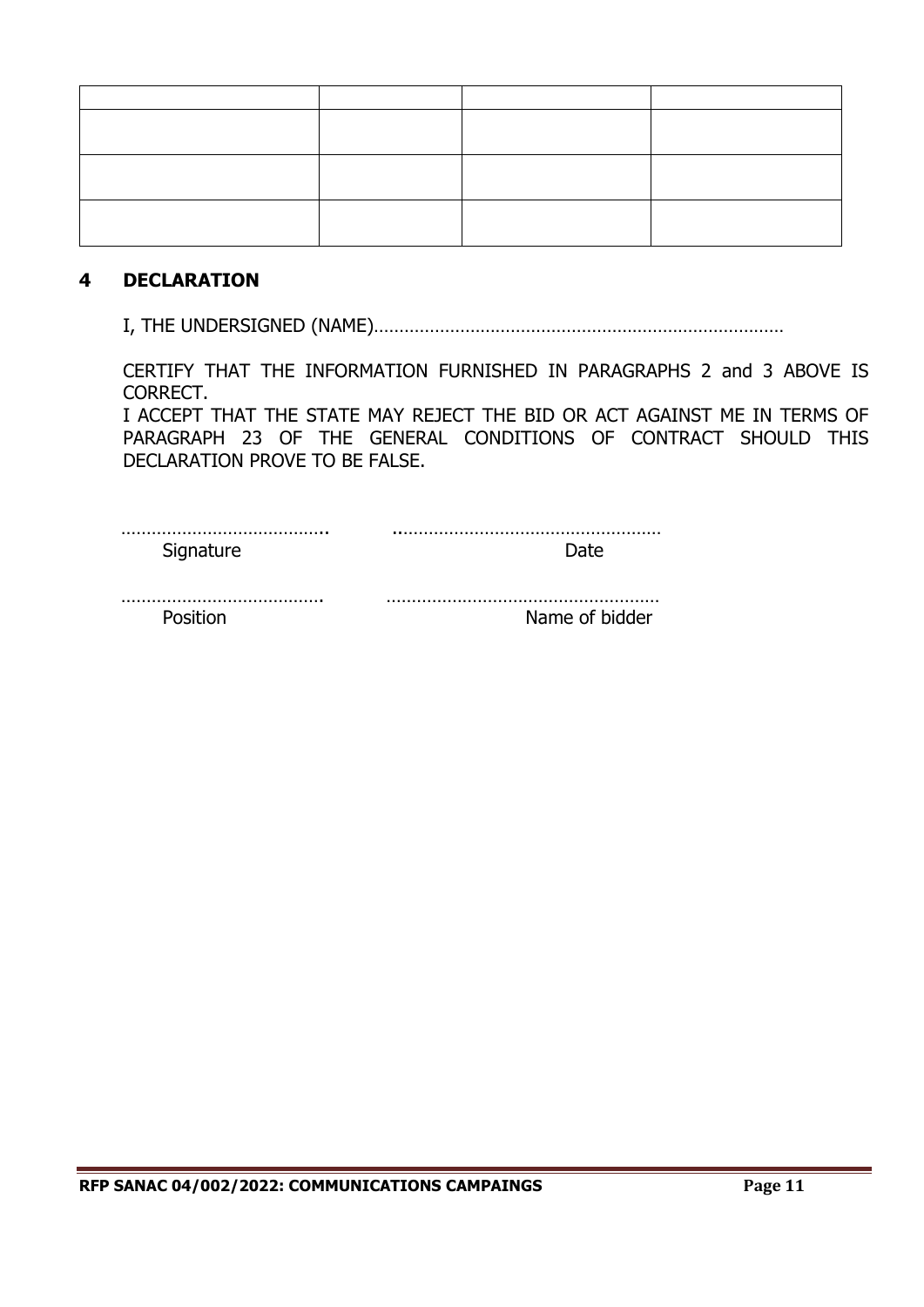|  |  |  |  |
|---|---|---|---|
|  |  |  |  |
|  |  |  |  |
|  |  |  |  |

## 4 DECLARATION

I, THE UNDERSIGNED (NAME)………………………………………………………………………

CERTIFY THAT THE INFORMATION FURNISHED IN PARAGRAPHS 2 and 3 ABOVE IS CORRECT.
I ACCEPT THAT THE STATE MAY REJECT THE BID OR ACT AGAINST ME IN TERMS OF PARAGRAPH 23 OF THE GENERAL CONDITIONS OF CONTRACT SHOULD THIS DECLARATION PROVE TO BE FALSE.

…………………………………..     ..……………………………………………
Signature                                        Date

………………………………….      ………………………………………………
Position                                          Name of bidder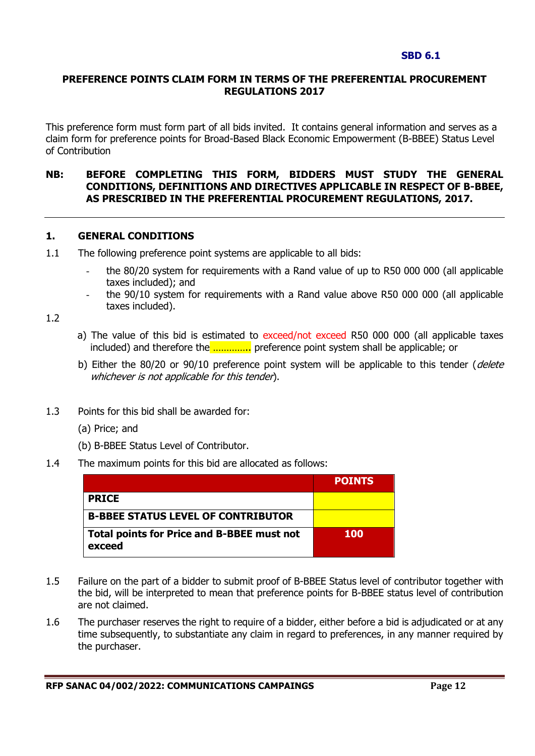**SBD 6.1**

**PREFERENCE POINTS CLAIM FORM IN TERMS OF THE PREFERENTIAL PROCUREMENT REGULATIONS 2017**

This preference form must form part of all bids invited. It contains general information and serves as a claim form for preference points for Broad-Based Black Economic Empowerment (B-BBEE) Status Level of Contribution

**NB: BEFORE COMPLETING THIS FORM, BIDDERS MUST STUDY THE GENERAL CONDITIONS, DEFINITIONS AND DIRECTIVES APPLICABLE IN RESPECT OF B-BBEE, AS PRESCRIBED IN THE PREFERENTIAL PROCUREMENT REGULATIONS, 2017.**

---

## 1. GENERAL CONDITIONS

1.1 The following preference point systems are applicable to all bids:

- the 80/20 system for requirements with a Rand value of up to R50 000 000 (all applicable taxes included); and
- the 90/10 system for requirements with a Rand value above R50 000 000 (all applicable taxes included).

1.2

a) The value of this bid is estimated to exceed/not exceed R50 000 000 (all applicable taxes included) and therefore the …………. preference point system shall be applicable; or

b) Either the 80/20 or 90/10 preference point system will be applicable to this tender (*delete whichever is not applicable for this tender*).

1.3 Points for this bid shall be awarded for:

(a) Price; and

(b) B-BBEE Status Level of Contributor.

1.4 The maximum points for this bid are allocated as follows:

| | POINTS |
|---|---|
| **PRICE** | |
| **B-BBEE STATUS LEVEL OF CONTRIBUTOR** | |
| **Total points for Price and B-BBEE must not exceed** | **100** |

1.5 Failure on the part of a bidder to submit proof of B-BBEE Status level of contributor together with the bid, will be interpreted to mean that preference points for B-BBEE status level of contribution are not claimed.

1.6 The purchaser reserves the right to require of a bidder, either before a bid is adjudicated or at any time subsequently, to substantiate any claim in regard to preferences, in any manner required by the purchaser.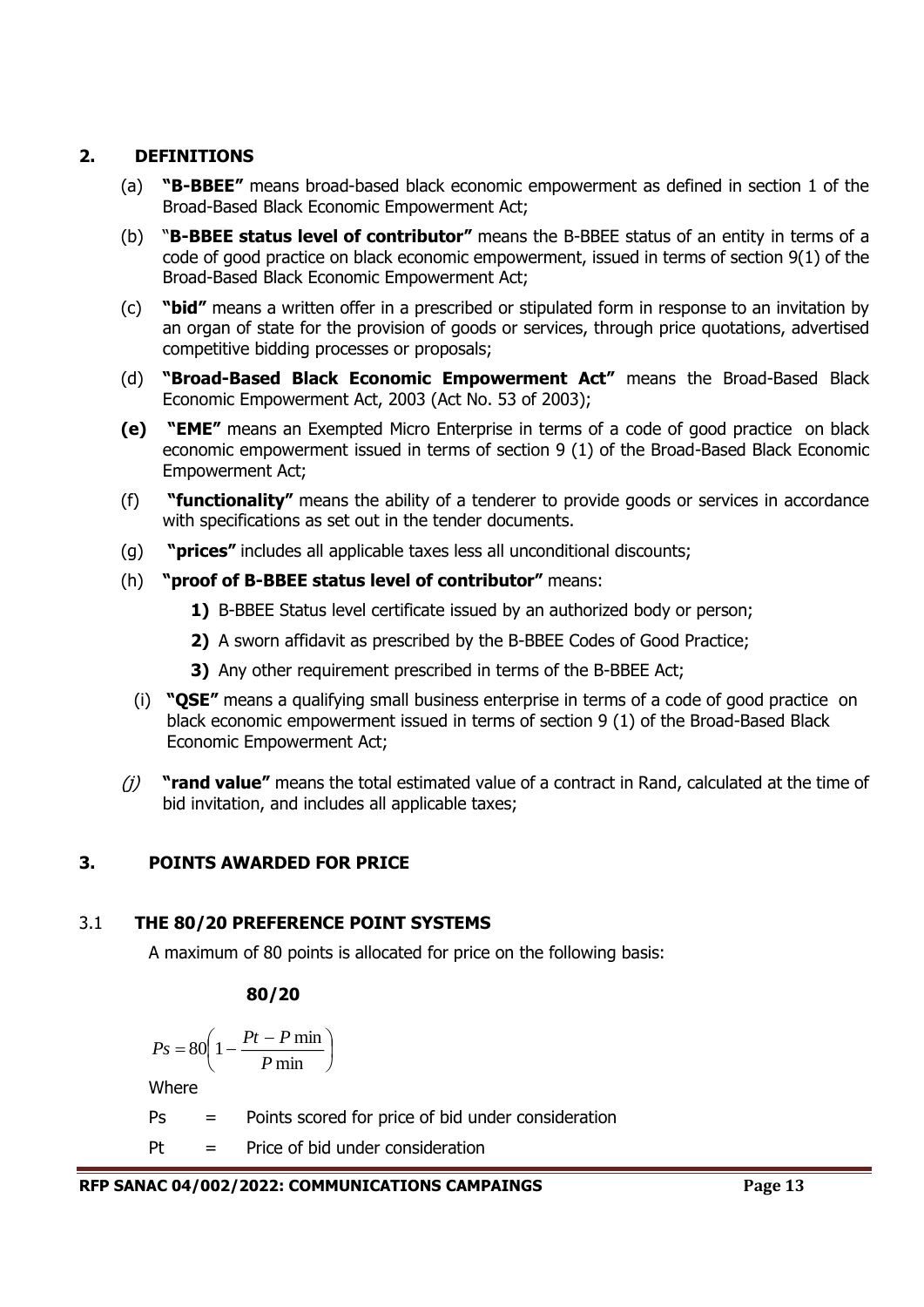## 2. DEFINITIONS

(a) **"B-BBEE"** means broad-based black economic empowerment as defined in section 1 of the Broad-Based Black Economic Empowerment Act;

(b) "**B-BBEE status level of contributor"** means the B-BBEE status of an entity in terms of a code of good practice on black economic empowerment, issued in terms of section 9(1) of the Broad-Based Black Economic Empowerment Act;

(c) **"bid"** means a written offer in a prescribed or stipulated form in response to an invitation by an organ of state for the provision of goods or services, through price quotations, advertised competitive bidding processes or proposals;

(d) **"Broad-Based Black Economic Empowerment Act"** means the Broad-Based Black Economic Empowerment Act, 2003 (Act No. 53 of 2003);

**(e)** **"EME"** means an Exempted Micro Enterprise in terms of a code of good practice on black economic empowerment issued in terms of section 9 (1) of the Broad-Based Black Economic Empowerment Act;

(f) **"functionality"** means the ability of a tenderer to provide goods or services in accordance with specifications as set out in the tender documents.

(g) **"prices"** includes all applicable taxes less all unconditional discounts;

(h) **"proof of B-BBEE status level of contributor"** means:

**1)** B-BBEE Status level certificate issued by an authorized body or person;

**2)** A sworn affidavit as prescribed by the B-BBEE Codes of Good Practice;

**3)** Any other requirement prescribed in terms of the B-BBEE Act;

(i) **"QSE"** means a qualifying small business enterprise in terms of a code of good practice on black economic empowerment issued in terms of section 9 (1) of the Broad-Based Black Economic Empowerment Act;

*(j)* **"rand value"** means the total estimated value of a contract in Rand, calculated at the time of bid invitation, and includes all applicable taxes;

## 3. POINTS AWARDED FOR PRICE

### 3.1 THE 80/20 PREFERENCE POINT SYSTEMS

A maximum of 80 points is allocated for price on the following basis:

**80/20**

$$Ps = 80\left(1 - \frac{Pt - P\min}{P\min}\right)$$

Where

Ps = Points scored for price of bid under consideration

Pt = Price of bid under consideration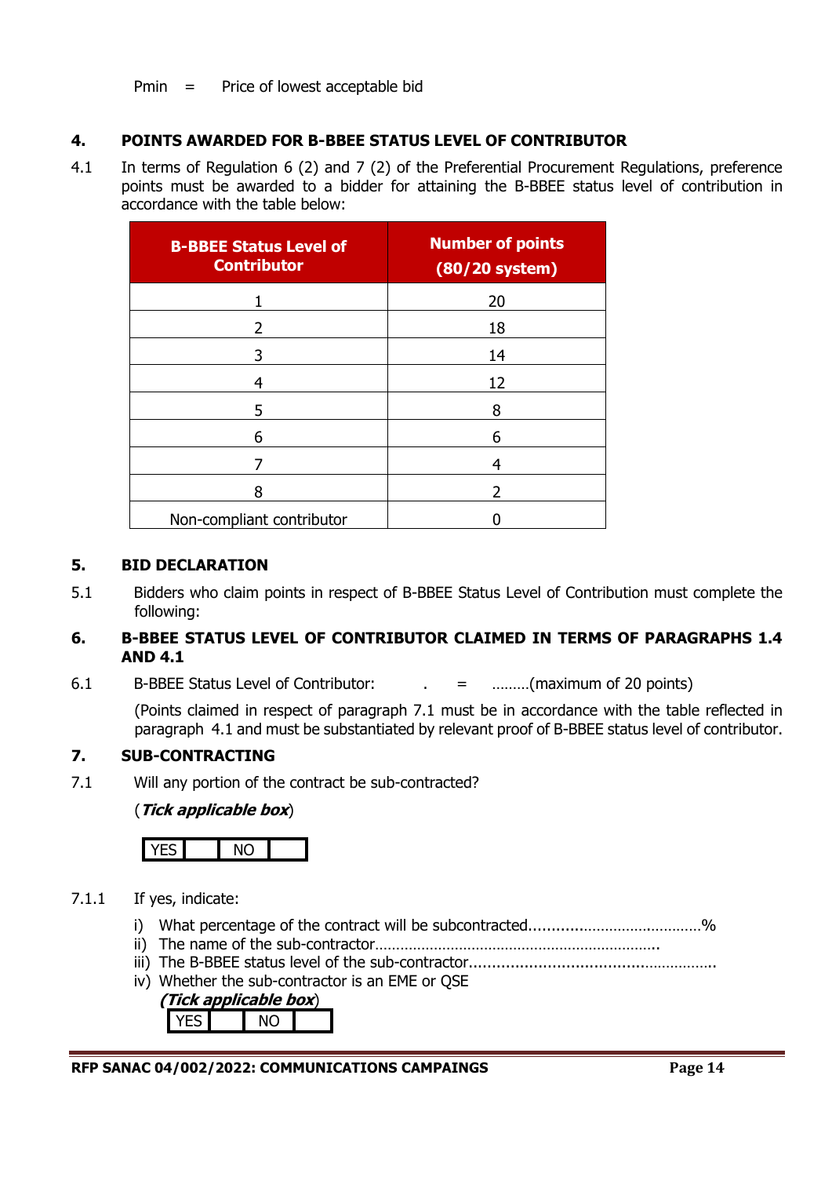Pmin = Price of lowest acceptable bid

## 4. POINTS AWARDED FOR B-BBEE STATUS LEVEL OF CONTRIBUTOR

4.1 In terms of Regulation 6 (2) and 7 (2) of the Preferential Procurement Regulations, preference points must be awarded to a bidder for attaining the B-BBEE status level of contribution in accordance with the table below:

| B-BBEE Status Level of Contributor | Number of points (80/20 system) |
|---|---|
| 1 | 20 |
| 2 | 18 |
| 3 | 14 |
| 4 | 12 |
| 5 | 8 |
| 6 | 6 |
| 7 | 4 |
| 8 | 2 |
| Non-compliant contributor | 0 |

## 5. BID DECLARATION

5.1 Bidders who claim points in respect of B-BBEE Status Level of Contribution must complete the following:

## 6. B-BBEE STATUS LEVEL OF CONTRIBUTOR CLAIMED IN TERMS OF PARAGRAPHS 1.4 AND 4.1

6.1 B-BBEE Status Level of Contributor: . = ………(maximum of 20 points)

(Points claimed in respect of paragraph 7.1 must be in accordance with the table reflected in paragraph 4.1 and must be substantiated by relevant proof of B-BBEE status level of contributor.

## 7. SUB-CONTRACTING

7.1 Will any portion of the contract be sub-contracted?

(***Tick applicable box***)

| YES | | NO | |
|---|---|---|---|

7.1.1 If yes, indicate:

i) What percentage of the contract will be subcontracted............…………………………%
ii) The name of the sub-contractor…………………………………………………………..
iii) The B-BBEE status level of the sub-contractor......................................……………..
iv) Whether the sub-contractor is an EME or QSE

(***Tick applicable box***)

| YES | | NO | |
|---|---|---|---|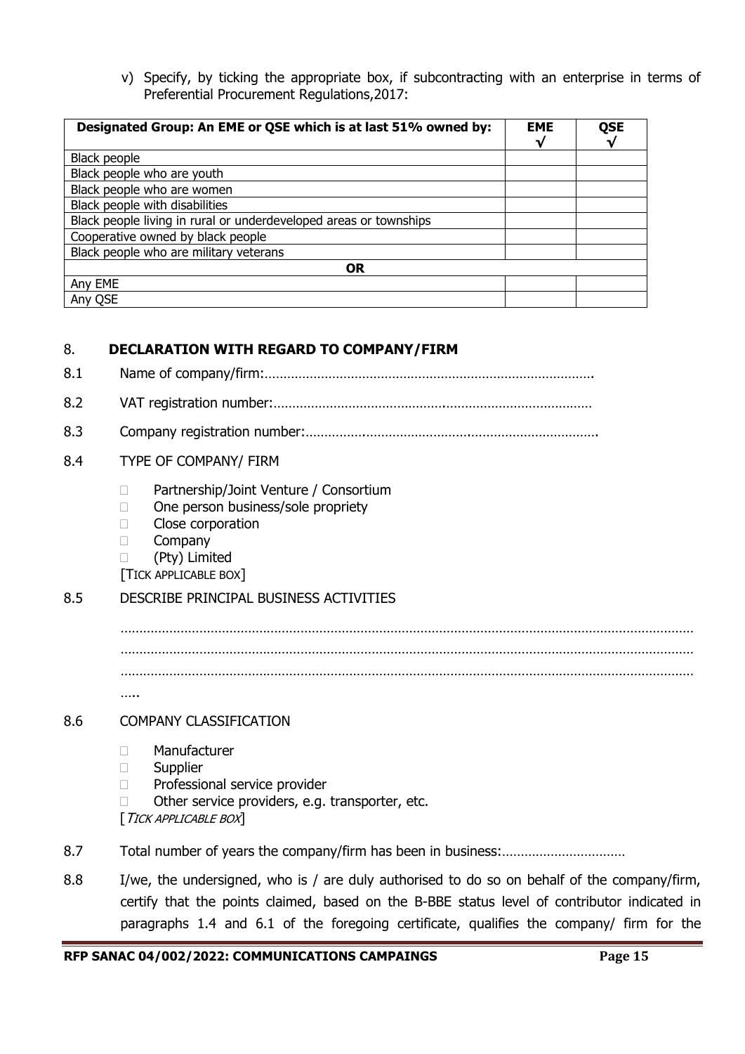v) Specify, by ticking the appropriate box, if subcontracting with an enterprise in terms of Preferential Procurement Regulations,2017:

| Designated Group: An EME or QSE which is at last 51% owned by: | EME √ | QSE √ |
|---|---|---|
| Black people | | |
| Black people who are youth | | |
| Black people who are women | | |
| Black people with disabilities | | |
| Black people living in rural or underdeveloped areas or townships | | |
| Cooperative owned by black people | | |
| Black people who are military veterans | | |
| **OR** | | |
| Any EME | | |
| Any QSE | | |

## 8. DECLARATION WITH REGARD TO COMPANY/FIRM

8.1 Name of company/firm:…………………………………………………………………………….

8.2 VAT registration number:……………………………………….…………………………………

8.3 Company registration number:…………….……………………….…………………………….

8.4 TYPE OF COMPANY/ FIRM

- ☐ Partnership/Joint Venture / Consortium
- ☐ One person business/sole propriety
- ☐ Close corporation
- ☐ Company
- ☐ (Pty) Limited

[TICK APPLICABLE BOX]

8.5 DESCRIBE PRINCIPAL BUSINESS ACTIVITIES

……………………………………………………………………………………………………………………………………
……………………………………………………………………………………………………………………………………
……………………………………………………………………………………………………………………………………
…..

8.6 COMPANY CLASSIFICATION

- ☐ Manufacturer
- ☐ Supplier
- ☐ Professional service provider
- ☐ Other service providers, e.g. transporter, etc.

[*TICK APPLICABLE BOX*]

8.7 Total number of years the company/firm has been in business:……………………………

8.8 I/we, the undersigned, who is / are duly authorised to do so on behalf of the company/firm, certify that the points claimed, based on the B-BBE status level of contributor indicated in paragraphs 1.4 and 6.1 of the foregoing certificate, qualifies the company/ firm for the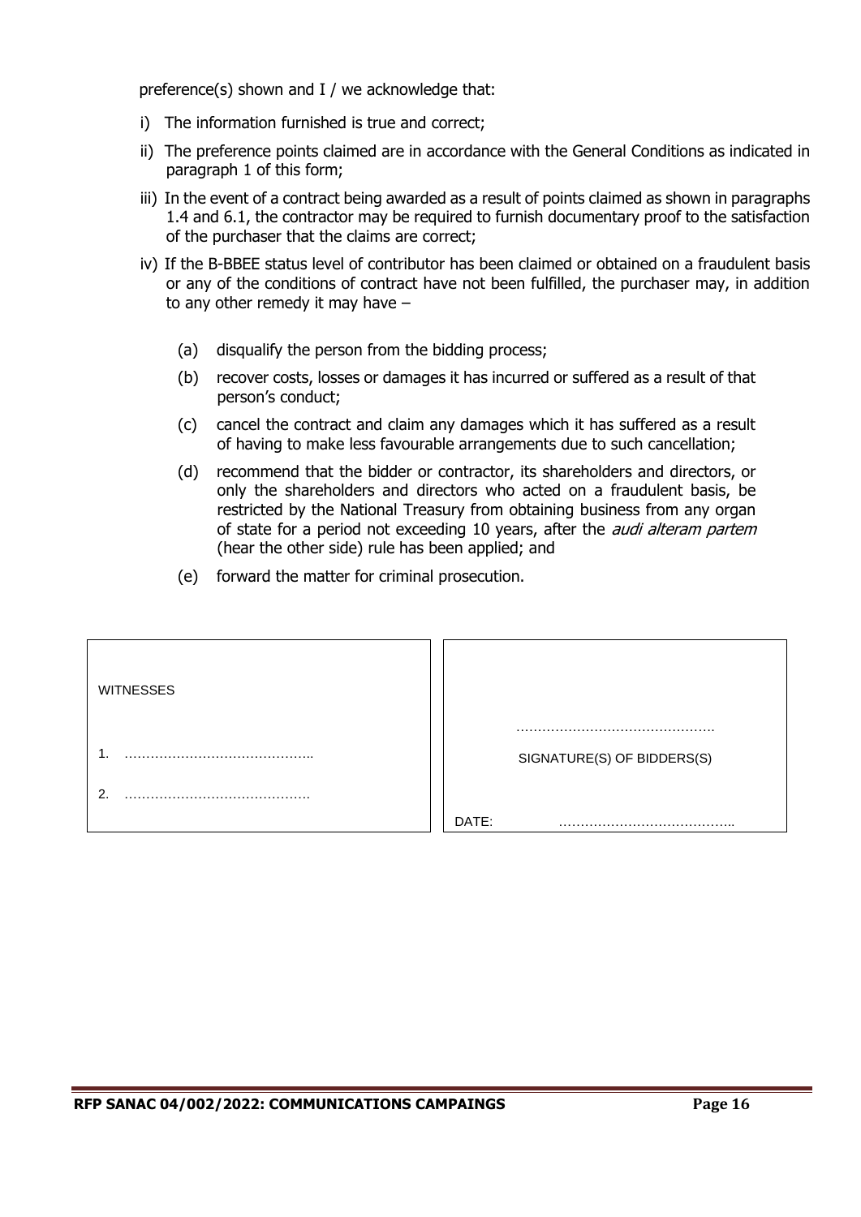preference(s) shown and I / we acknowledge that:

i) The information furnished is true and correct;

ii) The preference points claimed are in accordance with the General Conditions as indicated in paragraph 1 of this form;

iii) In the event of a contract being awarded as a result of points claimed as shown in paragraphs 1.4 and 6.1, the contractor may be required to furnish documentary proof to the satisfaction of the purchaser that the claims are correct;

iv) If the B-BBEE status level of contributor has been claimed or obtained on a fraudulent basis or any of the conditions of contract have not been fulfilled, the purchaser may, in addition to any other remedy it may have –

(a) disqualify the person from the bidding process;

(b) recover costs, losses or damages it has incurred or suffered as a result of that person's conduct;

(c) cancel the contract and claim any damages which it has suffered as a result of having to make less favourable arrangements due to such cancellation;

(d) recommend that the bidder or contractor, its shareholders and directors, or only the shareholders and directors who acted on a fraudulent basis, be restricted by the National Treasury from obtaining business from any organ of state for a period not exceeding 10 years, after the *audi alteram partem* (hear the other side) rule has been applied; and

(e) forward the matter for criminal prosecution.

| WITNESSES | |
|---|---|
| 1. …………………………………….. | …………………………………………<br>SIGNATURE(S) OF BIDDERS(S) |
| 2. ……………………………………. | DATE: ………………………………….. |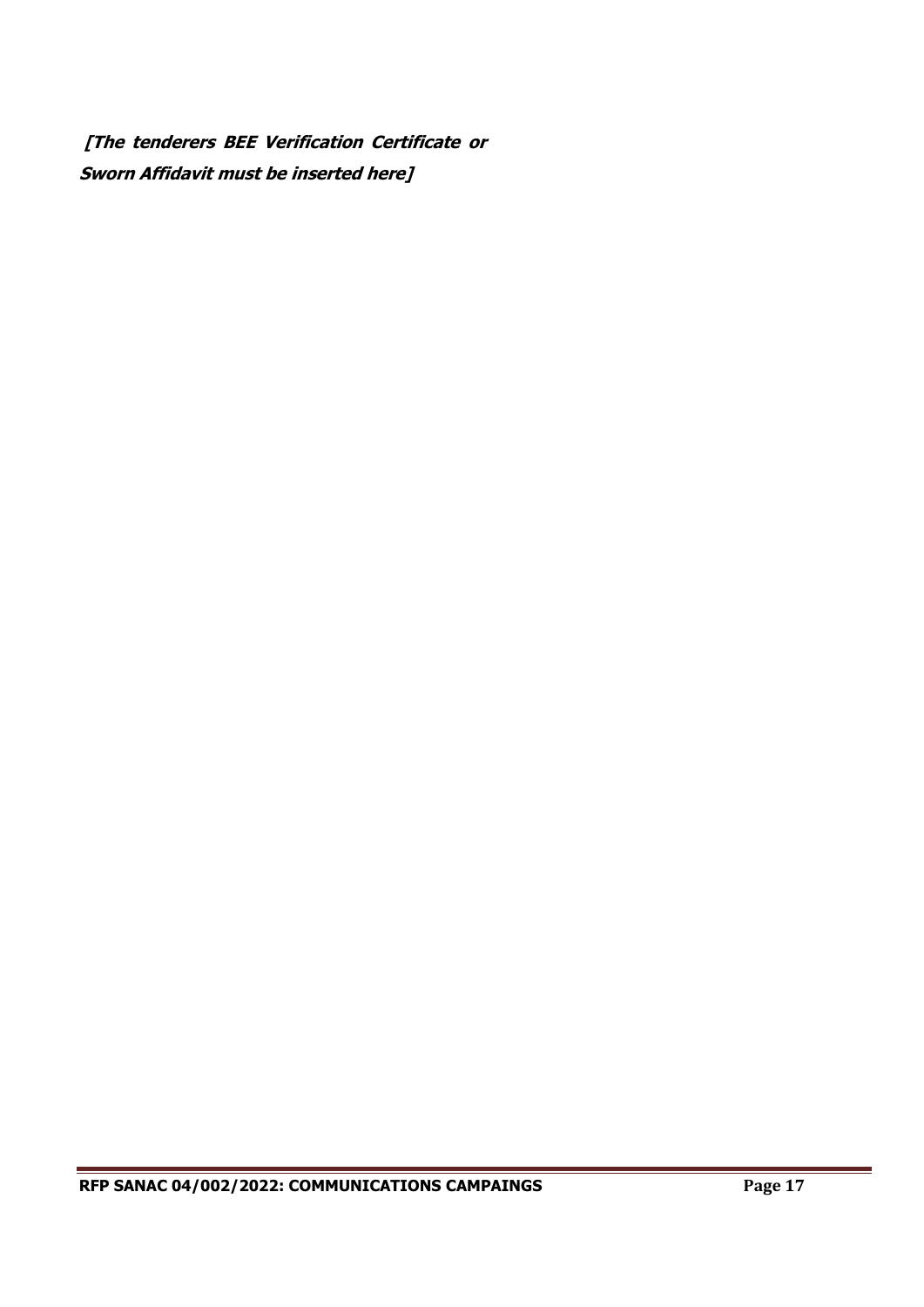***[The tenderers BEE Verification Certificate or Sworn Affidavit must be inserted here]***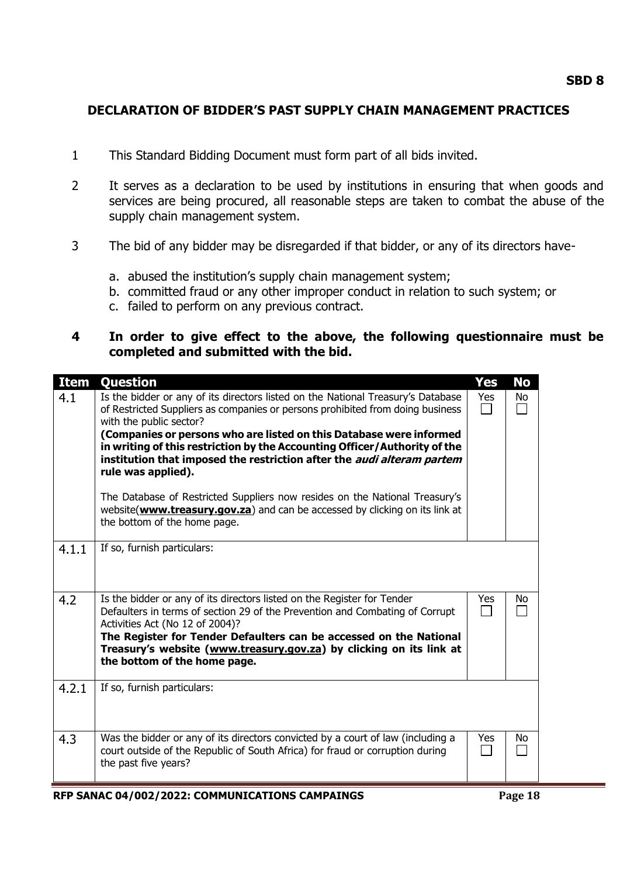**SBD 8**

## DECLARATION OF BIDDER'S PAST SUPPLY CHAIN MANAGEMENT PRACTICES

1. This Standard Bidding Document must form part of all bids invited.

2. It serves as a declaration to be used by institutions in ensuring that when goods and services are being procured, all reasonable steps are taken to combat the abuse of the supply chain management system.

3. The bid of any bidder may be disregarded if that bidder, or any of its directors have-

   a. abused the institution's supply chain management system;
   b. committed fraud or any other improper conduct in relation to such system; or
   c. failed to perform on any previous contract.

4. **In order to give effect to the above, the following questionnaire must be completed and submitted with the bid.**

| Item | Question | Yes | No |
|---|---|---|---|
| 4.1 | Is the bidder or any of its directors listed on the National Treasury's Database of Restricted Suppliers as companies or persons prohibited from doing business with the public sector?<br>**(Companies or persons who are listed on this Database were informed in writing of this restriction by the Accounting Officer/Authority of the institution that imposed the restriction after the *audi alteram partem* rule was applied).**<br><br>The Database of Restricted Suppliers now resides on the National Treasury's website(**www.treasury.gov.za**) and can be accessed by clicking on its link at the bottom of the home page. | Yes ☐ | No ☐ |
| 4.1.1 | If so, furnish particulars: | | |
| 4.2 | Is the bidder or any of its directors listed on the Register for Tender Defaulters in terms of section 29 of the Prevention and Combating of Corrupt Activities Act (No 12 of 2004)?<br>**The Register for Tender Defaulters can be accessed on the National Treasury's website (www.treasury.gov.za) by clicking on its link at the bottom of the home page.** | Yes ☐ | No ☐ |
| 4.2.1 | If so, furnish particulars: | | |
| 4.3 | Was the bidder or any of its directors convicted by a court of law (including a court outside of the Republic of South Africa) for fraud or corruption during the past five years? | Yes ☐ | No ☐ |

**RFP SANAC 04/002/2022: COMMUNICATIONS CAMPAINGS**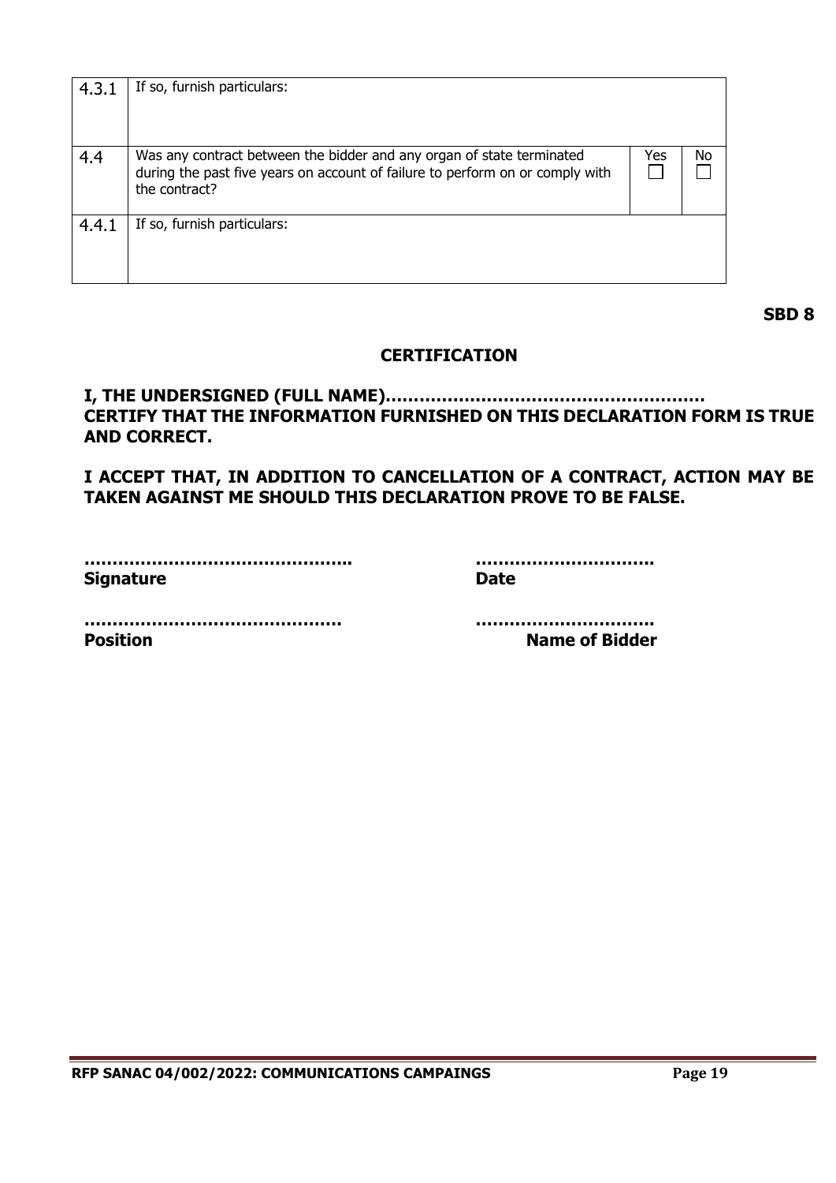| | | | |
|---|---|---|---|
| 4.3.1 | If so, furnish particulars: | | |
| 4.4 | Was any contract between the bidder and any organ of state terminated during the past five years on account of failure to perform on or comply with the contract? | Yes ☐ | No ☐ |
| 4.4.1 | If so, furnish particulars: | | |

**SBD 8**

## CERTIFICATION

**I, THE UNDERSIGNED (FULL NAME)…………………………………………………
CERTIFY THAT THE INFORMATION FURNISHED ON THIS DECLARATION FORM IS TRUE AND CORRECT.**

**I ACCEPT THAT, IN ADDITION TO CANCELLATION OF A CONTRACT, ACTION MAY BE TAKEN AGAINST ME SHOULD THIS DECLARATION PROVE TO BE FALSE.**

**………………………………………..** **…………………………**
**Signature** **Date**

**……………………………………….** **…………………………**
**Position** **Name of Bidder**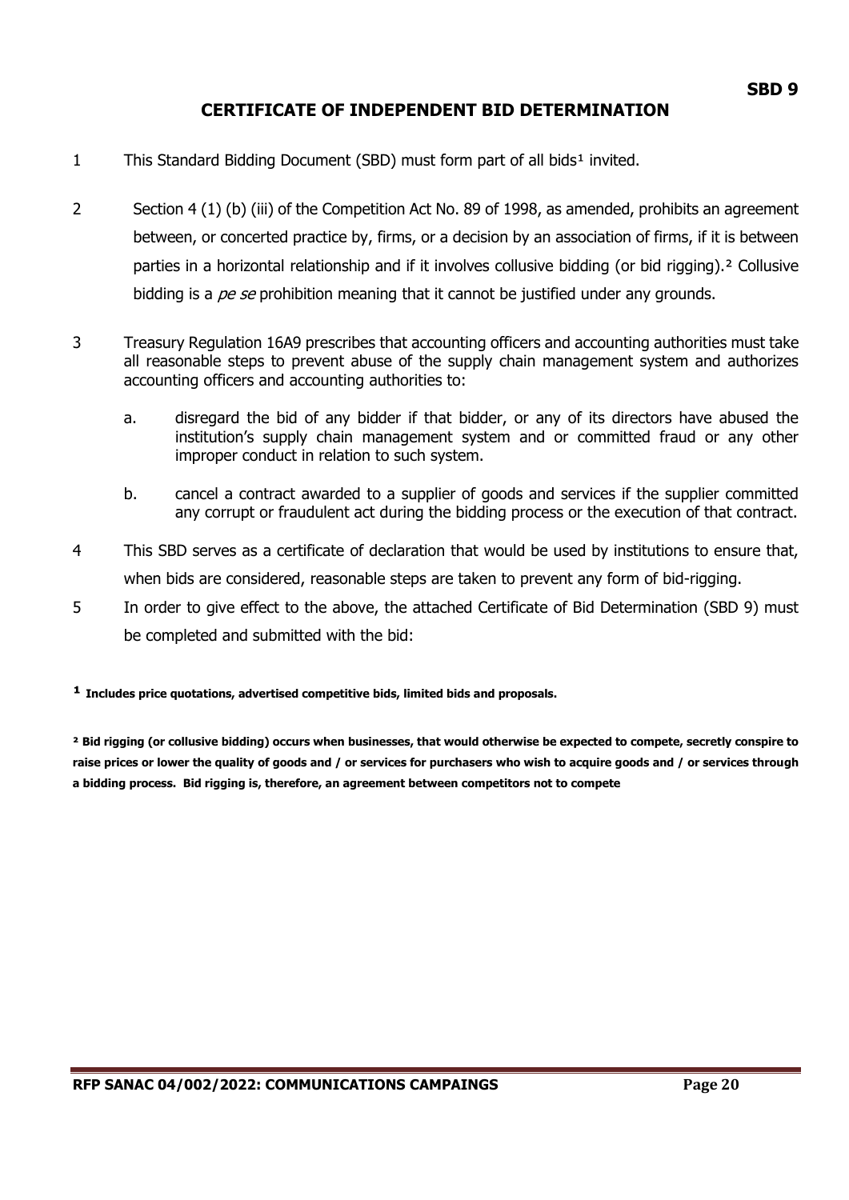**SBD 9**

# CERTIFICATE OF INDEPENDENT BID DETERMINATION

1. This Standard Bidding Document (SBD) must form part of all bids[1] invited.

2. Section 4 (1) (b) (iii) of the Competition Act No. 89 of 1998, as amended, prohibits an agreement between, or concerted practice by, firms, or a decision by an association of firms, if it is between parties in a horizontal relationship and if it involves collusive bidding (or bid rigging).[2] Collusive bidding is a *pe se* prohibition meaning that it cannot be justified under any grounds.

3. Treasury Regulation 16A9 prescribes that accounting officers and accounting authorities must take all reasonable steps to prevent abuse of the supply chain management system and authorizes accounting officers and accounting authorities to:

   a. disregard the bid of any bidder if that bidder, or any of its directors have abused the institution's supply chain management system and or committed fraud or any other improper conduct in relation to such system.

   b. cancel a contract awarded to a supplier of goods and services if the supplier committed any corrupt or fraudulent act during the bidding process or the execution of that contract.

4. This SBD serves as a certificate of declaration that would be used by institutions to ensure that, when bids are considered, reasonable steps are taken to prevent any form of bid-rigging.

5. In order to give effect to the above, the attached Certificate of Bid Determination (SBD 9) must be completed and submitted with the bid:

**[1] Includes price quotations, advertised competitive bids, limited bids and proposals.**

**[2] Bid rigging (or collusive bidding) occurs when businesses, that would otherwise be expected to compete, secretly conspire to raise prices or lower the quality of goods and / or services for purchasers who wish to acquire goods and / or services through a bidding process. Bid rigging is, therefore, an agreement between competitors not to compete**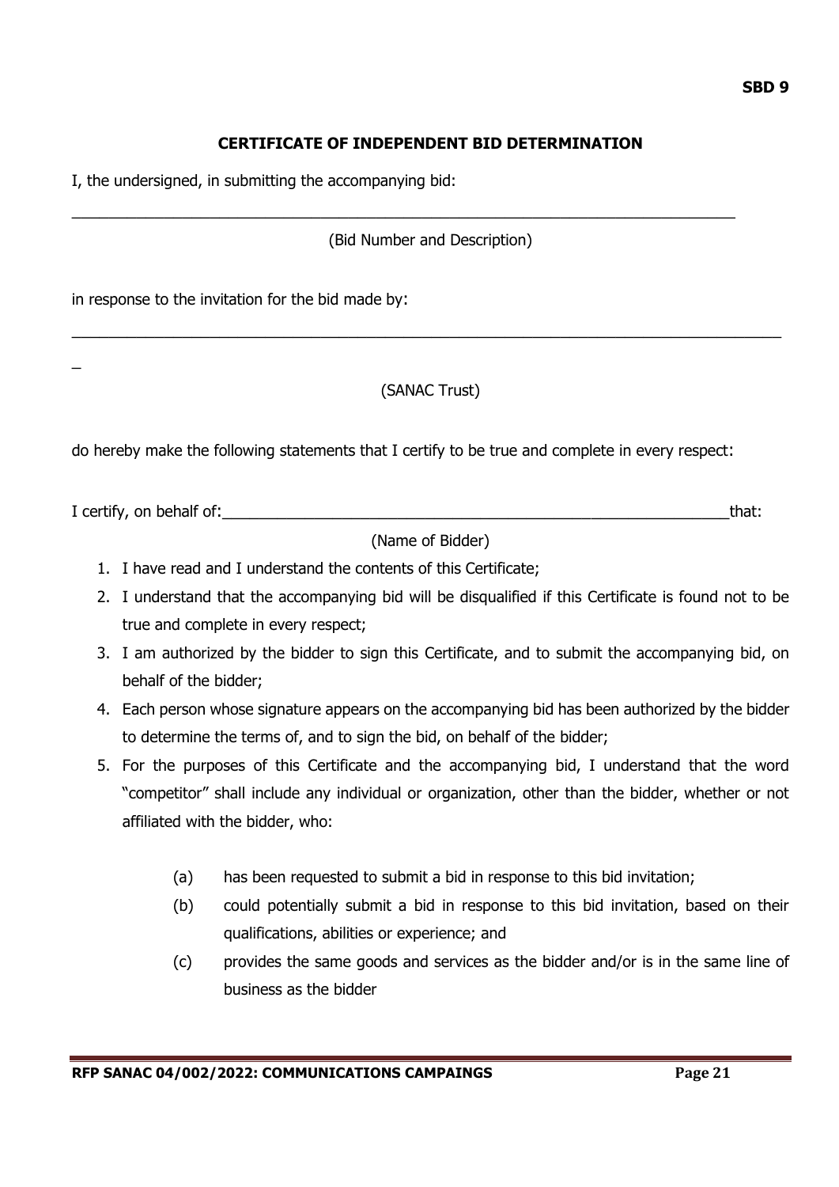**SBD 9**

## CERTIFICATE OF INDEPENDENT BID DETERMINATION

I, the undersigned, in submitting the accompanying bid:

___________________________________________________________________________

(Bid Number and Description)

in response to the invitation for the bid made by:

_____________________________________________________________________________

(SANAC Trust)

do hereby make the following statements that I certify to be true and complete in every respect:

I certify, on behalf of:_______________________________________________________that:

(Name of Bidder)

1. I have read and I understand the contents of this Certificate;
2. I understand that the accompanying bid will be disqualified if this Certificate is found not to be true and complete in every respect;
3. I am authorized by the bidder to sign this Certificate, and to submit the accompanying bid, on behalf of the bidder;
4. Each person whose signature appears on the accompanying bid has been authorized by the bidder to determine the terms of, and to sign the bid, on behalf of the bidder;
5. For the purposes of this Certificate and the accompanying bid, I understand that the word "competitor" shall include any individual or organization, other than the bidder, whether or not affiliated with the bidder, who:

    (a) has been requested to submit a bid in response to this bid invitation;

    (b) could potentially submit a bid in response to this bid invitation, based on their qualifications, abilities or experience; and

    (c) provides the same goods and services as the bidder and/or is in the same line of business as the bidder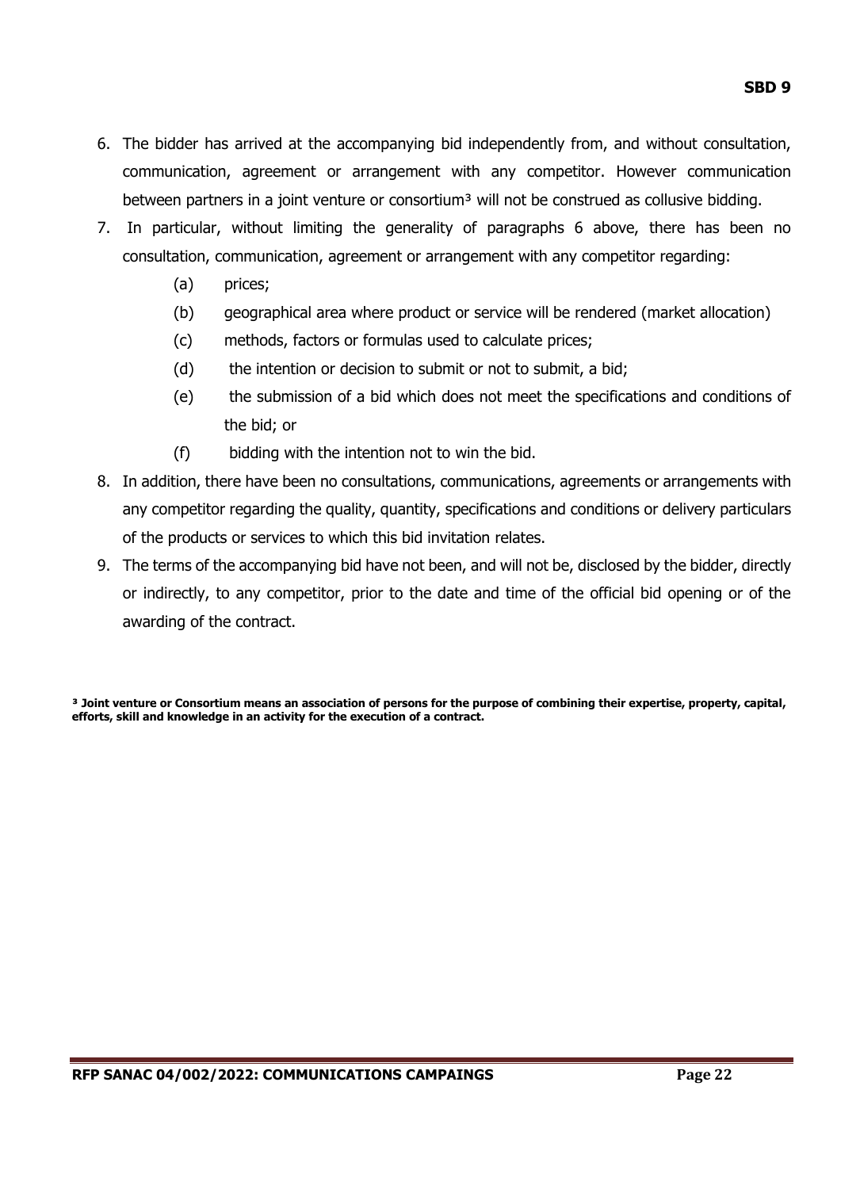6. The bidder has arrived at the accompanying bid independently from, and without consultation, communication, agreement or arrangement with any competitor. However communication between partners in a joint venture or consortium[3] will not be construed as collusive bidding.
7. In particular, without limiting the generality of paragraphs 6 above, there has been no consultation, communication, agreement or arrangement with any competitor regarding:
   - (a) prices;
   - (b) geographical area where product or service will be rendered (market allocation)
   - (c) methods, factors or formulas used to calculate prices;
   - (d) the intention or decision to submit or not to submit, a bid;
   - (e) the submission of a bid which does not meet the specifications and conditions of the bid; or
   - (f) bidding with the intention not to win the bid.
8. In addition, there have been no consultations, communications, agreements or arrangements with any competitor regarding the quality, quantity, specifications and conditions or delivery particulars of the products or services to which this bid invitation relates.
9. The terms of the accompanying bid have not been, and will not be, disclosed by the bidder, directly or indirectly, to any competitor, prior to the date and time of the official bid opening or of the awarding of the contract.

**[3] Joint venture or Consortium means an association of persons for the purpose of combining their expertise, property, capital, efforts, skill and knowledge in an activity for the execution of a contract.**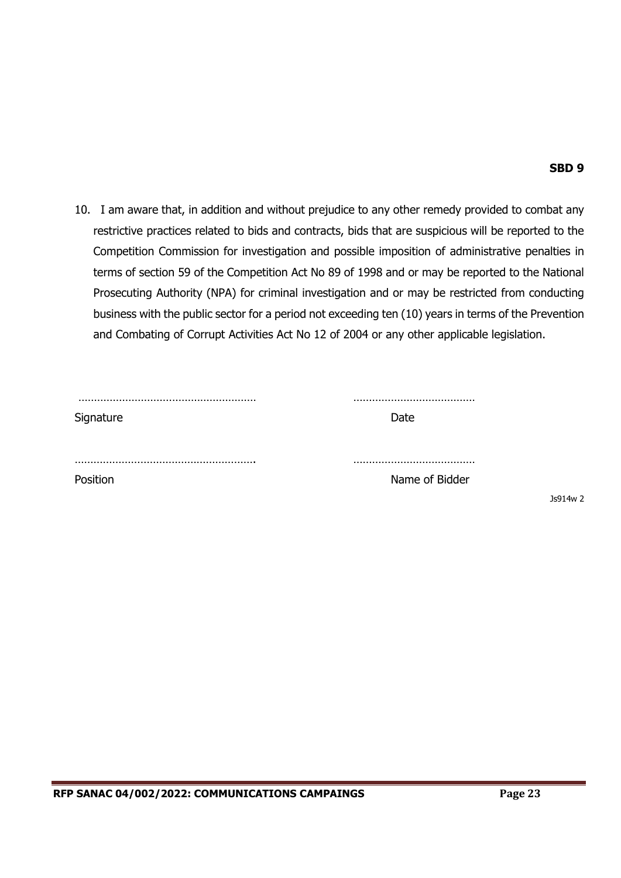**SBD 9**

10. I am aware that, in addition and without prejudice to any other remedy provided to combat any restrictive practices related to bids and contracts, bids that are suspicious will be reported to the Competition Commission for investigation and possible imposition of administrative penalties in terms of section 59 of the Competition Act No 89 of 1998 and or may be reported to the National Prosecuting Authority (NPA) for criminal investigation and or may be restricted from conducting business with the public sector for a period not exceeding ten (10) years in terms of the Prevention and Combating of Corrupt Activities Act No 12 of 2004 or any other applicable legislation.

………………………………………………… ………………………………

Signature Date

…………………………………………………. ………………………………

Position Name of Bidder

Js914w 2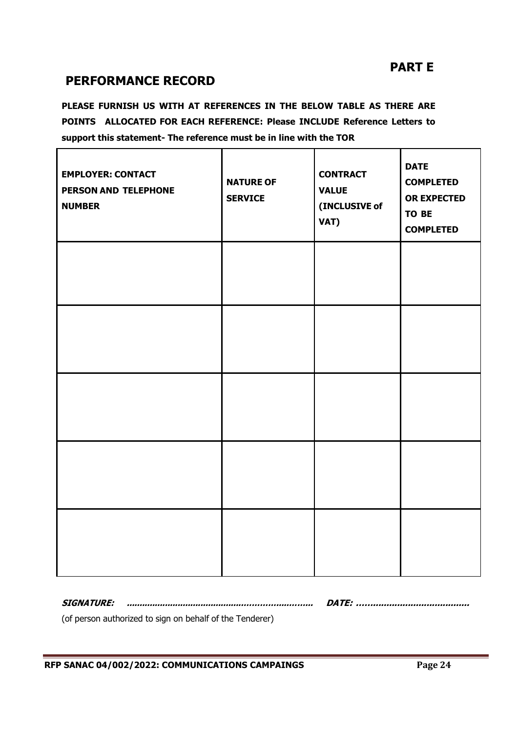## PART E

## PERFORMANCE RECORD

**PLEASE FURNISH US WITH AT REFERENCES IN THE BELOW TABLE AS THERE ARE POINTS ALLOCATED FOR EACH REFERENCE: Please INCLUDE Reference Letters to support this statement- The reference must be in line with the TOR**

| EMPLOYER: CONTACT PERSON AND TELEPHONE NUMBER | NATURE OF SERVICE | CONTRACT VALUE (INCLUSIVE of VAT) | DATE COMPLETED OR EXPECTED TO BE COMPLETED |
|---|---|---|---|
| | | | |
| | | | |
| | | | |
| | | | |
| | | | |

***SIGNATURE:* ......................................................................** ***DATE:* ..........................................**

(of person authorized to sign on behalf of the Tenderer)

**RFP SANAC 04/002/2022: COMMUNICATIONS CAMPAINGS**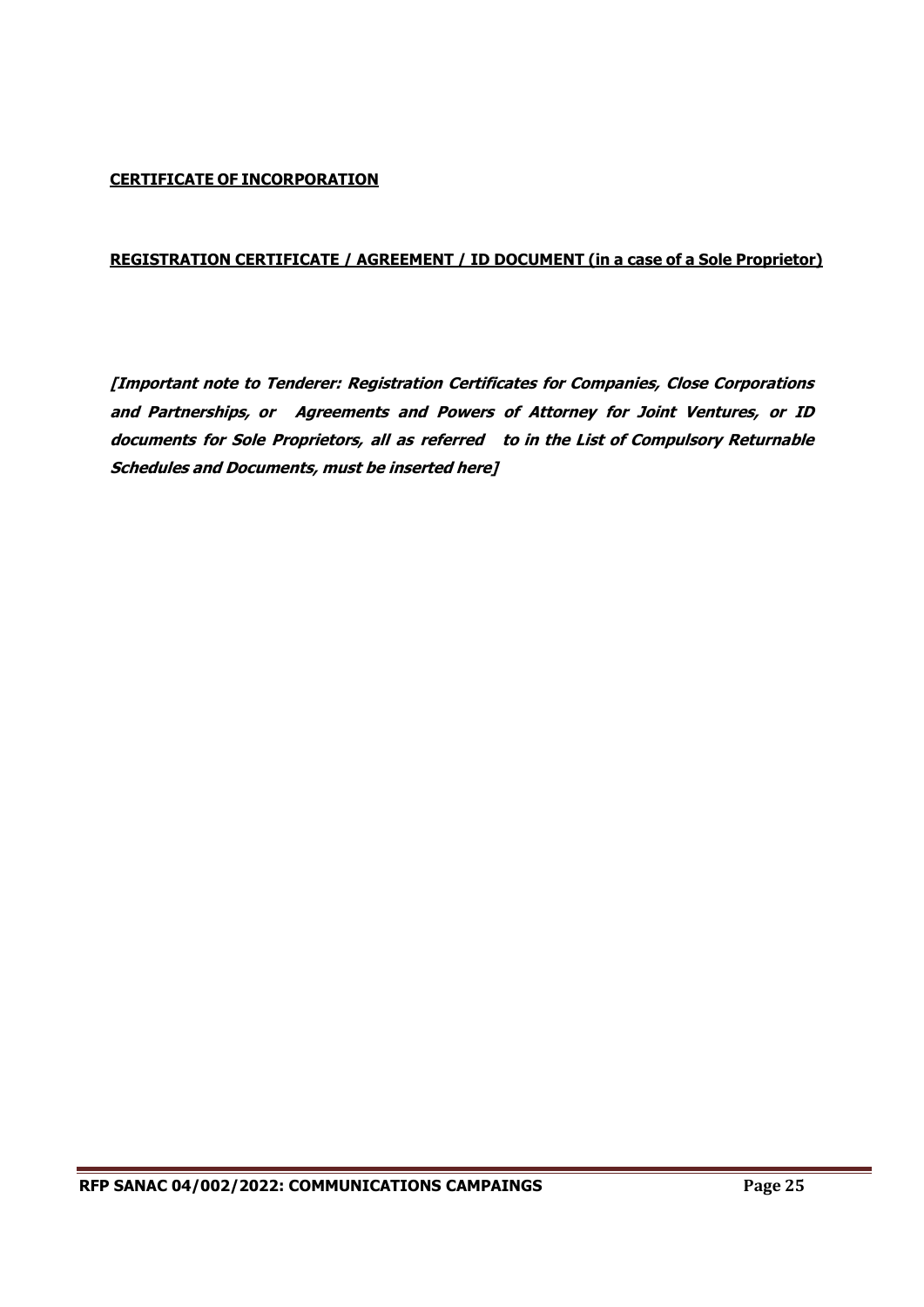**CERTIFICATE OF INCORPORATION**

**REGISTRATION CERTIFICATE / AGREEMENT / ID DOCUMENT (in a case of a Sole Proprietor)**

***[Important note to Tenderer: Registration Certificates for Companies, Close Corporations and Partnerships, or Agreements and Powers of Attorney for Joint Ventures, or ID documents for Sole Proprietors, all as referred to in the List of Compulsory Returnable Schedules and Documents, must be inserted here]***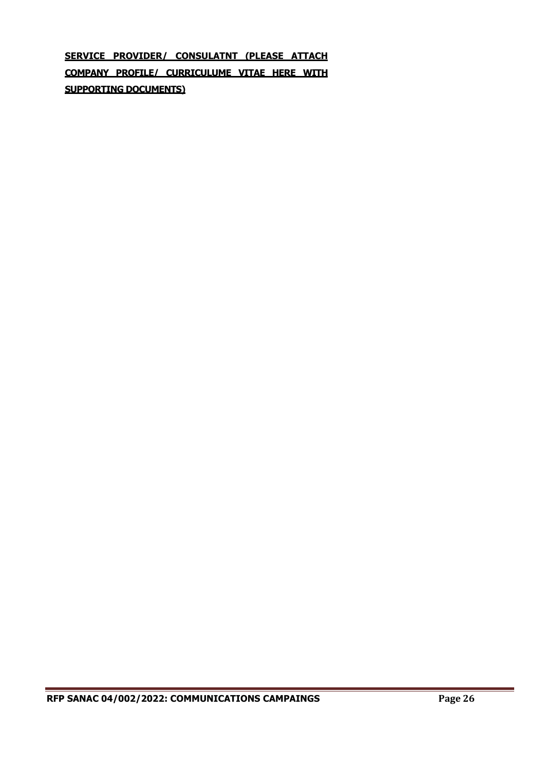**SERVICE PROVIDER/ CONSULATNT (PLEASE ATTACH COMPANY PROFILE/ CURRICULUME VITAE HERE WITH SUPPORTING DOCUMENTS)**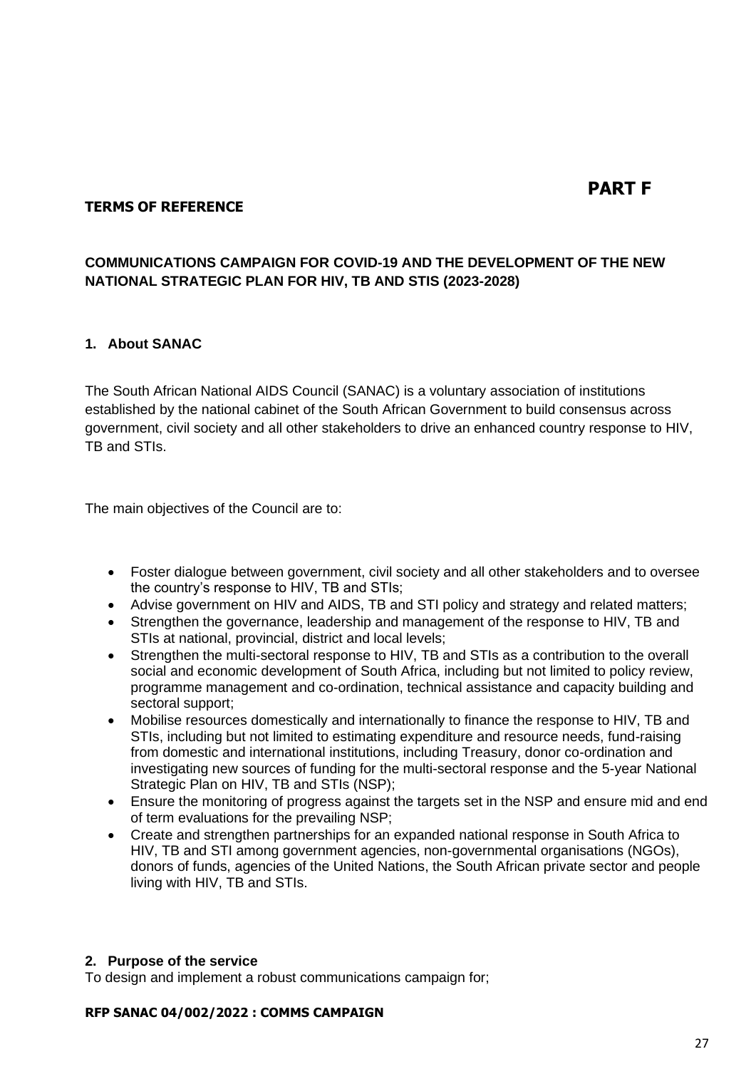# PART F

**TERMS OF REFERENCE**

## COMMUNICATIONS CAMPAIGN FOR COVID-19 AND THE DEVELOPMENT OF THE NEW NATIONAL STRATEGIC PLAN FOR HIV, TB AND STIS (2023-2028)

### 1. About SANAC

The South African National AIDS Council (SANAC) is a voluntary association of institutions established by the national cabinet of the South African Government to build consensus across government, civil society and all other stakeholders to drive an enhanced country response to HIV, TB and STIs.

The main objectives of the Council are to:

- Foster dialogue between government, civil society and all other stakeholders and to oversee the country's response to HIV, TB and STIs;
- Advise government on HIV and AIDS, TB and STI policy and strategy and related matters;
- Strengthen the governance, leadership and management of the response to HIV, TB and STIs at national, provincial, district and local levels;
- Strengthen the multi-sectoral response to HIV, TB and STIs as a contribution to the overall social and economic development of South Africa, including but not limited to policy review, programme management and co-ordination, technical assistance and capacity building and sectoral support;
- Mobilise resources domestically and internationally to finance the response to HIV, TB and STIs, including but not limited to estimating expenditure and resource needs, fund-raising from domestic and international institutions, including Treasury, donor co-ordination and investigating new sources of funding for the multi-sectoral response and the 5-year National Strategic Plan on HIV, TB and STIs (NSP);
- Ensure the monitoring of progress against the targets set in the NSP and ensure mid and end of term evaluations for the prevailing NSP;
- Create and strengthen partnerships for an expanded national response in South Africa to HIV, TB and STI among government agencies, non-governmental organisations (NGOs), donors of funds, agencies of the United Nations, the South African private sector and people living with HIV, TB and STIs.

### 2. Purpose of the service

To design and implement a robust communications campaign for;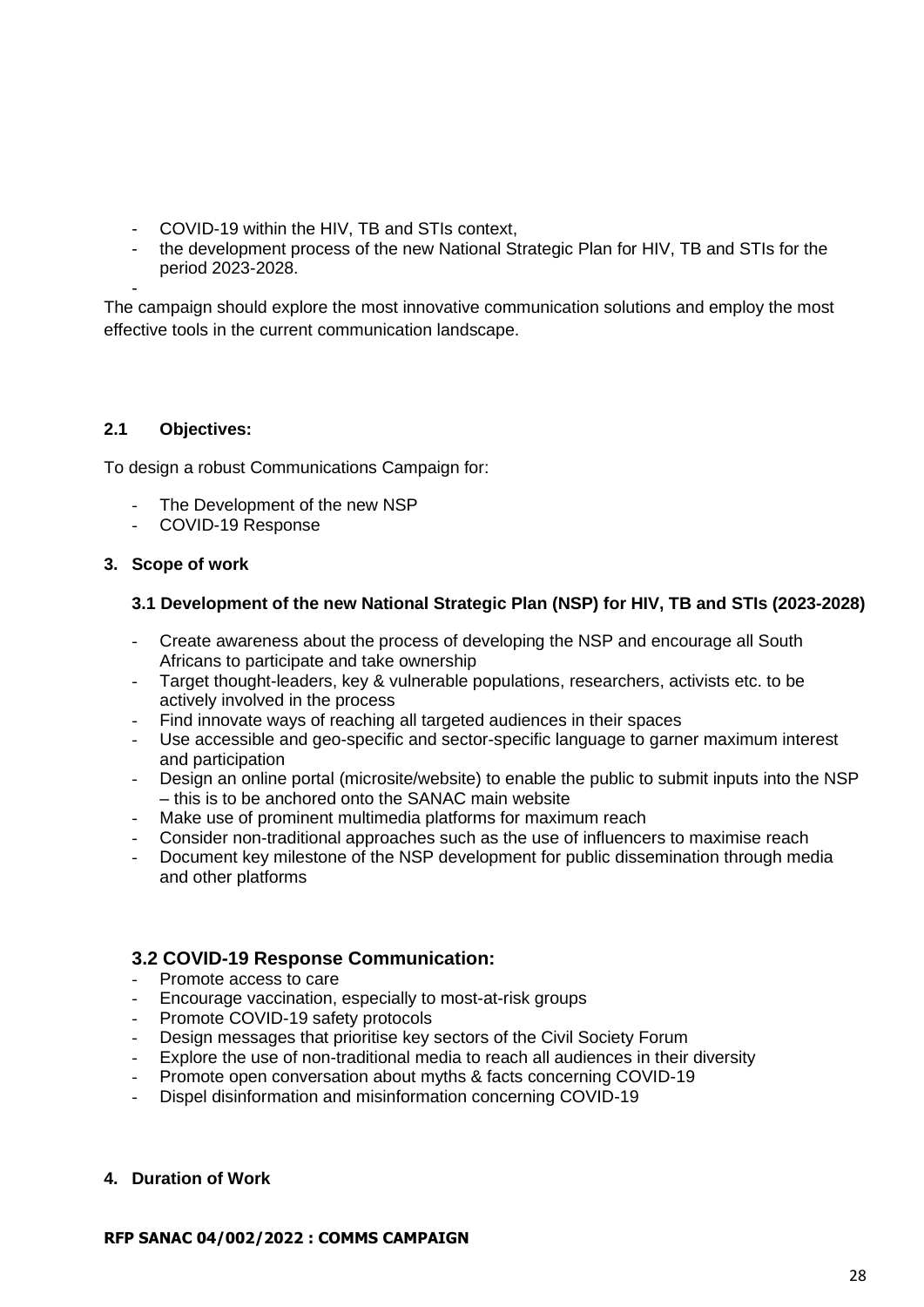- COVID-19 within the HIV, TB and STIs context,
- the development process of the new National Strategic Plan for HIV, TB and STIs for the period 2023-2028.
-

The campaign should explore the most innovative communication solutions and employ the most effective tools in the current communication landscape.

**2.1 Objectives:**

To design a robust Communications Campaign for:

- The Development of the new NSP
- COVID-19 Response

## 3. Scope of work

### 3.1 Development of the new National Strategic Plan (NSP) for HIV, TB and STIs (2023-2028)

- Create awareness about the process of developing the NSP and encourage all South Africans to participate and take ownership
- Target thought-leaders, key & vulnerable populations, researchers, activists etc. to be actively involved in the process
- Find innovate ways of reaching all targeted audiences in their spaces
- Use accessible and geo-specific and sector-specific language to garner maximum interest and participation
- Design an online portal (microsite/website) to enable the public to submit inputs into the NSP – this is to be anchored onto the SANAC main website
- Make use of prominent multimedia platforms for maximum reach
- Consider non-traditional approaches such as the use of influencers to maximise reach
- Document key milestone of the NSP development for public dissemination through media and other platforms

### 3.2 COVID-19 Response Communication:

- Promote access to care
- Encourage vaccination, especially to most-at-risk groups
- Promote COVID-19 safety protocols
- Design messages that prioritise key sectors of the Civil Society Forum
- Explore the use of non-traditional media to reach all audiences in their diversity
- Promote open conversation about myths & facts concerning COVID-19
- Dispel disinformation and misinformation concerning COVID-19

## 4. Duration of Work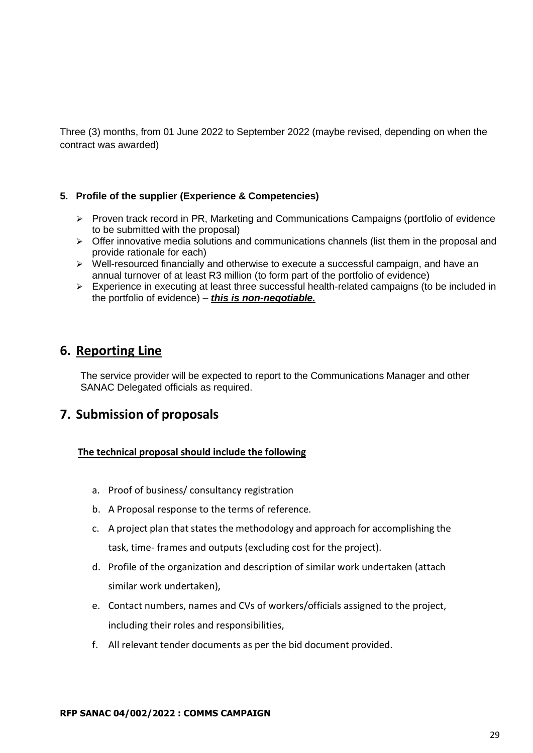Three (3) months, from 01 June 2022 to September 2022 (maybe revised, depending on when the contract was awarded)

**5. Profile of the supplier (Experience & Competencies)**

- Proven track record in PR, Marketing and Communications Campaigns (portfolio of evidence to be submitted with the proposal)
- Offer innovative media solutions and communications channels (list them in the proposal and provide rationale for each)
- Well-resourced financially and otherwise to execute a successful campaign, and have an annual turnover of at least R3 million (to form part of the portfolio of evidence)
- Experience in executing at least three successful health-related campaigns (to be included in the portfolio of evidence) – ***<u>this is non-negotiable.</u>***

## 6. <u>Reporting Line</u>

The service provider will be expected to report to the Communications Manager and other SANAC Delegated officials as required.

## 7. Submission of proposals

**<u>The technical proposal should include the following</u>**

a. Proof of business/ consultancy registration

b. A Proposal response to the terms of reference.

c. A project plan that states the methodology and approach for accomplishing the task, time- frames and outputs (excluding cost for the project).

d. Profile of the organization and description of similar work undertaken (attach similar work undertaken),

e. Contact numbers, names and CVs of workers/officials assigned to the project, including their roles and responsibilities,

f. All relevant tender documents as per the bid document provided.

**RFP SANAC 04/002/2022 : COMMS CAMPAIGN**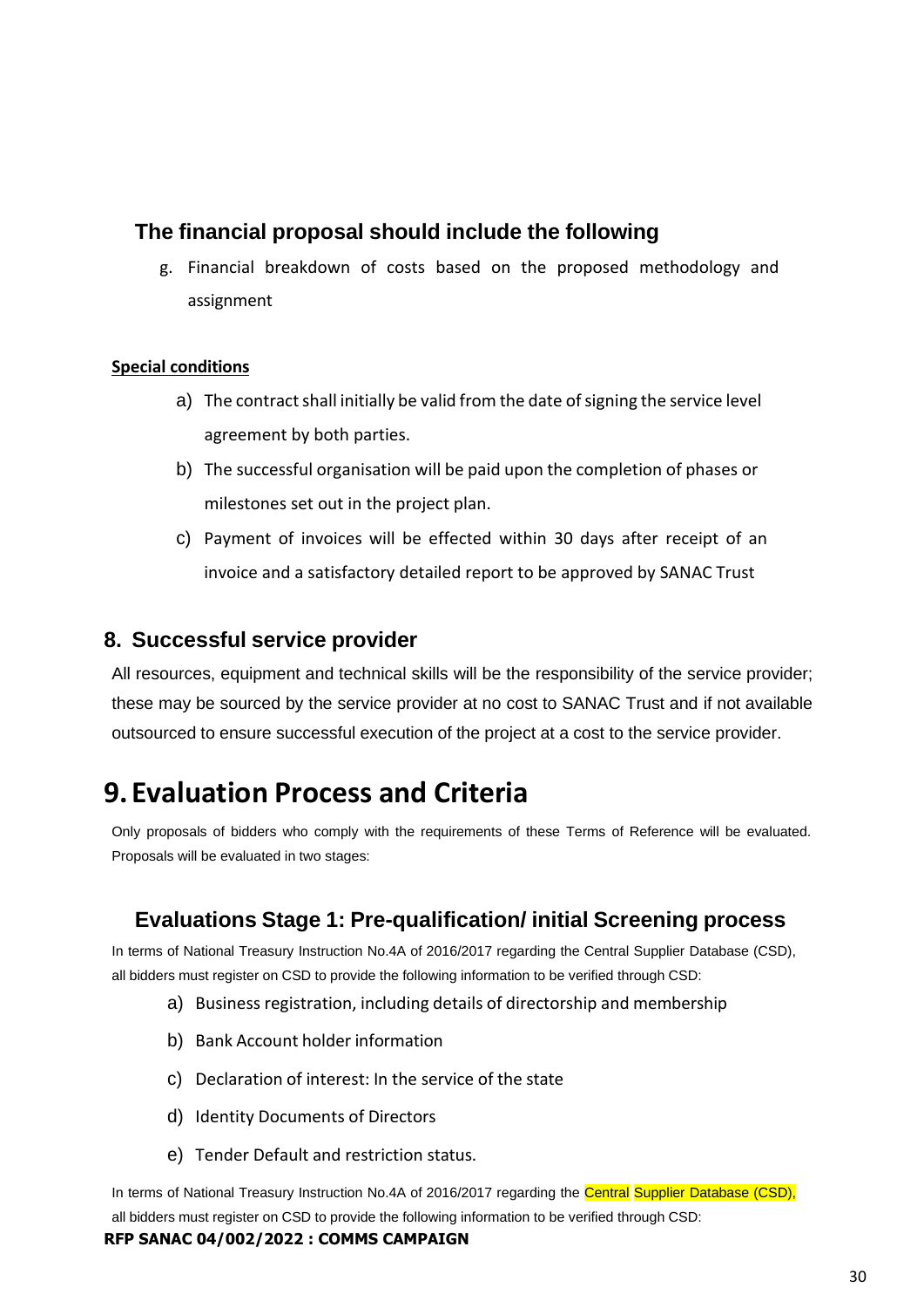### The financial proposal should include the following

g. Financial breakdown of costs based on the proposed methodology and assignment

**Special conditions**

a) The contract shall initially be valid from the date of signing the service level agreement by both parties.

b) The successful organisation will be paid upon the completion of phases or milestones set out in the project plan.

c) Payment of invoices will be effected within 30 days after receipt of an invoice and a satisfactory detailed report to be approved by SANAC Trust

## 8. Successful service provider

All resources, equipment and technical skills will be the responsibility of the service provider; these may be sourced by the service provider at no cost to SANAC Trust and if not available outsourced to ensure successful execution of the project at a cost to the service provider.

# 9. Evaluation Process and Criteria

Only proposals of bidders who comply with the requirements of these Terms of Reference will be evaluated. Proposals will be evaluated in two stages:

### Evaluations Stage 1: Pre-qualification/ initial Screening process

In terms of National Treasury Instruction No.4A of 2016/2017 regarding the Central Supplier Database (CSD), all bidders must register on CSD to provide the following information to be verified through CSD:

a) Business registration, including details of directorship and membership

b) Bank Account holder information

c) Declaration of interest: In the service of the state

d) Identity Documents of Directors

e) Tender Default and restriction status.

In terms of National Treasury Instruction No.4A of 2016/2017 regarding the Central Supplier Database (CSD), all bidders must register on CSD to provide the following information to be verified through CSD: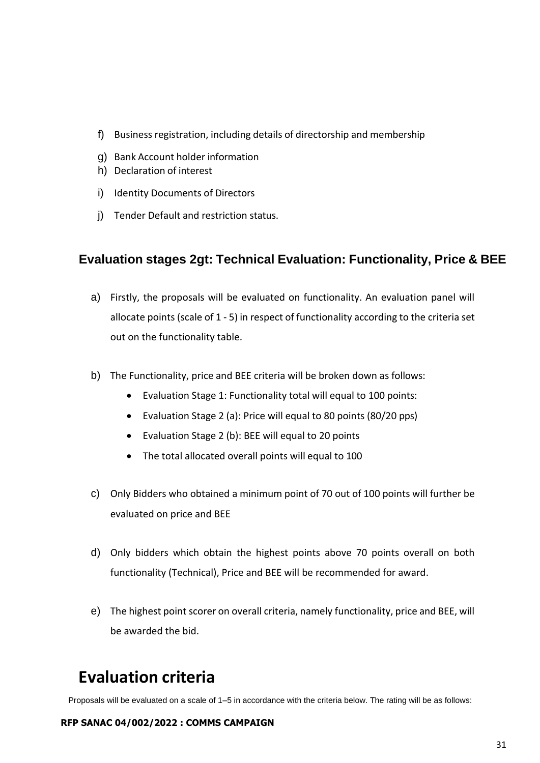f) Business registration, including details of directorship and membership
g) Bank Account holder information
h) Declaration of interest
i) Identity Documents of Directors
j) Tender Default and restriction status.

### Evaluation stages 2gt: Technical Evaluation: Functionality, Price & BEE

a) Firstly, the proposals will be evaluated on functionality. An evaluation panel will allocate points (scale of 1 - 5) in respect of functionality according to the criteria set out on the functionality table.

b) The Functionality, price and BEE criteria will be broken down as follows:
   - Evaluation Stage 1: Functionality total will equal to 100 points:
   - Evaluation Stage 2 (a): Price will equal to 80 points (80/20 pps)
   - Evaluation Stage 2 (b): BEE will equal to 20 points
   - The total allocated overall points will equal to 100

c) Only Bidders who obtained a minimum point of 70 out of 100 points will further be evaluated on price and BEE

d) Only bidders which obtain the highest points above 70 points overall on both functionality (Technical), Price and BEE will be recommended for award.

e) The highest point scorer on overall criteria, namely functionality, price and BEE, will be awarded the bid.

## Evaluation criteria

Proposals will be evaluated on a scale of 1–5 in accordance with the criteria below. The rating will be as follows:

**RFP SANAC 04/002/2022 : COMMS CAMPAIGN**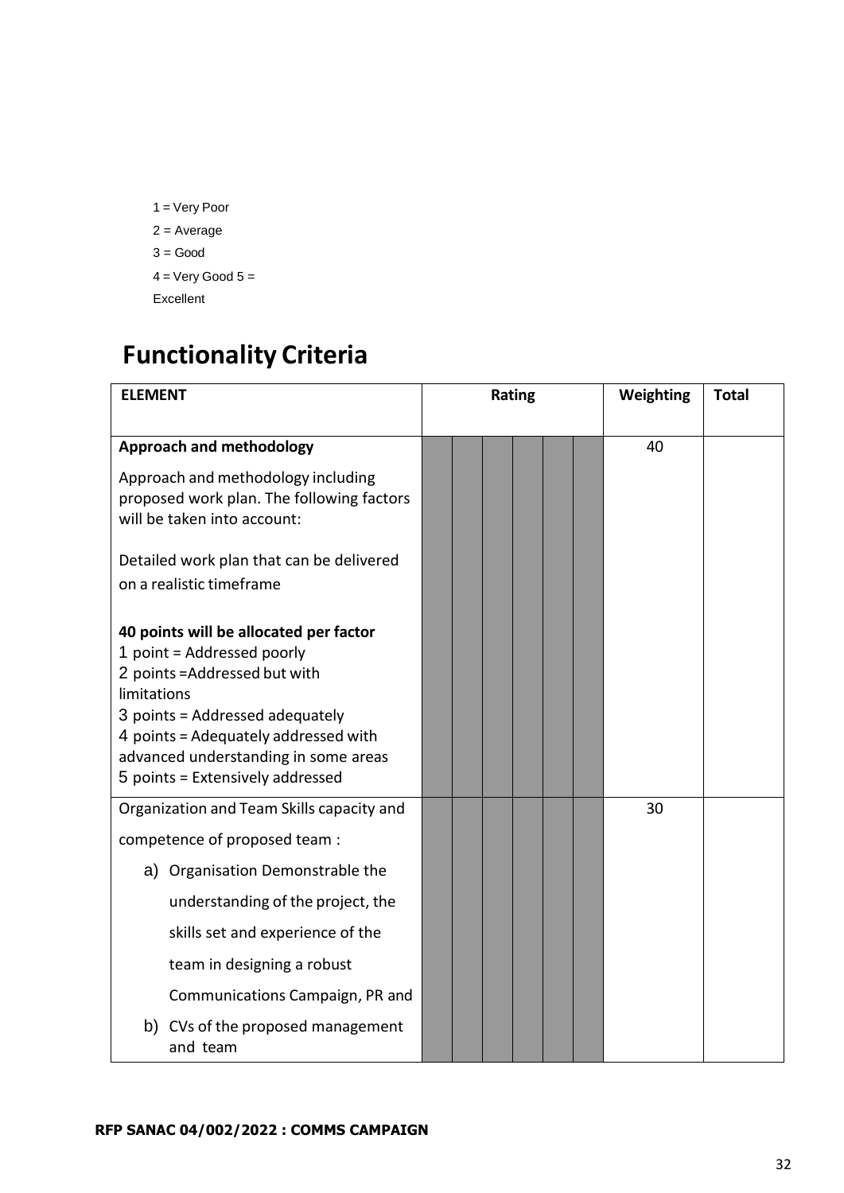1 = Very Poor

2 = Average

3 = Good

4 = Very Good 5 =

Excellent

# Functionality Criteria

| ELEMENT | Rating | | | | | | Weighting | Total |
|---|---|---|---|---|---|---|---|---|
| **Approach and methodology**<br><br>Approach and methodology including proposed work plan. The following factors will be taken into account:<br><br>Detailed work plan that can be delivered on a realistic timeframe<br><br>**40 points will be allocated per factor**<br>1 point = Addressed poorly<br>2 points =Addressed but with limitations<br>3 points = Addressed adequately<br>4 points = Adequately addressed with advanced understanding in some areas<br>5 points = Extensively addressed | | | | | | | 40 | |
| Organization and Team Skills capacity and competence of proposed team :<br><br>a) Organisation Demonstrable the understanding of the project, the skills set and experience of the team in designing a robust Communications Campaign, PR and<br><br>b) CVs of the proposed management and team | | | | | | | 30 | |

**RFP SANAC 04/002/2022 : COMMS CAMPAIGN**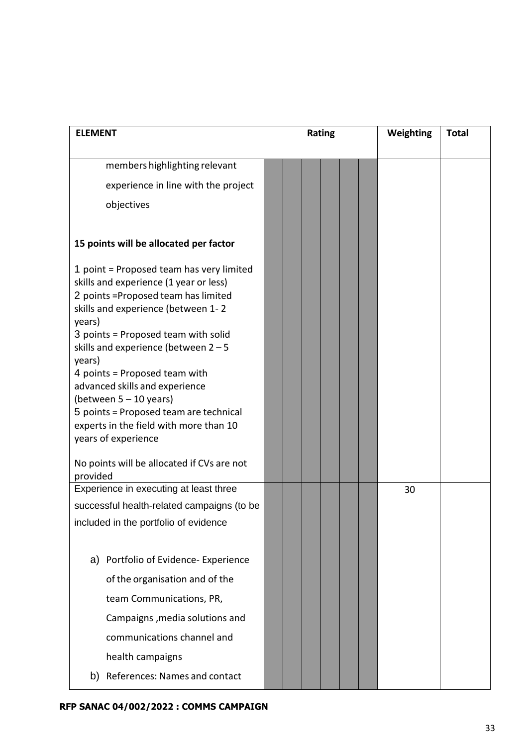| ELEMENT | Rating | | | | | | Weighting | Total |
|---|---|---|---|---|---|---|---|---|
| members highlighting relevant experience in line with the project objectives<br><br>**15 points will be allocated per factor**<br><br>1 point = Proposed team has very limited skills and experience (1 year or less)<br>2 points =Proposed team has limited skills and experience (between 1- 2 years)<br>3 points = Proposed team with solid skills and experience (between 2 – 5 years)<br>4 points = Proposed team with advanced skills and experience (between 5 – 10 years)<br>5 points = Proposed team are technical experts in the field with more than 10 years of experience<br><br>No points will be allocated if CVs are not provided | | | | | | | | |
| Experience in executing at least three successful health-related campaigns (to be included in the portfolio of evidence<br><br>a) Portfolio of Evidence- Experience of the organisation and of the team Communications, PR, Campaigns ,media solutions and communications channel and health campaigns<br>b) References: Names and contact | | | | | | | 30 | |

**RFP SANAC 04/002/2022 : COMMS CAMPAIGN**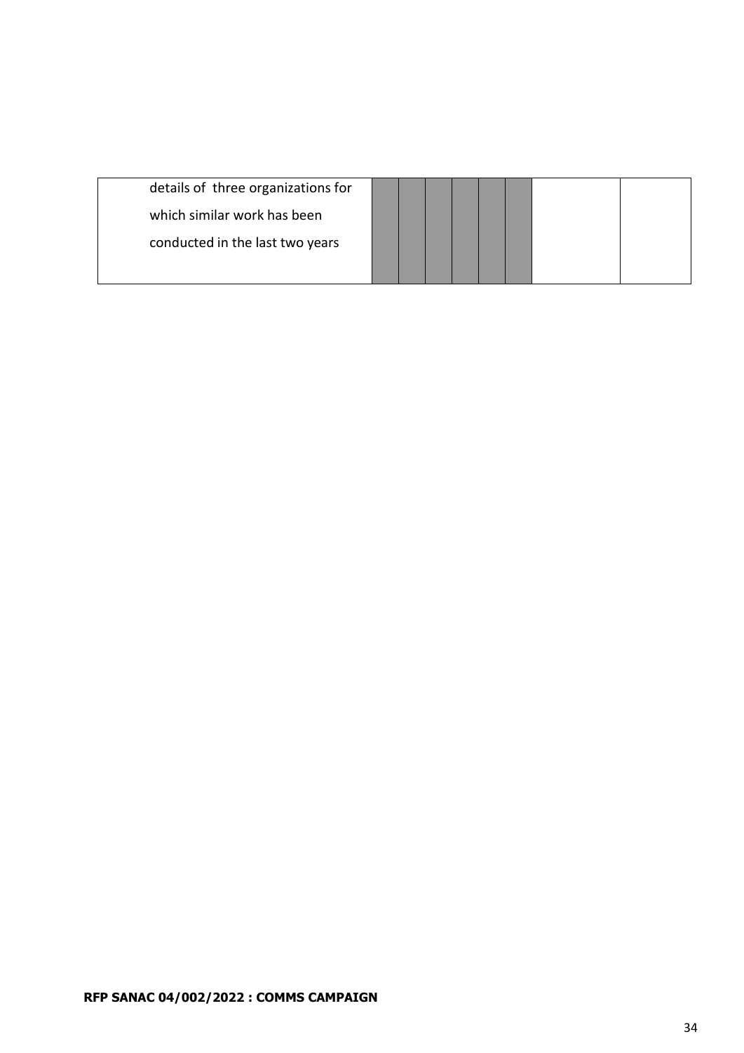| details of three organizations for which similar work has been conducted in the last two years | | | | | | | | |
|---|---|---|---|---|---|---|---|---|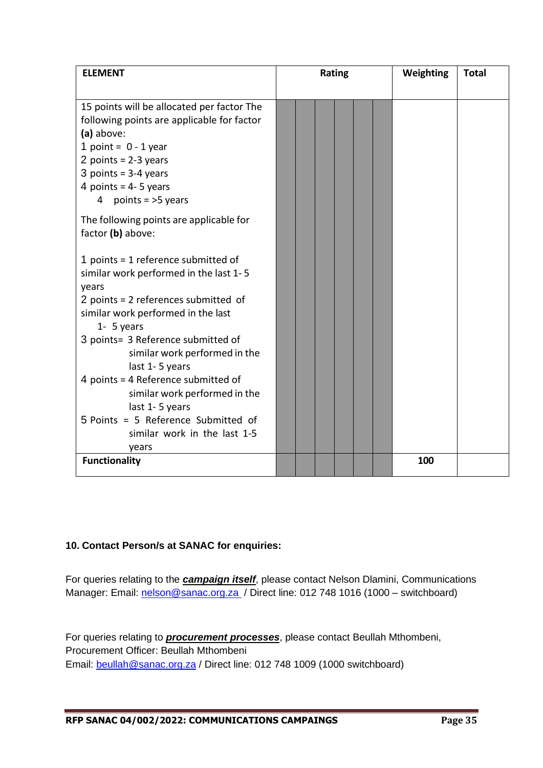| ELEMENT | Rating | | | | | | Weighting | Total |
|---|---|---|---|---|---|---|---|---|
| 15 points will be allocated per factor The following points are applicable for factor **(a)** above:<br>1 point = 0 - 1 year<br>2 points = 2-3 years<br>3 points = 3-4 years<br>4 points = 4- 5 years<br>4 points = >5 years<br><br>The following points are applicable for factor **(b)** above:<br><br>1 points = 1 reference submitted of similar work performed in the last 1- 5 years<br>2 points = 2 references submitted of similar work performed in the last 1- 5 years<br>3 points= 3 Reference submitted of similar work performed in the last 1- 5 years<br>4 points = 4 Reference submitted of similar work performed in the last 1- 5 years<br>5 Points = 5 Reference Submitted of similar work in the last 1-5 years | | | | | | | | |
| **Functionality** | | | | | | | **100** | |

**10. Contact Person/s at SANAC for enquiries:**

For queries relating to the ***campaign itself***, please contact Nelson Dlamini, Communications Manager: Email: nelson@sanac.org.za / Direct line: 012 748 1016 (1000 – switchboard)

For queries relating to ***procurement processes***, please contact Beullah Mthombeni, Procurement Officer: Beullah Mthombeni
Email: beullah@sanac.org.za / Direct line: 012 748 1009 (1000 switchboard)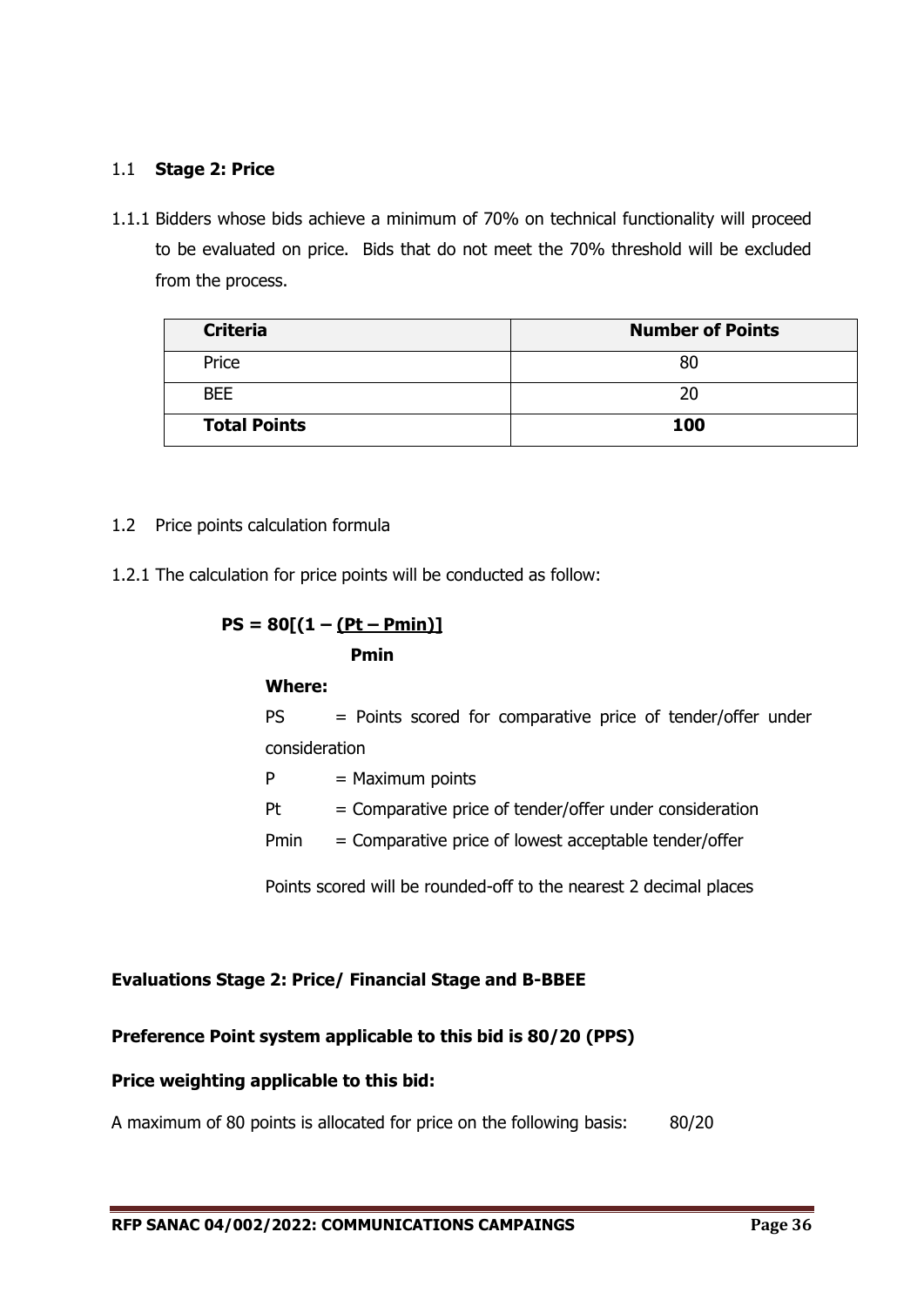## 1.1 **Stage 2: Price**

1.1.1 Bidders whose bids achieve a minimum of 70% on technical functionality will proceed to be evaluated on price. Bids that do not meet the 70% threshold will be excluded from the process.

| **Criteria** | **Number of Points** |
|---|---|
| Price | 80 |
| BEE | 20 |
| **Total Points** | **100** |

## 1.2 Price points calculation formula

1.2.1 The calculation for price points will be conducted as follow:

$$PS = 80\left[\left(1 - \frac{(Pt - Pmin)}{Pmin}\right)\right]$$

**Where:**

PS = Points scored for comparative price of tender/offer under consideration

P = Maximum points

Pt = Comparative price of tender/offer under consideration

Pmin = Comparative price of lowest acceptable tender/offer

Points scored will be rounded-off to the nearest 2 decimal places

**Evaluations Stage 2: Price/ Financial Stage and B-BBEE**

**Preference Point system applicable to this bid is 80/20 (PPS)**

**Price weighting applicable to this bid:**

A maximum of 80 points is allocated for price on the following basis: 80/20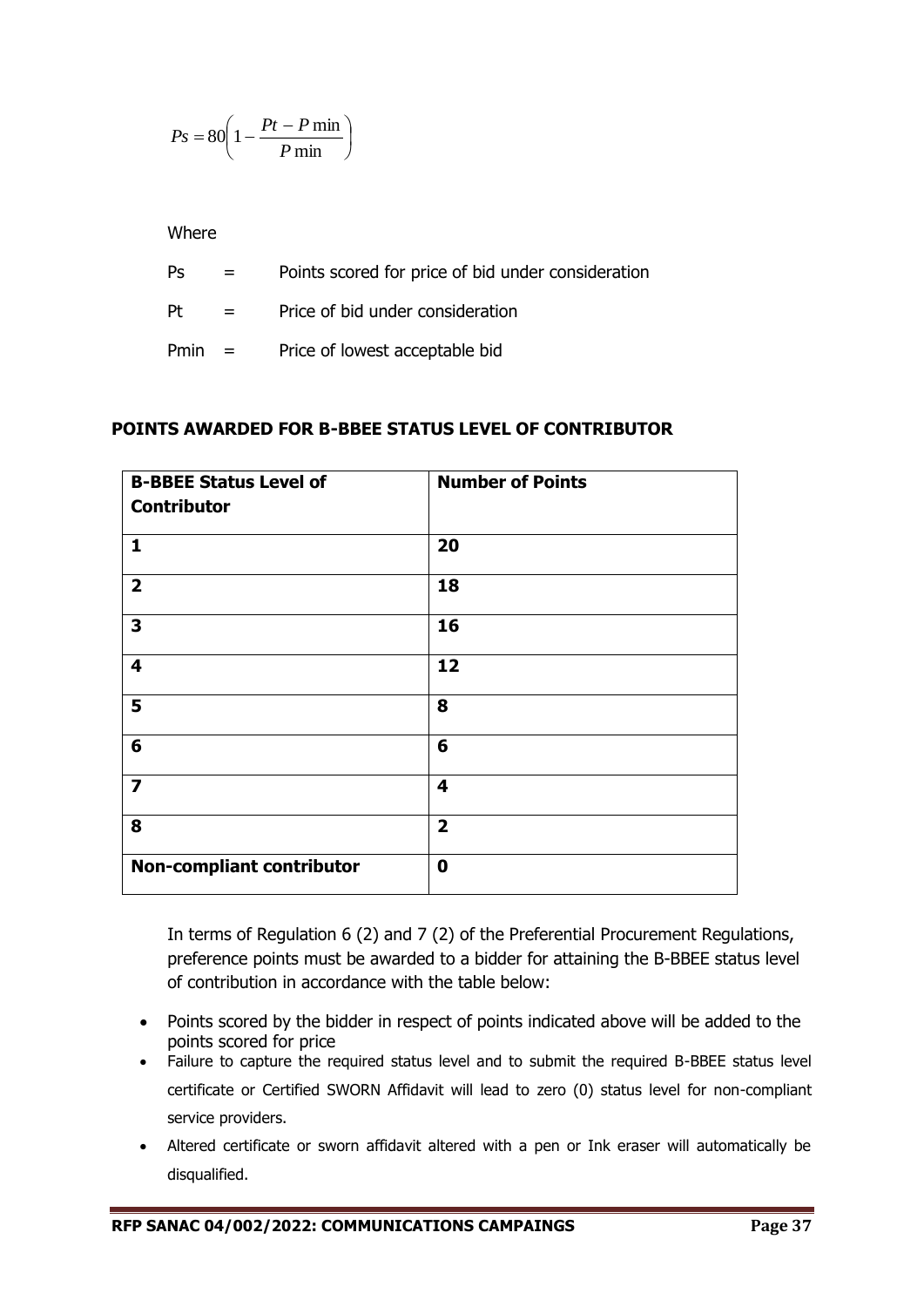$$Ps = 80\left(1 - \frac{Pt - P\min}{P\min}\right)$$

Where

Ps = Points scored for price of bid under consideration

Pt = Price of bid under consideration

Pmin = Price of lowest acceptable bid

## POINTS AWARDED FOR B-BBEE STATUS LEVEL OF CONTRIBUTOR

| B-BBEE Status Level of Contributor | Number of Points |
|---|---|
| **1** | **20** |
| **2** | **18** |
| **3** | **16** |
| **4** | **12** |
| **5** | **8** |
| **6** | **6** |
| **7** | **4** |
| **8** | **2** |
| **Non-compliant contributor** | **0** |

In terms of Regulation 6 (2) and 7 (2) of the Preferential Procurement Regulations, preference points must be awarded to a bidder for attaining the B-BBEE status level of contribution in accordance with the table below:

- Points scored by the bidder in respect of points indicated above will be added to the points scored for price
- Failure to capture the required status level and to submit the required B-BBEE status level certificate or Certified SWORN Affidavit will lead to zero (0) status level for non-compliant service providers.
- Altered certificate or sworn affidavit altered with a pen or Ink eraser will automatically be disqualified.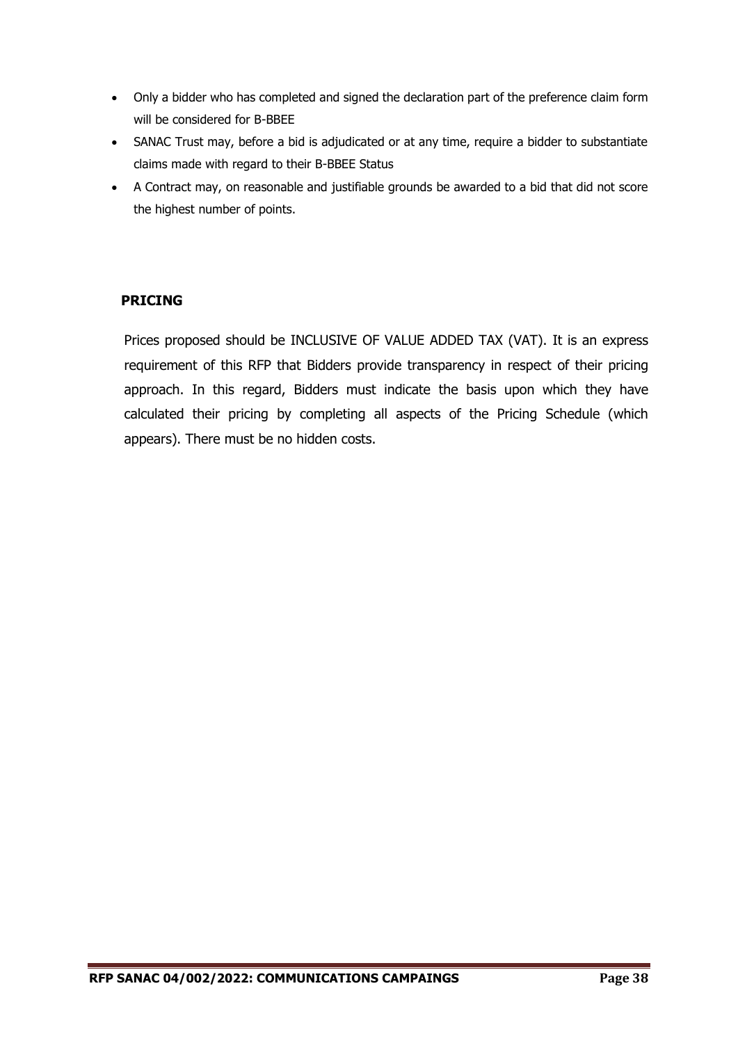- Only a bidder who has completed and signed the declaration part of the preference claim form will be considered for B-BBEE
- SANAC Trust may, before a bid is adjudicated or at any time, require a bidder to substantiate claims made with regard to their B-BBEE Status
- A Contract may, on reasonable and justifiable grounds be awarded to a bid that did not score the highest number of points.

## PRICING

Prices proposed should be INCLUSIVE OF VALUE ADDED TAX (VAT). It is an express requirement of this RFP that Bidders provide transparency in respect of their pricing approach. In this regard, Bidders must indicate the basis upon which they have calculated their pricing by completing all aspects of the Pricing Schedule (which appears). There must be no hidden costs.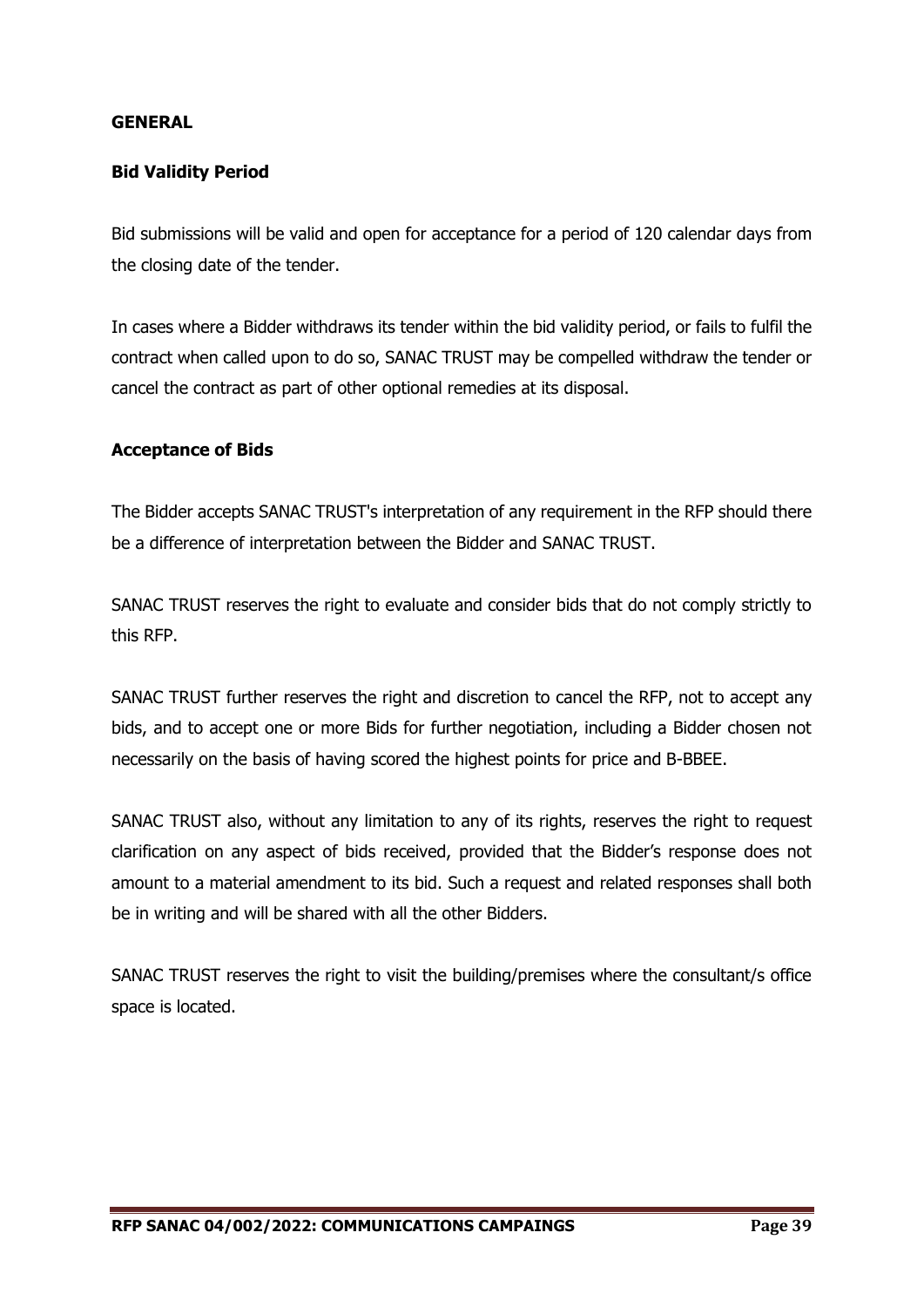## GENERAL

### Bid Validity Period

Bid submissions will be valid and open for acceptance for a period of 120 calendar days from the closing date of the tender.

In cases where a Bidder withdraws its tender within the bid validity period, or fails to fulfil the contract when called upon to do so, SANAC TRUST may be compelled withdraw the tender or cancel the contract as part of other optional remedies at its disposal.

### Acceptance of Bids

The Bidder accepts SANAC TRUST's interpretation of any requirement in the RFP should there be a difference of interpretation between the Bidder and SANAC TRUST.

SANAC TRUST reserves the right to evaluate and consider bids that do not comply strictly to this RFP.

SANAC TRUST further reserves the right and discretion to cancel the RFP, not to accept any bids, and to accept one or more Bids for further negotiation, including a Bidder chosen not necessarily on the basis of having scored the highest points for price and B-BBEE.

SANAC TRUST also, without any limitation to any of its rights, reserves the right to request clarification on any aspect of bids received, provided that the Bidder's response does not amount to a material amendment to its bid. Such a request and related responses shall both be in writing and will be shared with all the other Bidders.

SANAC TRUST reserves the right to visit the building/premises where the consultant/s office space is located.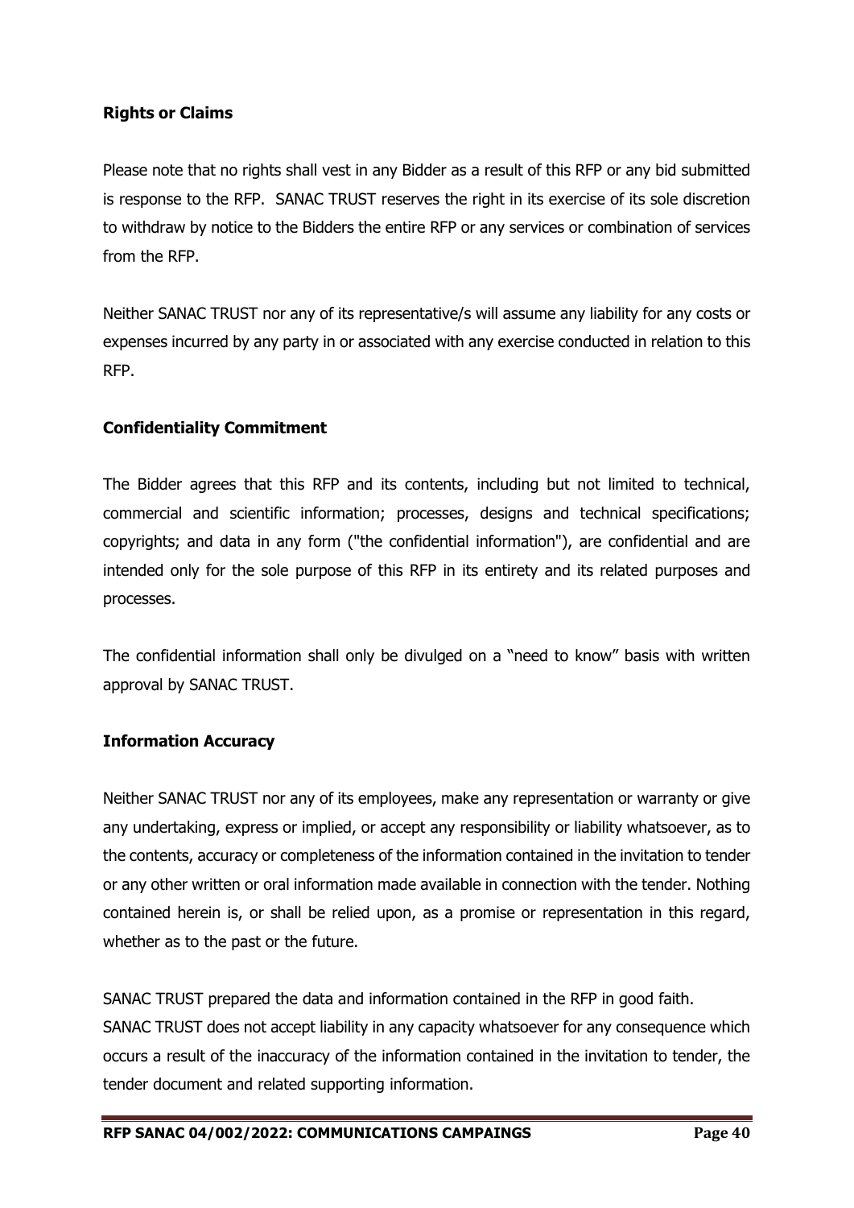**Rights or Claims**

Please note that no rights shall vest in any Bidder as a result of this RFP or any bid submitted is response to the RFP. SANAC TRUST reserves the right in its exercise of its sole discretion to withdraw by notice to the Bidders the entire RFP or any services or combination of services from the RFP.

Neither SANAC TRUST nor any of its representative/s will assume any liability for any costs or expenses incurred by any party in or associated with any exercise conducted in relation to this RFP.

**Confidentiality Commitment**

The Bidder agrees that this RFP and its contents, including but not limited to technical, commercial and scientific information; processes, designs and technical specifications; copyrights; and data in any form ("the confidential information"), are confidential and are intended only for the sole purpose of this RFP in its entirety and its related purposes and processes.

The confidential information shall only be divulged on a "need to know" basis with written approval by SANAC TRUST.

**Information Accuracy**

Neither SANAC TRUST nor any of its employees, make any representation or warranty or give any undertaking, express or implied, or accept any responsibility or liability whatsoever, as to the contents, accuracy or completeness of the information contained in the invitation to tender or any other written or oral information made available in connection with the tender. Nothing contained herein is, or shall be relied upon, as a promise or representation in this regard, whether as to the past or the future.

SANAC TRUST prepared the data and information contained in the RFP in good faith.
SANAC TRUST does not accept liability in any capacity whatsoever for any consequence which occurs a result of the inaccuracy of the information contained in the invitation to tender, the tender document and related supporting information.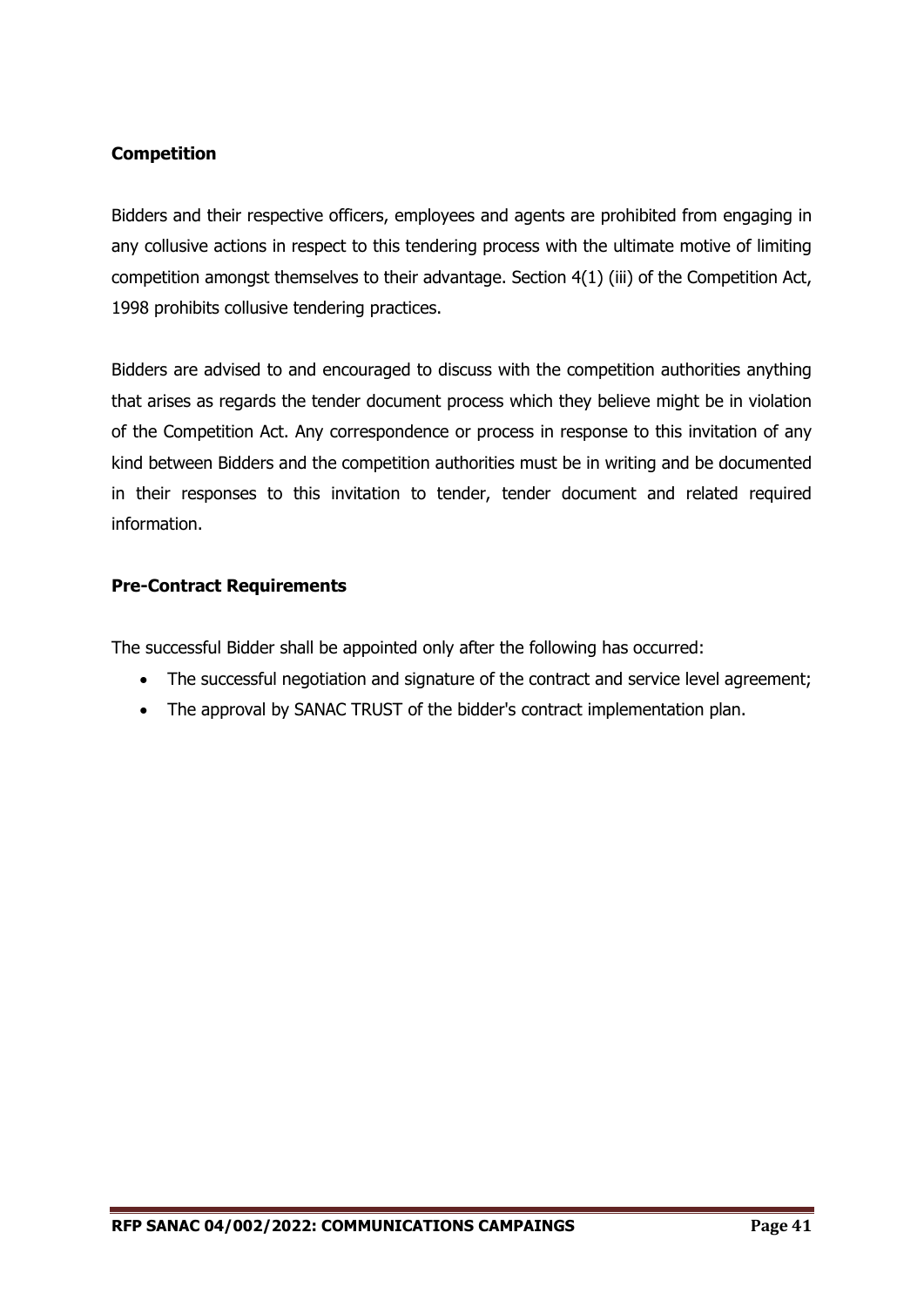**Competition**

Bidders and their respective officers, employees and agents are prohibited from engaging in any collusive actions in respect to this tendering process with the ultimate motive of limiting competition amongst themselves to their advantage. Section 4(1) (iii) of the Competition Act, 1998 prohibits collusive tendering practices.

Bidders are advised to and encouraged to discuss with the competition authorities anything that arises as regards the tender document process which they believe might be in violation of the Competition Act. Any correspondence or process in response to this invitation of any kind between Bidders and the competition authorities must be in writing and be documented in their responses to this invitation to tender, tender document and related required information.

**Pre-Contract Requirements**

The successful Bidder shall be appointed only after the following has occurred:

- The successful negotiation and signature of the contract and service level agreement;
- The approval by SANAC TRUST of the bidder's contract implementation plan.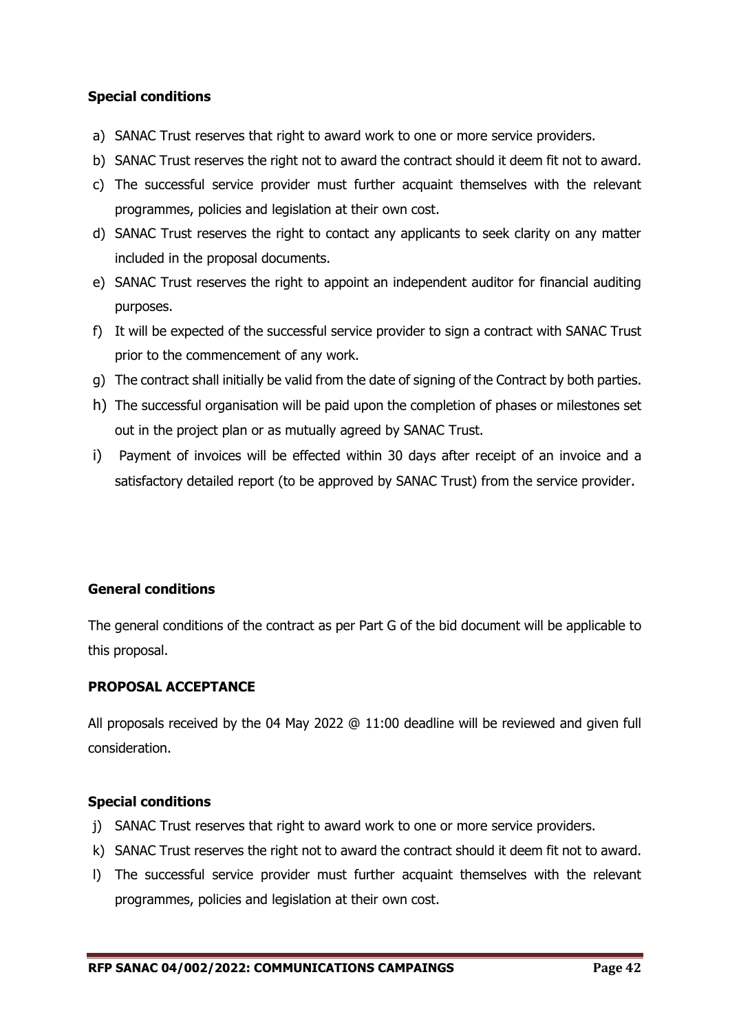**Special conditions**

a) SANAC Trust reserves that right to award work to one or more service providers.
b) SANAC Trust reserves the right not to award the contract should it deem fit not to award.
c) The successful service provider must further acquaint themselves with the relevant programmes, policies and legislation at their own cost.
d) SANAC Trust reserves the right to contact any applicants to seek clarity on any matter included in the proposal documents.
e) SANAC Trust reserves the right to appoint an independent auditor for financial auditing purposes.
f) It will be expected of the successful service provider to sign a contract with SANAC Trust prior to the commencement of any work.
g) The contract shall initially be valid from the date of signing of the Contract by both parties.
h) The successful organisation will be paid upon the completion of phases or milestones set out in the project plan or as mutually agreed by SANAC Trust.
i) Payment of invoices will be effected within 30 days after receipt of an invoice and a satisfactory detailed report (to be approved by SANAC Trust) from the service provider.

**General conditions**

The general conditions of the contract as per Part G of the bid document will be applicable to this proposal.

**PROPOSAL ACCEPTANCE**

All proposals received by the 04 May 2022 @ 11:00 deadline will be reviewed and given full consideration.

**Special conditions**

j) SANAC Trust reserves that right to award work to one or more service providers.
k) SANAC Trust reserves the right not to award the contract should it deem fit not to award.
l) The successful service provider must further acquaint themselves with the relevant programmes, policies and legislation at their own cost.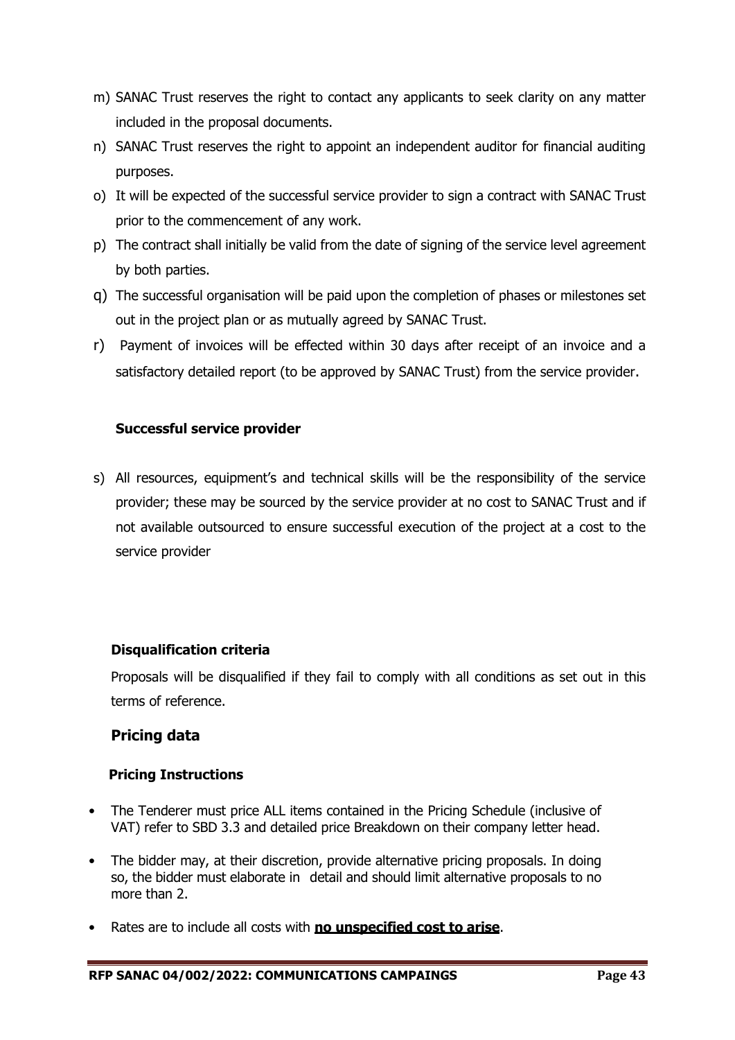m) SANAC Trust reserves the right to contact any applicants to seek clarity on any matter included in the proposal documents.

n) SANAC Trust reserves the right to appoint an independent auditor for financial auditing purposes.

o) It will be expected of the successful service provider to sign a contract with SANAC Trust prior to the commencement of any work.

p) The contract shall initially be valid from the date of signing of the service level agreement by both parties.

q) The successful organisation will be paid upon the completion of phases or milestones set out in the project plan or as mutually agreed by SANAC Trust.

r) Payment of invoices will be effected within 30 days after receipt of an invoice and a satisfactory detailed report (to be approved by SANAC Trust) from the service provider.

**Successful service provider**

s) All resources, equipment's and technical skills will be the responsibility of the service provider; these may be sourced by the service provider at no cost to SANAC Trust and if not available outsourced to ensure successful execution of the project at a cost to the service provider

**Disqualification criteria**

Proposals will be disqualified if they fail to comply with all conditions as set out in this terms of reference.

## Pricing data

**Pricing Instructions**

- The Tenderer must price ALL items contained in the Pricing Schedule (inclusive of VAT) refer to SBD 3.3 and detailed price Breakdown on their company letter head.
- The bidder may, at their discretion, provide alternative pricing proposals. In doing so, the bidder must elaborate in detail and should limit alternative proposals to no more than 2.
- Rates are to include all costs with **no unspecified cost to arise**.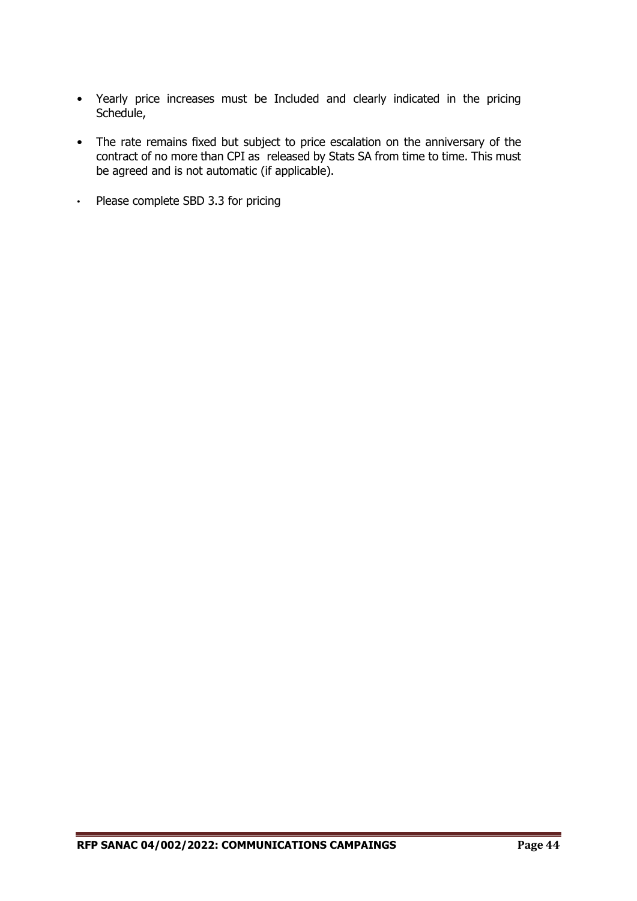- Yearly price increases must be Included and clearly indicated in the pricing Schedule,
- The rate remains fixed but subject to price escalation on the anniversary of the contract of no more than CPI as released by Stats SA from time to time. This must be agreed and is not automatic (if applicable).
- Please complete SBD 3.3 for pricing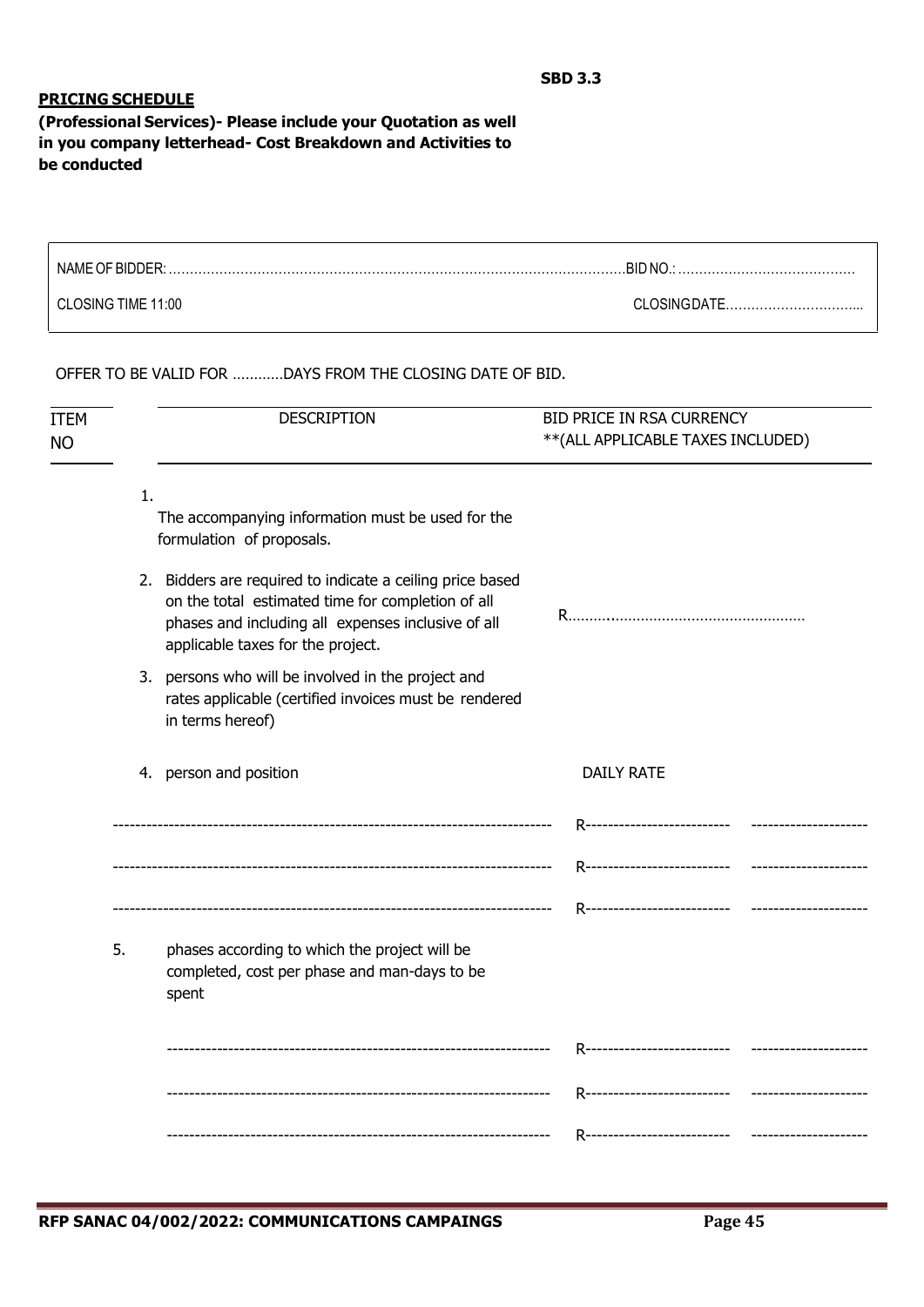**SBD 3.3**

**PRICING SCHEDULE**

**(Professional Services)- Please include your Quotation as well in you company letterhead- Cost Breakdown and Activities to be conducted**

| NAME OF BIDDER: ........................................................................................................... | BID NO.: ......................................... |
|---|---|
| CLOSING TIME 11:00 | CLOSING DATE................................ |

OFFER TO BE VALID FOR …………DAYS FROM THE CLOSING DATE OF BID.

| ITEM NO | DESCRIPTION | BID PRICE IN RSA CURRENCY **(ALL APPLICABLE TAXES INCLUDED) | |
|---|---|---|---|
| | 1. The accompanying information must be used for the formulation of proposals. | | |
| | 2. Bidders are required to indicate a ceiling price based on the total estimated time for completion of all phases and including all expenses inclusive of all applicable taxes for the project. | R.............................................................. | |
| | 3. persons who will be involved in the project and rates applicable (certified invoices must be rendered in terms hereof) | | |
| | 4. person and position | DAILY RATE | |
| | ------------------------------------------------------------------------------- | R-------------------------- | --------------------- |
| | ------------------------------------------------------------------------------- | R-------------------------- | --------------------- |
| | ------------------------------------------------------------------------------- | R-------------------------- | --------------------- |
| | 5. phases according to which the project will be completed, cost per phase and man-days to be spent | | |
| | --------------------------------------------------------------------- | R-------------------------- | --------------------- |
| | --------------------------------------------------------------------- | R-------------------------- | --------------------- |
| | --------------------------------------------------------------------- | R-------------------------- | --------------------- |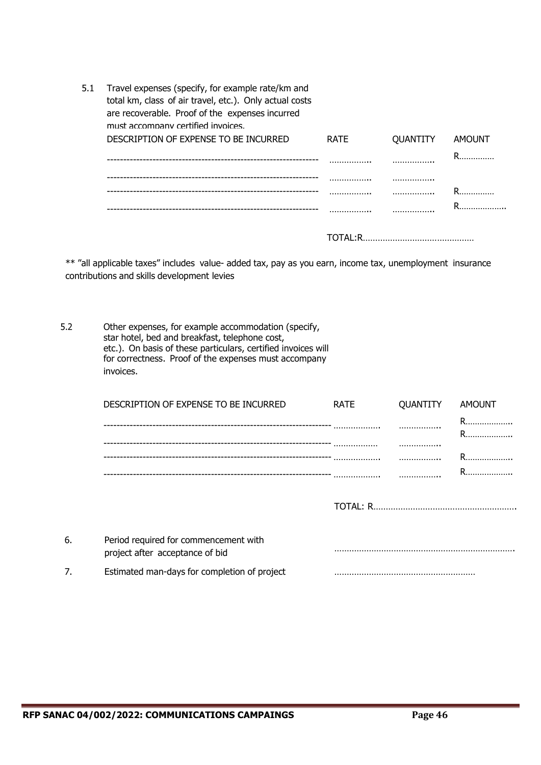5.1 Travel expenses (specify, for example rate/km and total km, class of air travel, etc.). Only actual costs are recoverable. Proof of the expenses incurred must accompany certified invoices.

| DESCRIPTION OF EXPENSE TO BE INCURRED | RATE | QUANTITY | AMOUNT |
|---|---|---|---|
| ---------------------------------------------------------------- | …………….. | …………….. | R…………… |
| ---------------------------------------------------------------- | …………….. | …………….. | |
| ---------------------------------------------------------------- | …………….. | …………….. | R…………… |
| ---------------------------------------------------------------- | …………….. | …………….. | R……………….. |

TOTAL:R………………………………………

** "all applicable taxes" includes value- added tax, pay as you earn, income tax, unemployment insurance contributions and skills development levies

5.2 Other expenses, for example accommodation (specify, star hotel, bed and breakfast, telephone cost, etc.). On basis of these particulars, certified invoices will for correctness. Proof of the expenses must accompany invoices.

| DESCRIPTION OF EXPENSE TO BE INCURRED | RATE | QUANTITY | AMOUNT |
|---|---|---|---|
| --------------------------------------------------------------------- | ………………. | …………….. | R……………….. |
| --------------------------------------------------------------------- | ……………… | …………….. | R……………….. |
| --------------------------------------------------------------------- | ………………. | …………….. | R……………….. |
| --------------------------------------------------------------------- | ………………. | …………….. | R……………….. |

TOTAL: R…………………………………………………

6. Period required for commencement with project after acceptance of bid …………………………………………………………….

7. Estimated man-days for completion of project …………………………………………………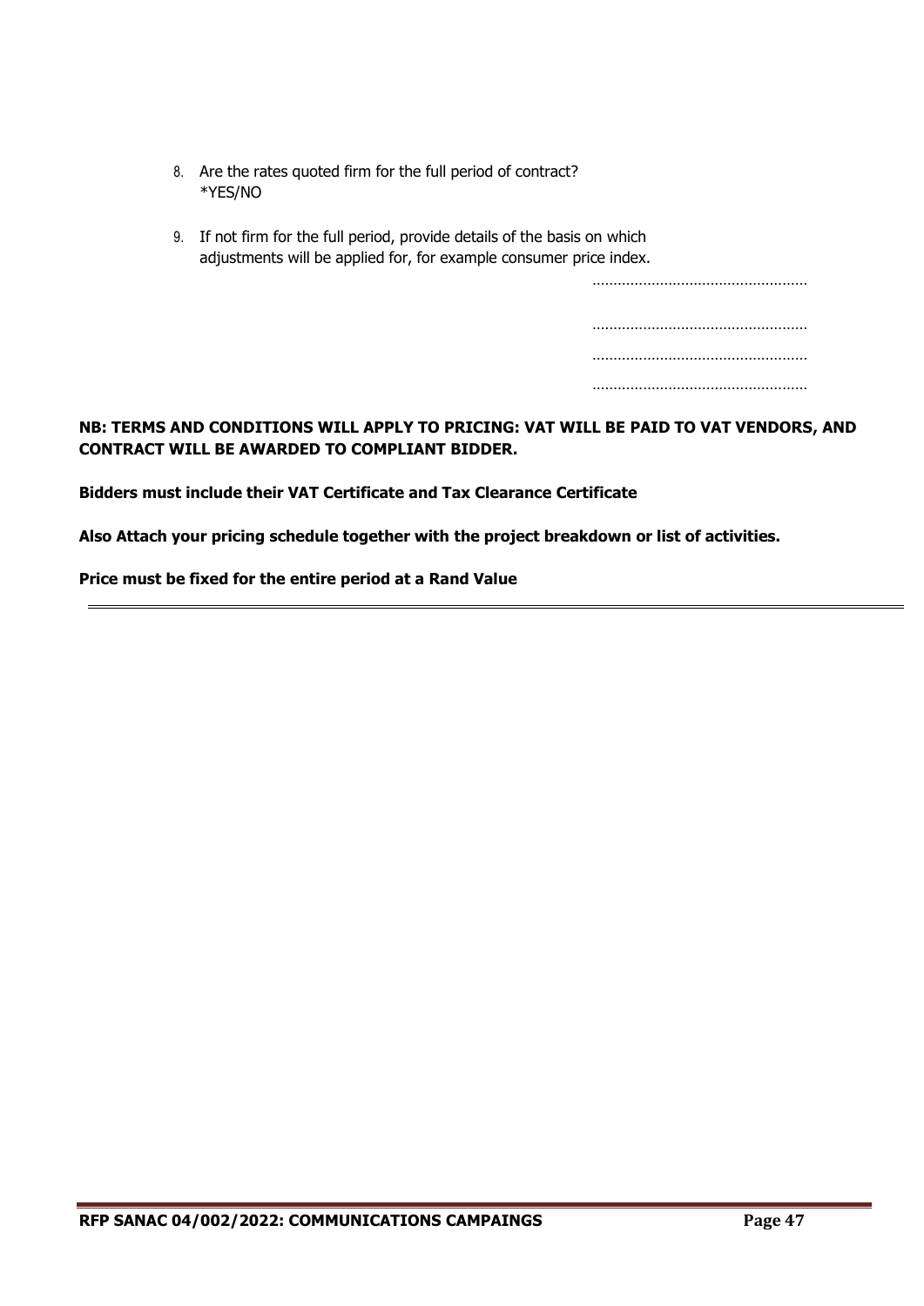8. Are the rates quoted firm for the full period of contract?
   *YES/NO

9. If not firm for the full period, provide details of the basis on which adjustments will be applied for, for example consumer price index.

   ……………………………………………

   ……………………………………………

   ……………………………………………

   ……………………………………………

**NB: TERMS AND CONDITIONS WILL APPLY TO PRICING: VAT WILL BE PAID TO VAT VENDORS, AND CONTRACT WILL BE AWARDED TO COMPLIANT BIDDER.**

**Bidders must include their VAT Certificate and Tax Clearance Certificate**

**Also Attach your pricing schedule together with the project breakdown or list of activities.**

**Price must be fixed for the entire period at a Rand Value**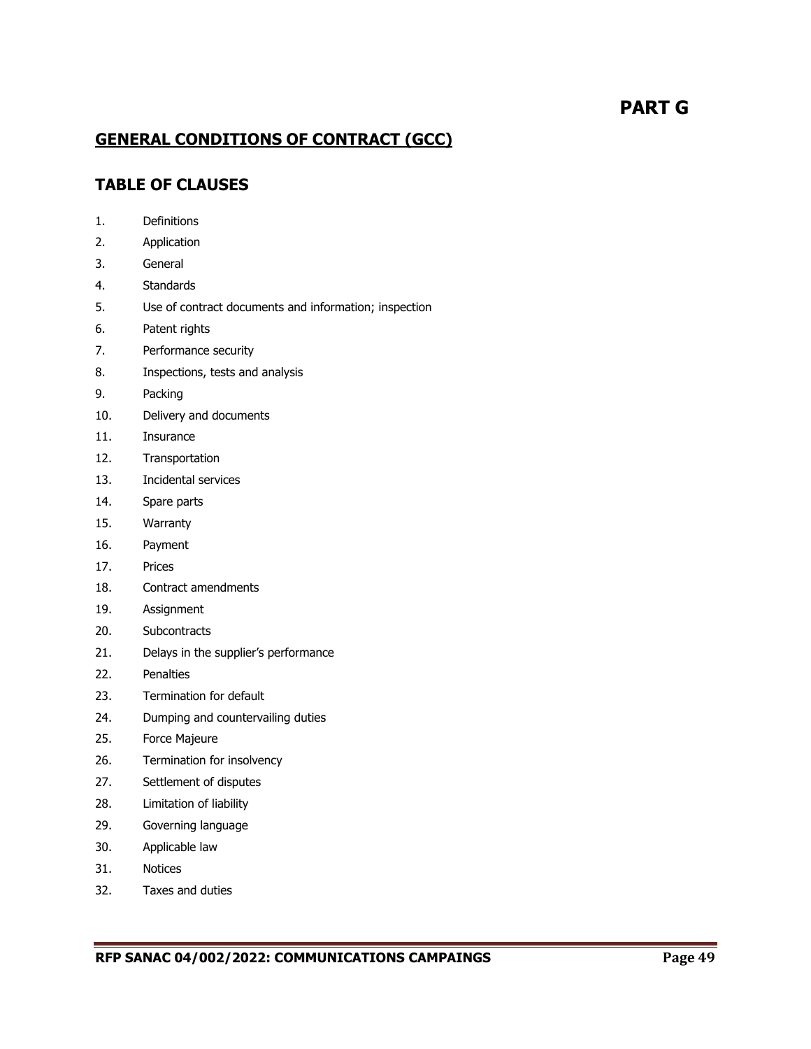# PART G

## GENERAL CONDITIONS OF CONTRACT (GCC)

## TABLE OF CLAUSES

1. Definitions
2. Application
3. General
4. Standards
5. Use of contract documents and information; inspection
6. Patent rights
7. Performance security
8. Inspections, tests and analysis
9. Packing
10. Delivery and documents
11. Insurance
12. Transportation
13. Incidental services
14. Spare parts
15. Warranty
16. Payment
17. Prices
18. Contract amendments
19. Assignment
20. Subcontracts
21. Delays in the supplier's performance
22. Penalties
23. Termination for default
24. Dumping and countervailing duties
25. Force Majeure
26. Termination for insolvency
27. Settlement of disputes
28. Limitation of liability
29. Governing language
30. Applicable law
31. Notices
32. Taxes and duties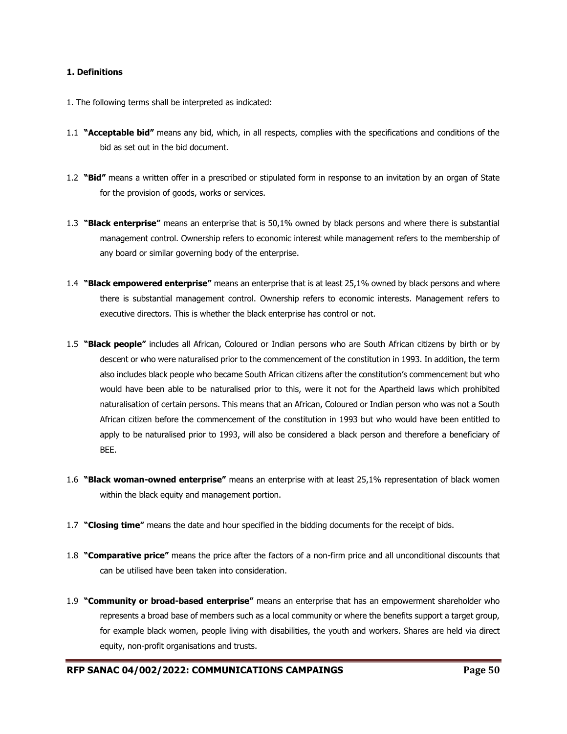**1. Definitions**

1. The following terms shall be interpreted as indicated:

1.1 **"Acceptable bid"** means any bid, which, in all respects, complies with the specifications and conditions of the bid as set out in the bid document.

1.2 **"Bid"** means a written offer in a prescribed or stipulated form in response to an invitation by an organ of State for the provision of goods, works or services.

1.3 **"Black enterprise"** means an enterprise that is 50,1% owned by black persons and where there is substantial management control. Ownership refers to economic interest while management refers to the membership of any board or similar governing body of the enterprise.

1.4 **"Black empowered enterprise"** means an enterprise that is at least 25,1% owned by black persons and where there is substantial management control. Ownership refers to economic interests. Management refers to executive directors. This is whether the black enterprise has control or not.

1.5 **"Black people"** includes all African, Coloured or Indian persons who are South African citizens by birth or by descent or who were naturalised prior to the commencement of the constitution in 1993. In addition, the term also includes black people who became South African citizens after the constitution's commencement but who would have been able to be naturalised prior to this, were it not for the Apartheid laws which prohibited naturalisation of certain persons. This means that an African, Coloured or Indian person who was not a South African citizen before the commencement of the constitution in 1993 but who would have been entitled to apply to be naturalised prior to 1993, will also be considered a black person and therefore a beneficiary of BEE.

1.6 **"Black woman-owned enterprise"** means an enterprise with at least 25,1% representation of black women within the black equity and management portion.

1.7 **"Closing time"** means the date and hour specified in the bidding documents for the receipt of bids.

1.8 **"Comparative price"** means the price after the factors of a non-firm price and all unconditional discounts that can be utilised have been taken into consideration.

1.9 **"Community or broad-based enterprise"** means an enterprise that has an empowerment shareholder who represents a broad base of members such as a local community or where the benefits support a target group, for example black women, people living with disabilities, the youth and workers. Shares are held via direct equity, non-profit organisations and trusts.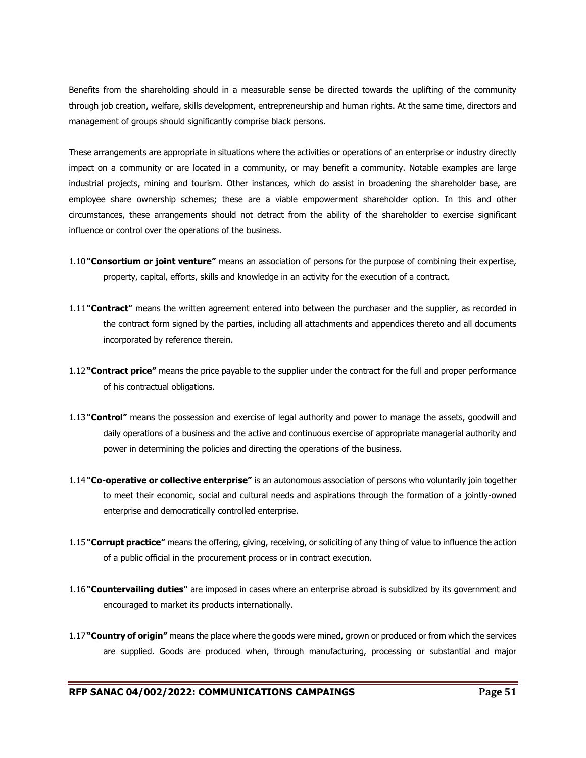Benefits from the shareholding should in a measurable sense be directed towards the uplifting of the community through job creation, welfare, skills development, entrepreneurship and human rights. At the same time, directors and management of groups should significantly comprise black persons.

These arrangements are appropriate in situations where the activities or operations of an enterprise or industry directly impact on a community or are located in a community, or may benefit a community. Notable examples are large industrial projects, mining and tourism. Other instances, which do assist in broadening the shareholder base, are employee share ownership schemes; these are a viable empowerment shareholder option. In this and other circumstances, these arrangements should not detract from the ability of the shareholder to exercise significant influence or control over the operations of the business.

1.10 **"Consortium or joint venture"** means an association of persons for the purpose of combining their expertise, property, capital, efforts, skills and knowledge in an activity for the execution of a contract.

1.11 **"Contract"** means the written agreement entered into between the purchaser and the supplier, as recorded in the contract form signed by the parties, including all attachments and appendices thereto and all documents incorporated by reference therein.

1.12 **"Contract price"** means the price payable to the supplier under the contract for the full and proper performance of his contractual obligations.

1.13 **"Control"** means the possession and exercise of legal authority and power to manage the assets, goodwill and daily operations of a business and the active and continuous exercise of appropriate managerial authority and power in determining the policies and directing the operations of the business.

1.14 **"Co-operative or collective enterprise"** is an autonomous association of persons who voluntarily join together to meet their economic, social and cultural needs and aspirations through the formation of a jointly-owned enterprise and democratically controlled enterprise.

1.15 **"Corrupt practice"** means the offering, giving, receiving, or soliciting of any thing of value to influence the action of a public official in the procurement process or in contract execution.

1.16 **"Countervailing duties"** are imposed in cases where an enterprise abroad is subsidized by its government and encouraged to market its products internationally.

1.17 **"Country of origin"** means the place where the goods were mined, grown or produced or from which the services are supplied. Goods are produced when, through manufacturing, processing or substantial and major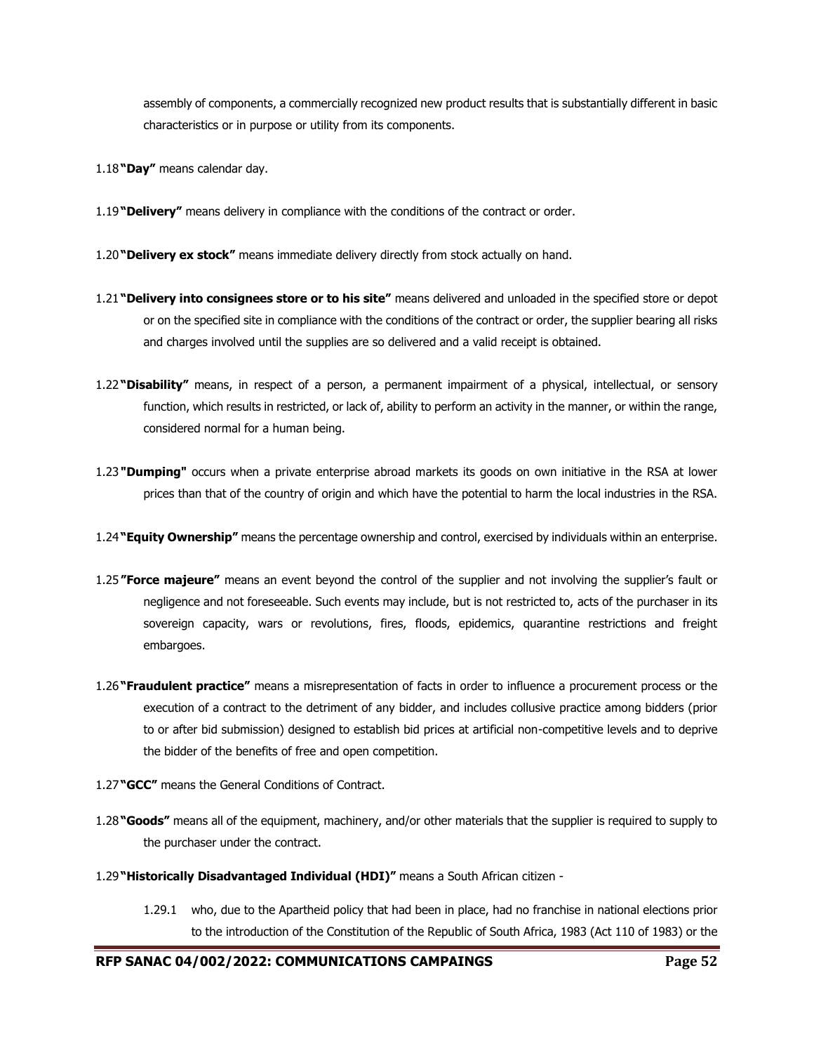assembly of components, a commercially recognized new product results that is substantially different in basic characteristics or in purpose or utility from its components.

1.18 **"Day"** means calendar day.

1.19 **"Delivery"** means delivery in compliance with the conditions of the contract or order.

1.20 **"Delivery ex stock"** means immediate delivery directly from stock actually on hand.

1.21 **"Delivery into consignees store or to his site"** means delivered and unloaded in the specified store or depot or on the specified site in compliance with the conditions of the contract or order, the supplier bearing all risks and charges involved until the supplies are so delivered and a valid receipt is obtained.

1.22 **"Disability"** means, in respect of a person, a permanent impairment of a physical, intellectual, or sensory function, which results in restricted, or lack of, ability to perform an activity in the manner, or within the range, considered normal for a human being.

1.23 **"Dumping"** occurs when a private enterprise abroad markets its goods on own initiative in the RSA at lower prices than that of the country of origin and which have the potential to harm the local industries in the RSA.

1.24 **"Equity Ownership"** means the percentage ownership and control, exercised by individuals within an enterprise.

1.25 **"Force majeure"** means an event beyond the control of the supplier and not involving the supplier's fault or negligence and not foreseeable. Such events may include, but is not restricted to, acts of the purchaser in its sovereign capacity, wars or revolutions, fires, floods, epidemics, quarantine restrictions and freight embargoes.

1.26 **"Fraudulent practice"** means a misrepresentation of facts in order to influence a procurement process or the execution of a contract to the detriment of any bidder, and includes collusive practice among bidders (prior to or after bid submission) designed to establish bid prices at artificial non-competitive levels and to deprive the bidder of the benefits of free and open competition.

1.27 **"GCC"** means the General Conditions of Contract.

1.28 **"Goods"** means all of the equipment, machinery, and/or other materials that the supplier is required to supply to the purchaser under the contract.

1.29 **"Historically Disadvantaged Individual (HDI)"** means a South African citizen -

1.29.1 who, due to the Apartheid policy that had been in place, had no franchise in national elections prior to the introduction of the Constitution of the Republic of South Africa, 1983 (Act 110 of 1983) or the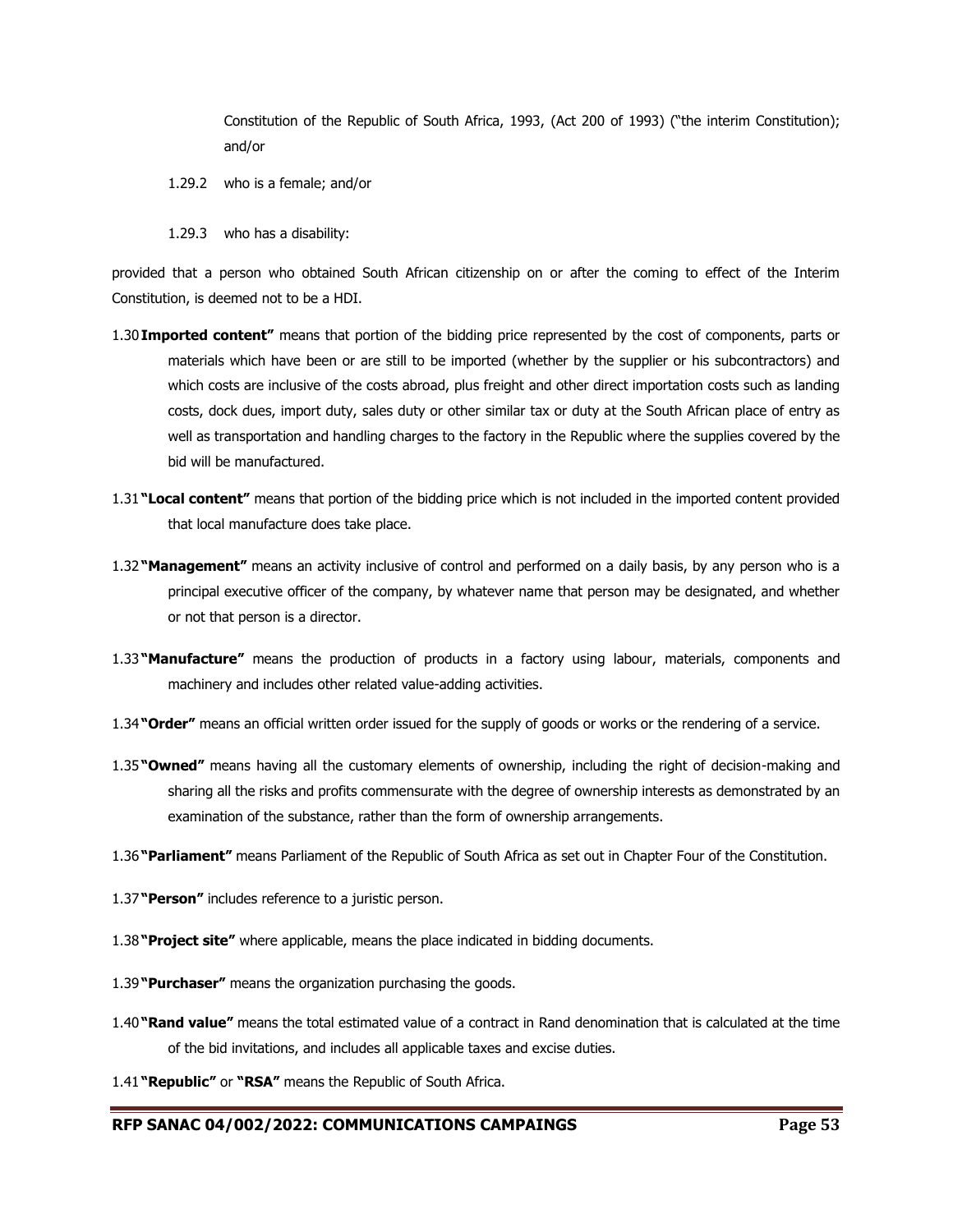Constitution of the Republic of South Africa, 1993, (Act 200 of 1993) ("the interim Constitution); and/or

1.29.2 who is a female; and/or

1.29.3 who has a disability:

provided that a person who obtained South African citizenship on or after the coming to effect of the Interim Constitution, is deemed not to be a HDI.

1.30 **Imported content"** means that portion of the bidding price represented by the cost of components, parts or materials which have been or are still to be imported (whether by the supplier or his subcontractors) and which costs are inclusive of the costs abroad, plus freight and other direct importation costs such as landing costs, dock dues, import duty, sales duty or other similar tax or duty at the South African place of entry as well as transportation and handling charges to the factory in the Republic where the supplies covered by the bid will be manufactured.

1.31 **"Local content"** means that portion of the bidding price which is not included in the imported content provided that local manufacture does take place.

1.32 **"Management"** means an activity inclusive of control and performed on a daily basis, by any person who is a principal executive officer of the company, by whatever name that person may be designated, and whether or not that person is a director.

1.33 **"Manufacture"** means the production of products in a factory using labour, materials, components and machinery and includes other related value-adding activities.

1.34 **"Order"** means an official written order issued for the supply of goods or works or the rendering of a service.

1.35 **"Owned"** means having all the customary elements of ownership, including the right of decision-making and sharing all the risks and profits commensurate with the degree of ownership interests as demonstrated by an examination of the substance, rather than the form of ownership arrangements.

1.36 **"Parliament"** means Parliament of the Republic of South Africa as set out in Chapter Four of the Constitution.

1.37 **"Person"** includes reference to a juristic person.

1.38 **"Project site"** where applicable, means the place indicated in bidding documents.

1.39 **"Purchaser"** means the organization purchasing the goods.

1.40 **"Rand value"** means the total estimated value of a contract in Rand denomination that is calculated at the time of the bid invitations, and includes all applicable taxes and excise duties.

1.41 **"Republic"** or **"RSA"** means the Republic of South Africa.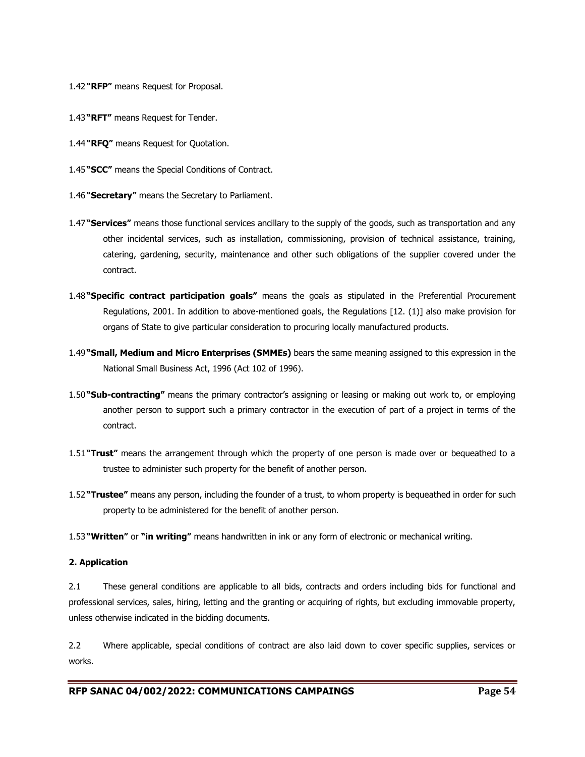1.42 **"RFP"** means Request for Proposal.

1.43 **"RFT"** means Request for Tender.

1.44 **"RFQ"** means Request for Quotation.

1.45 **"SCC"** means the Special Conditions of Contract.

1.46 **"Secretary"** means the Secretary to Parliament.

1.47 **"Services"** means those functional services ancillary to the supply of the goods, such as transportation and any other incidental services, such as installation, commissioning, provision of technical assistance, training, catering, gardening, security, maintenance and other such obligations of the supplier covered under the contract.

1.48 **"Specific contract participation goals"** means the goals as stipulated in the Preferential Procurement Regulations, 2001. In addition to above-mentioned goals, the Regulations [12. (1)] also make provision for organs of State to give particular consideration to procuring locally manufactured products.

1.49 **"Small, Medium and Micro Enterprises (SMMEs)** bears the same meaning assigned to this expression in the National Small Business Act, 1996 (Act 102 of 1996).

1.50 **"Sub-contracting"** means the primary contractor's assigning or leasing or making out work to, or employing another person to support such a primary contractor in the execution of part of a project in terms of the contract.

1.51 **"Trust"** means the arrangement through which the property of one person is made over or bequeathed to a trustee to administer such property for the benefit of another person.

1.52 **"Trustee"** means any person, including the founder of a trust, to whom property is bequeathed in order for such property to be administered for the benefit of another person.

1.53 **"Written"** or **"in writing"** means handwritten in ink or any form of electronic or mechanical writing.

**2. Application**

2.1 These general conditions are applicable to all bids, contracts and orders including bids for functional and professional services, sales, hiring, letting and the granting or acquiring of rights, but excluding immovable property, unless otherwise indicated in the bidding documents.

2.2 Where applicable, special conditions of contract are also laid down to cover specific supplies, services or works.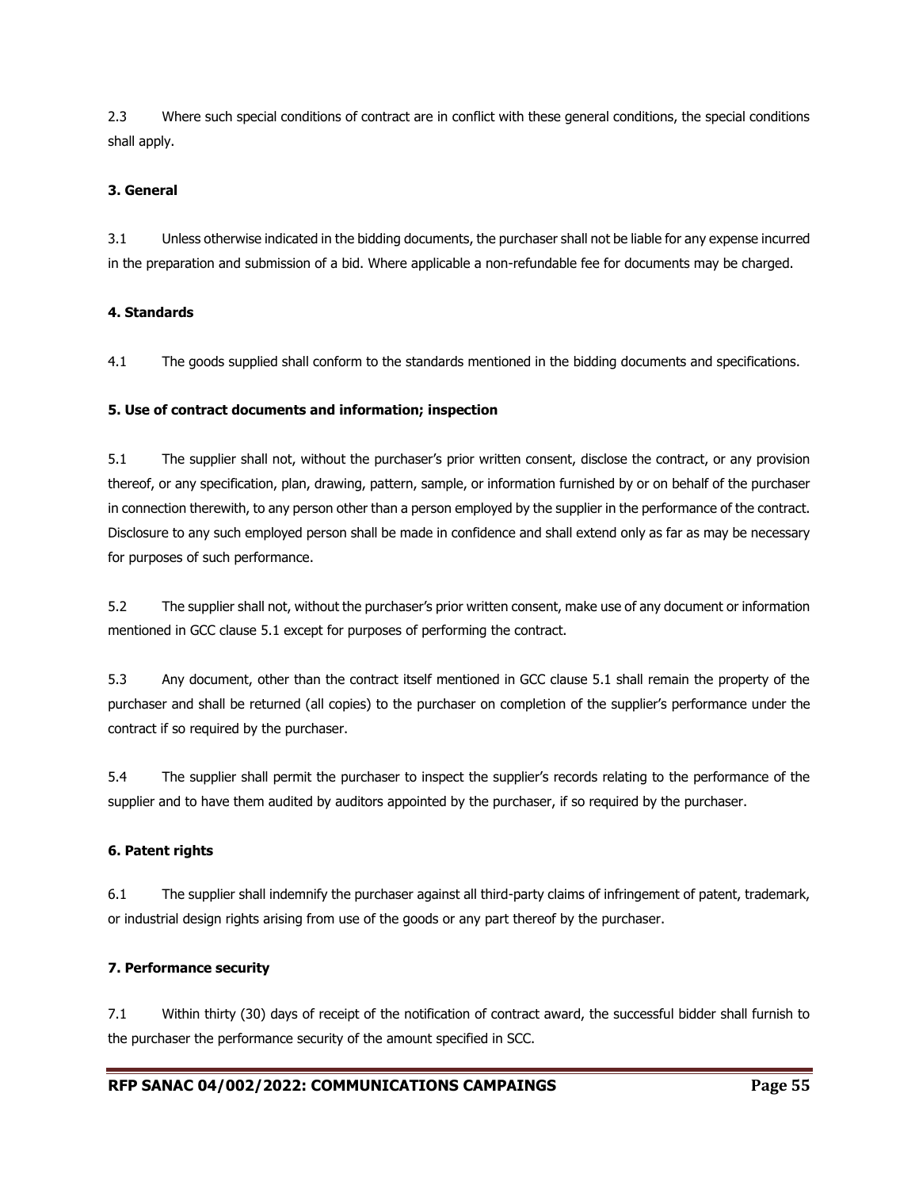2.3 Where such special conditions of contract are in conflict with these general conditions, the special conditions shall apply.

**3. General**

3.1 Unless otherwise indicated in the bidding documents, the purchaser shall not be liable for any expense incurred in the preparation and submission of a bid. Where applicable a non-refundable fee for documents may be charged.

**4. Standards**

4.1 The goods supplied shall conform to the standards mentioned in the bidding documents and specifications.

**5. Use of contract documents and information; inspection**

5.1 The supplier shall not, without the purchaser's prior written consent, disclose the contract, or any provision thereof, or any specification, plan, drawing, pattern, sample, or information furnished by or on behalf of the purchaser in connection therewith, to any person other than a person employed by the supplier in the performance of the contract. Disclosure to any such employed person shall be made in confidence and shall extend only as far as may be necessary for purposes of such performance.

5.2 The supplier shall not, without the purchaser's prior written consent, make use of any document or information mentioned in GCC clause 5.1 except for purposes of performing the contract.

5.3 Any document, other than the contract itself mentioned in GCC clause 5.1 shall remain the property of the purchaser and shall be returned (all copies) to the purchaser on completion of the supplier's performance under the contract if so required by the purchaser.

5.4 The supplier shall permit the purchaser to inspect the supplier's records relating to the performance of the supplier and to have them audited by auditors appointed by the purchaser, if so required by the purchaser.

**6. Patent rights**

6.1 The supplier shall indemnify the purchaser against all third-party claims of infringement of patent, trademark, or industrial design rights arising from use of the goods or any part thereof by the purchaser.

**7. Performance security**

7.1 Within thirty (30) days of receipt of the notification of contract award, the successful bidder shall furnish to the purchaser the performance security of the amount specified in SCC.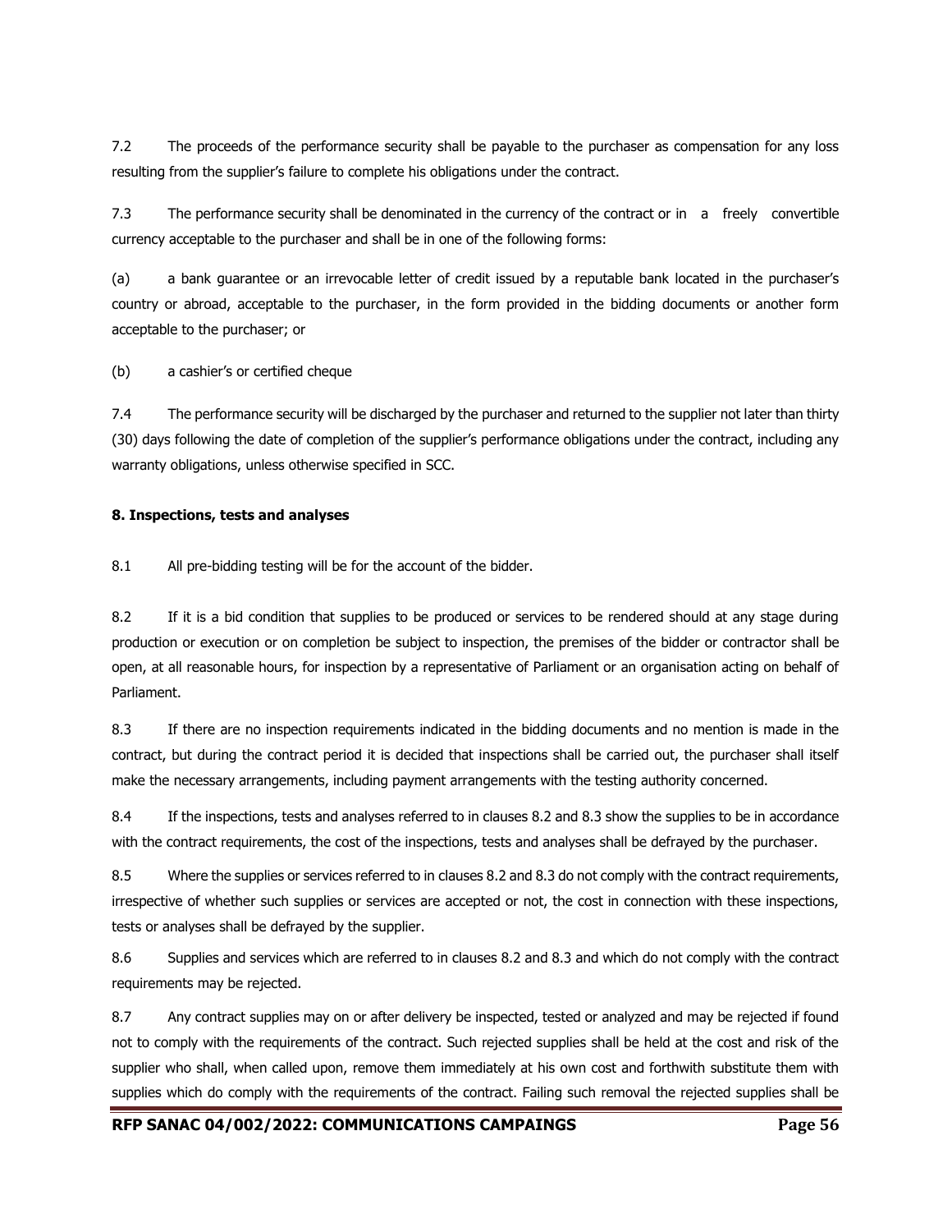7.2 The proceeds of the performance security shall be payable to the purchaser as compensation for any loss resulting from the supplier's failure to complete his obligations under the contract.

7.3 The performance security shall be denominated in the currency of the contract or in a freely convertible currency acceptable to the purchaser and shall be in one of the following forms:

(a) a bank guarantee or an irrevocable letter of credit issued by a reputable bank located in the purchaser's country or abroad, acceptable to the purchaser, in the form provided in the bidding documents or another form acceptable to the purchaser; or

(b) a cashier's or certified cheque

7.4 The performance security will be discharged by the purchaser and returned to the supplier not later than thirty (30) days following the date of completion of the supplier's performance obligations under the contract, including any warranty obligations, unless otherwise specified in SCC.

**8. Inspections, tests and analyses**

8.1 All pre-bidding testing will be for the account of the bidder.

8.2 If it is a bid condition that supplies to be produced or services to be rendered should at any stage during production or execution or on completion be subject to inspection, the premises of the bidder or contractor shall be open, at all reasonable hours, for inspection by a representative of Parliament or an organisation acting on behalf of Parliament.

8.3 If there are no inspection requirements indicated in the bidding documents and no mention is made in the contract, but during the contract period it is decided that inspections shall be carried out, the purchaser shall itself make the necessary arrangements, including payment arrangements with the testing authority concerned.

8.4 If the inspections, tests and analyses referred to in clauses 8.2 and 8.3 show the supplies to be in accordance with the contract requirements, the cost of the inspections, tests and analyses shall be defrayed by the purchaser.

8.5 Where the supplies or services referred to in clauses 8.2 and 8.3 do not comply with the contract requirements, irrespective of whether such supplies or services are accepted or not, the cost in connection with these inspections, tests or analyses shall be defrayed by the supplier.

8.6 Supplies and services which are referred to in clauses 8.2 and 8.3 and which do not comply with the contract requirements may be rejected.

8.7 Any contract supplies may on or after delivery be inspected, tested or analyzed and may be rejected if found not to comply with the requirements of the contract. Such rejected supplies shall be held at the cost and risk of the supplier who shall, when called upon, remove them immediately at his own cost and forthwith substitute them with supplies which do comply with the requirements of the contract. Failing such removal the rejected supplies shall be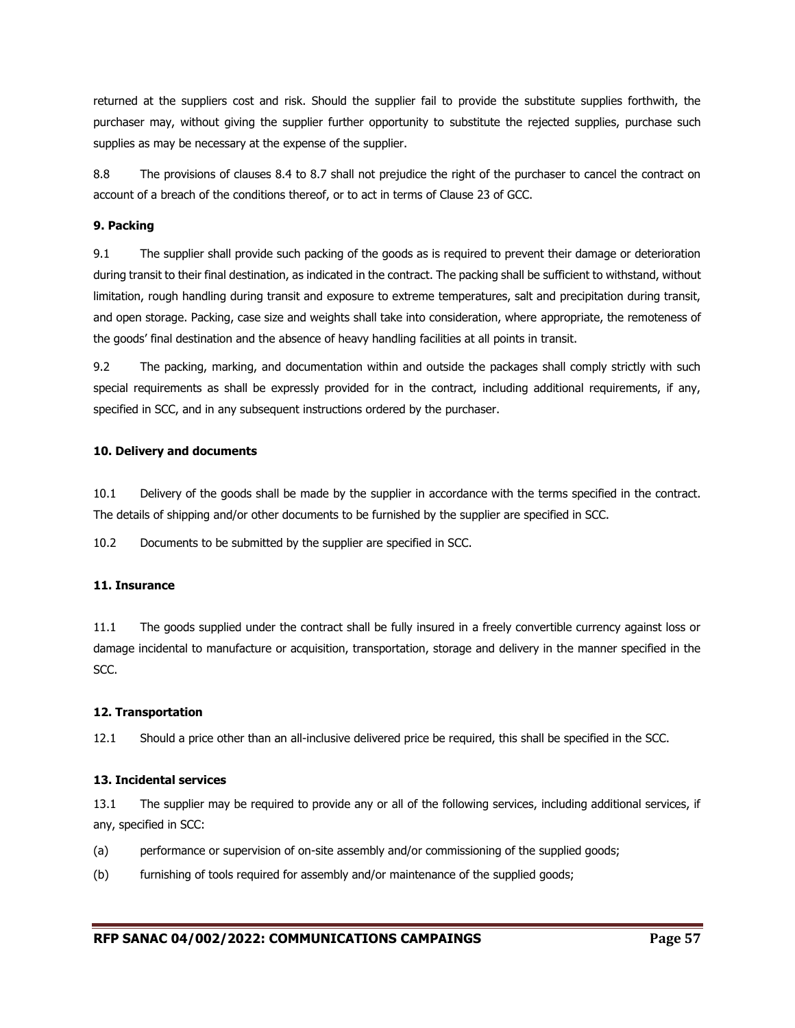returned at the suppliers cost and risk. Should the supplier fail to provide the substitute supplies forthwith, the purchaser may, without giving the supplier further opportunity to substitute the rejected supplies, purchase such supplies as may be necessary at the expense of the supplier.

8.8 The provisions of clauses 8.4 to 8.7 shall not prejudice the right of the purchaser to cancel the contract on account of a breach of the conditions thereof, or to act in terms of Clause 23 of GCC.

**9. Packing**

9.1 The supplier shall provide such packing of the goods as is required to prevent their damage or deterioration during transit to their final destination, as indicated in the contract. The packing shall be sufficient to withstand, without limitation, rough handling during transit and exposure to extreme temperatures, salt and precipitation during transit, and open storage. Packing, case size and weights shall take into consideration, where appropriate, the remoteness of the goods' final destination and the absence of heavy handling facilities at all points in transit.

9.2 The packing, marking, and documentation within and outside the packages shall comply strictly with such special requirements as shall be expressly provided for in the contract, including additional requirements, if any, specified in SCC, and in any subsequent instructions ordered by the purchaser.

**10. Delivery and documents**

10.1 Delivery of the goods shall be made by the supplier in accordance with the terms specified in the contract. The details of shipping and/or other documents to be furnished by the supplier are specified in SCC.

10.2 Documents to be submitted by the supplier are specified in SCC.

**11. Insurance**

11.1 The goods supplied under the contract shall be fully insured in a freely convertible currency against loss or damage incidental to manufacture or acquisition, transportation, storage and delivery in the manner specified in the SCC.

**12. Transportation**

12.1 Should a price other than an all-inclusive delivered price be required, this shall be specified in the SCC.

**13. Incidental services**

13.1 The supplier may be required to provide any or all of the following services, including additional services, if any, specified in SCC:

(a) performance or supervision of on-site assembly and/or commissioning of the supplied goods;

(b) furnishing of tools required for assembly and/or maintenance of the supplied goods;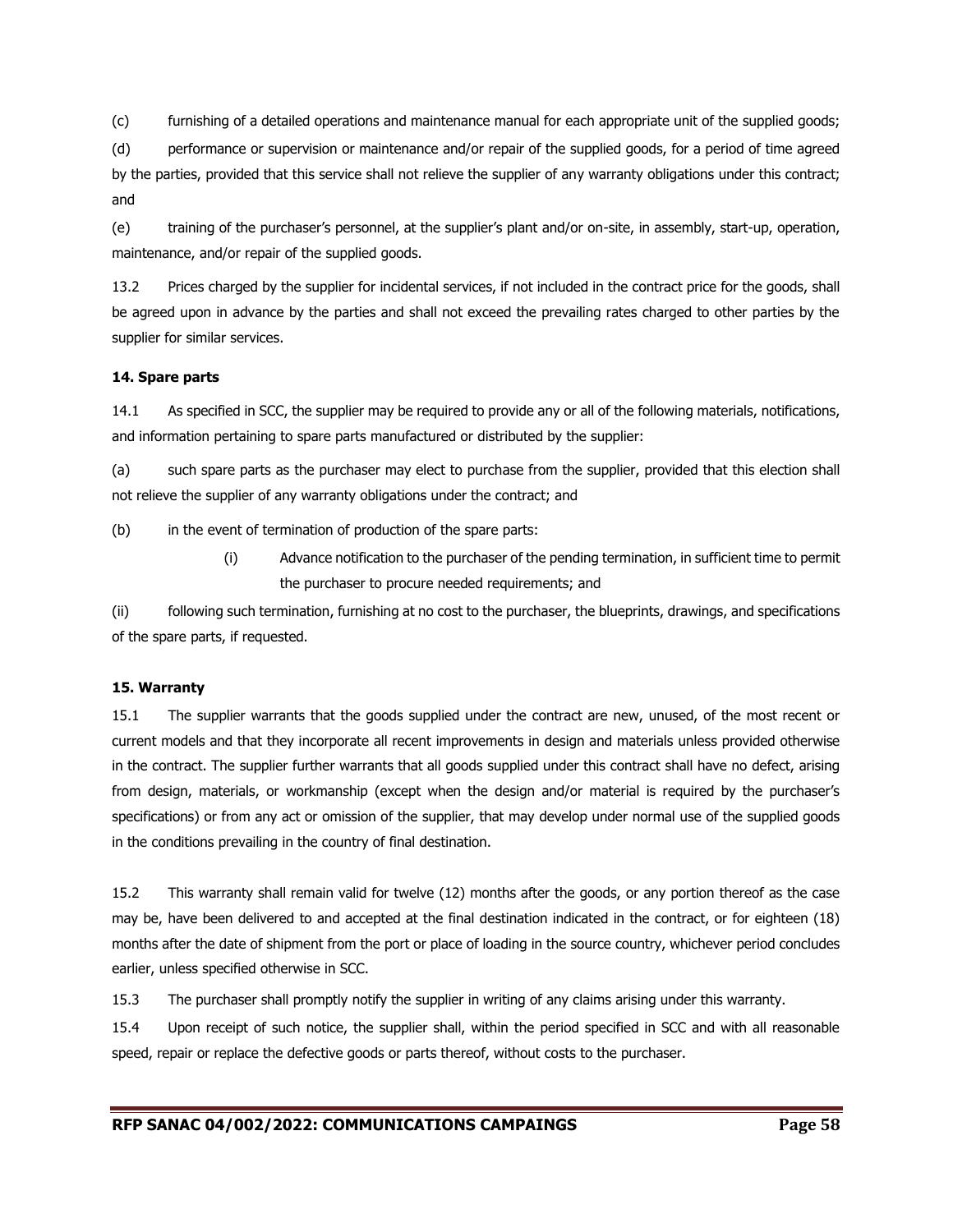(c) furnishing of a detailed operations and maintenance manual for each appropriate unit of the supplied goods;

(d) performance or supervision or maintenance and/or repair of the supplied goods, for a period of time agreed by the parties, provided that this service shall not relieve the supplier of any warranty obligations under this contract; and

(e) training of the purchaser's personnel, at the supplier's plant and/or on-site, in assembly, start-up, operation, maintenance, and/or repair of the supplied goods.

13.2 Prices charged by the supplier for incidental services, if not included in the contract price for the goods, shall be agreed upon in advance by the parties and shall not exceed the prevailing rates charged to other parties by the supplier for similar services.

**14. Spare parts**

14.1 As specified in SCC, the supplier may be required to provide any or all of the following materials, notifications, and information pertaining to spare parts manufactured or distributed by the supplier:

(a) such spare parts as the purchaser may elect to purchase from the supplier, provided that this election shall not relieve the supplier of any warranty obligations under the contract; and

(b) in the event of termination of production of the spare parts:

(i) Advance notification to the purchaser of the pending termination, in sufficient time to permit the purchaser to procure needed requirements; and

(ii) following such termination, furnishing at no cost to the purchaser, the blueprints, drawings, and specifications of the spare parts, if requested.

**15. Warranty**

15.1 The supplier warrants that the goods supplied under the contract are new, unused, of the most recent or current models and that they incorporate all recent improvements in design and materials unless provided otherwise in the contract. The supplier further warrants that all goods supplied under this contract shall have no defect, arising from design, materials, or workmanship (except when the design and/or material is required by the purchaser's specifications) or from any act or omission of the supplier, that may develop under normal use of the supplied goods in the conditions prevailing in the country of final destination.

15.2 This warranty shall remain valid for twelve (12) months after the goods, or any portion thereof as the case may be, have been delivered to and accepted at the final destination indicated in the contract, or for eighteen (18) months after the date of shipment from the port or place of loading in the source country, whichever period concludes earlier, unless specified otherwise in SCC.

15.3 The purchaser shall promptly notify the supplier in writing of any claims arising under this warranty.

15.4 Upon receipt of such notice, the supplier shall, within the period specified in SCC and with all reasonable speed, repair or replace the defective goods or parts thereof, without costs to the purchaser.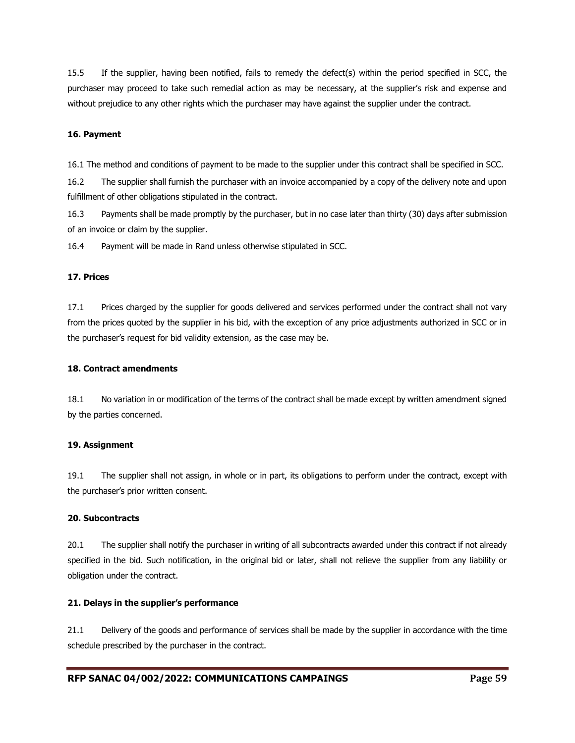15.5 If the supplier, having been notified, fails to remedy the defect(s) within the period specified in SCC, the purchaser may proceed to take such remedial action as may be necessary, at the supplier's risk and expense and without prejudice to any other rights which the purchaser may have against the supplier under the contract.

**16. Payment**

16.1 The method and conditions of payment to be made to the supplier under this contract shall be specified in SCC.

16.2 The supplier shall furnish the purchaser with an invoice accompanied by a copy of the delivery note and upon fulfillment of other obligations stipulated in the contract.

16.3 Payments shall be made promptly by the purchaser, but in no case later than thirty (30) days after submission of an invoice or claim by the supplier.

16.4 Payment will be made in Rand unless otherwise stipulated in SCC.

**17. Prices**

17.1 Prices charged by the supplier for goods delivered and services performed under the contract shall not vary from the prices quoted by the supplier in his bid, with the exception of any price adjustments authorized in SCC or in the purchaser's request for bid validity extension, as the case may be.

**18. Contract amendments**

18.1 No variation in or modification of the terms of the contract shall be made except by written amendment signed by the parties concerned.

**19. Assignment**

19.1 The supplier shall not assign, in whole or in part, its obligations to perform under the contract, except with the purchaser's prior written consent.

**20. Subcontracts**

20.1 The supplier shall notify the purchaser in writing of all subcontracts awarded under this contract if not already specified in the bid. Such notification, in the original bid or later, shall not relieve the supplier from any liability or obligation under the contract.

**21. Delays in the supplier's performance**

21.1 Delivery of the goods and performance of services shall be made by the supplier in accordance with the time schedule prescribed by the purchaser in the contract.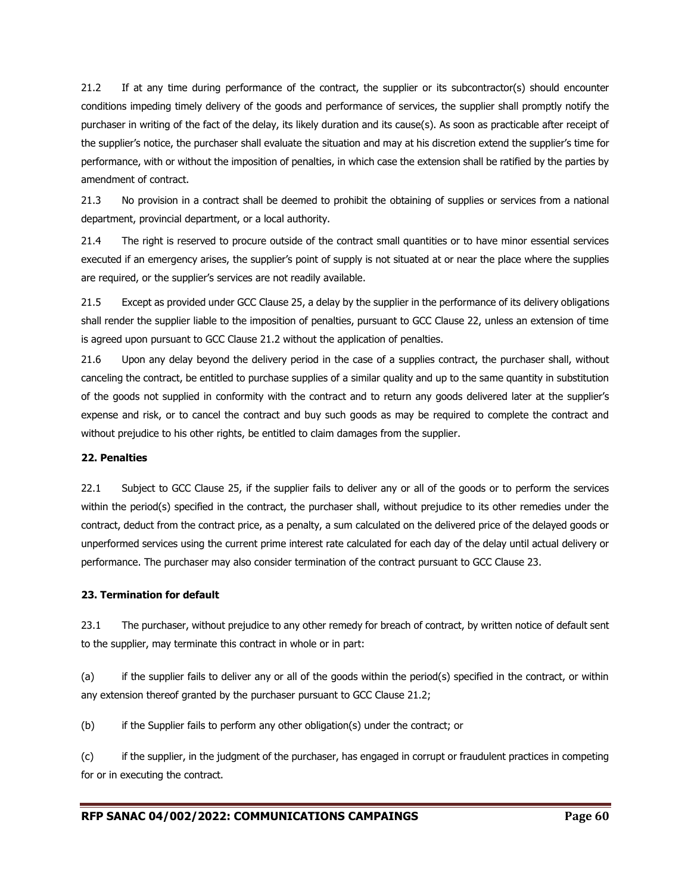21.2 If at any time during performance of the contract, the supplier or its subcontractor(s) should encounter conditions impeding timely delivery of the goods and performance of services, the supplier shall promptly notify the purchaser in writing of the fact of the delay, its likely duration and its cause(s). As soon as practicable after receipt of the supplier's notice, the purchaser shall evaluate the situation and may at his discretion extend the supplier's time for performance, with or without the imposition of penalties, in which case the extension shall be ratified by the parties by amendment of contract.

21.3 No provision in a contract shall be deemed to prohibit the obtaining of supplies or services from a national department, provincial department, or a local authority.

21.4 The right is reserved to procure outside of the contract small quantities or to have minor essential services executed if an emergency arises, the supplier's point of supply is not situated at or near the place where the supplies are required, or the supplier's services are not readily available.

21.5 Except as provided under GCC Clause 25, a delay by the supplier in the performance of its delivery obligations shall render the supplier liable to the imposition of penalties, pursuant to GCC Clause 22, unless an extension of time is agreed upon pursuant to GCC Clause 21.2 without the application of penalties.

21.6 Upon any delay beyond the delivery period in the case of a supplies contract, the purchaser shall, without canceling the contract, be entitled to purchase supplies of a similar quality and up to the same quantity in substitution of the goods not supplied in conformity with the contract and to return any goods delivered later at the supplier's expense and risk, or to cancel the contract and buy such goods as may be required to complete the contract and without prejudice to his other rights, be entitled to claim damages from the supplier.

**22. Penalties**

22.1 Subject to GCC Clause 25, if the supplier fails to deliver any or all of the goods or to perform the services within the period(s) specified in the contract, the purchaser shall, without prejudice to its other remedies under the contract, deduct from the contract price, as a penalty, a sum calculated on the delivered price of the delayed goods or unperformed services using the current prime interest rate calculated for each day of the delay until actual delivery or performance. The purchaser may also consider termination of the contract pursuant to GCC Clause 23.

**23. Termination for default**

23.1 The purchaser, without prejudice to any other remedy for breach of contract, by written notice of default sent to the supplier, may terminate this contract in whole or in part:

(a) if the supplier fails to deliver any or all of the goods within the period(s) specified in the contract, or within any extension thereof granted by the purchaser pursuant to GCC Clause 21.2;

(b) if the Supplier fails to perform any other obligation(s) under the contract; or

(c) if the supplier, in the judgment of the purchaser, has engaged in corrupt or fraudulent practices in competing for or in executing the contract.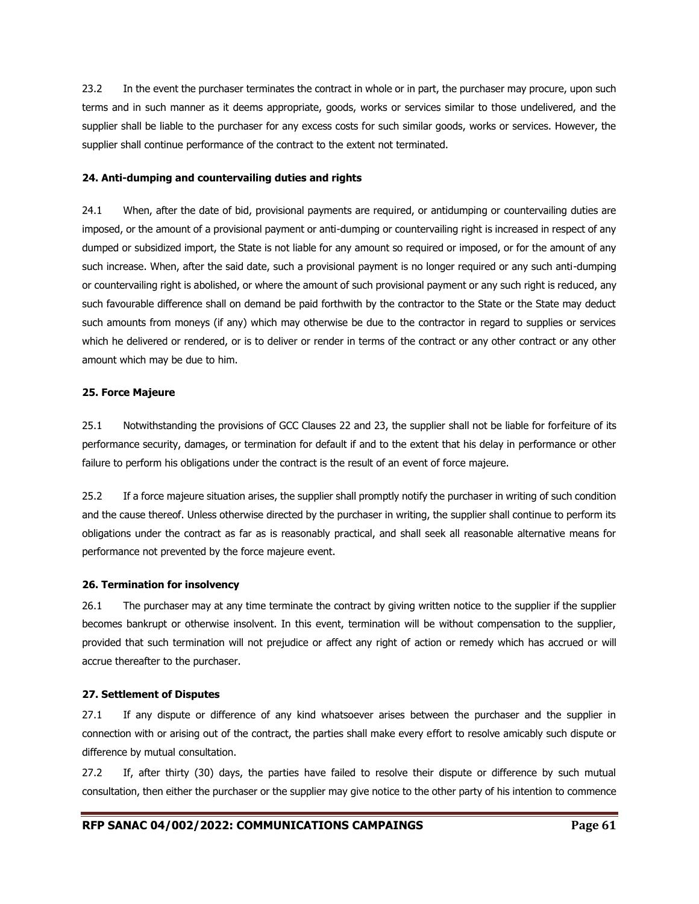23.2 In the event the purchaser terminates the contract in whole or in part, the purchaser may procure, upon such terms and in such manner as it deems appropriate, goods, works or services similar to those undelivered, and the supplier shall be liable to the purchaser for any excess costs for such similar goods, works or services. However, the supplier shall continue performance of the contract to the extent not terminated.

**24. Anti-dumping and countervailing duties and rights**

24.1 When, after the date of bid, provisional payments are required, or antidumping or countervailing duties are imposed, or the amount of a provisional payment or anti-dumping or countervailing right is increased in respect of any dumped or subsidized import, the State is not liable for any amount so required or imposed, or for the amount of any such increase. When, after the said date, such a provisional payment is no longer required or any such anti-dumping or countervailing right is abolished, or where the amount of such provisional payment or any such right is reduced, any such favourable difference shall on demand be paid forthwith by the contractor to the State or the State may deduct such amounts from moneys (if any) which may otherwise be due to the contractor in regard to supplies or services which he delivered or rendered, or is to deliver or render in terms of the contract or any other contract or any other amount which may be due to him.

**25. Force Majeure**

25.1 Notwithstanding the provisions of GCC Clauses 22 and 23, the supplier shall not be liable for forfeiture of its performance security, damages, or termination for default if and to the extent that his delay in performance or other failure to perform his obligations under the contract is the result of an event of force majeure.

25.2 If a force majeure situation arises, the supplier shall promptly notify the purchaser in writing of such condition and the cause thereof. Unless otherwise directed by the purchaser in writing, the supplier shall continue to perform its obligations under the contract as far as is reasonably practical, and shall seek all reasonable alternative means for performance not prevented by the force majeure event.

**26. Termination for insolvency**

26.1 The purchaser may at any time terminate the contract by giving written notice to the supplier if the supplier becomes bankrupt or otherwise insolvent. In this event, termination will be without compensation to the supplier, provided that such termination will not prejudice or affect any right of action or remedy which has accrued or will accrue thereafter to the purchaser.

**27. Settlement of Disputes**

27.1 If any dispute or difference of any kind whatsoever arises between the purchaser and the supplier in connection with or arising out of the contract, the parties shall make every effort to resolve amicably such dispute or difference by mutual consultation.

27.2 If, after thirty (30) days, the parties have failed to resolve their dispute or difference by such mutual consultation, then either the purchaser or the supplier may give notice to the other party of his intention to commence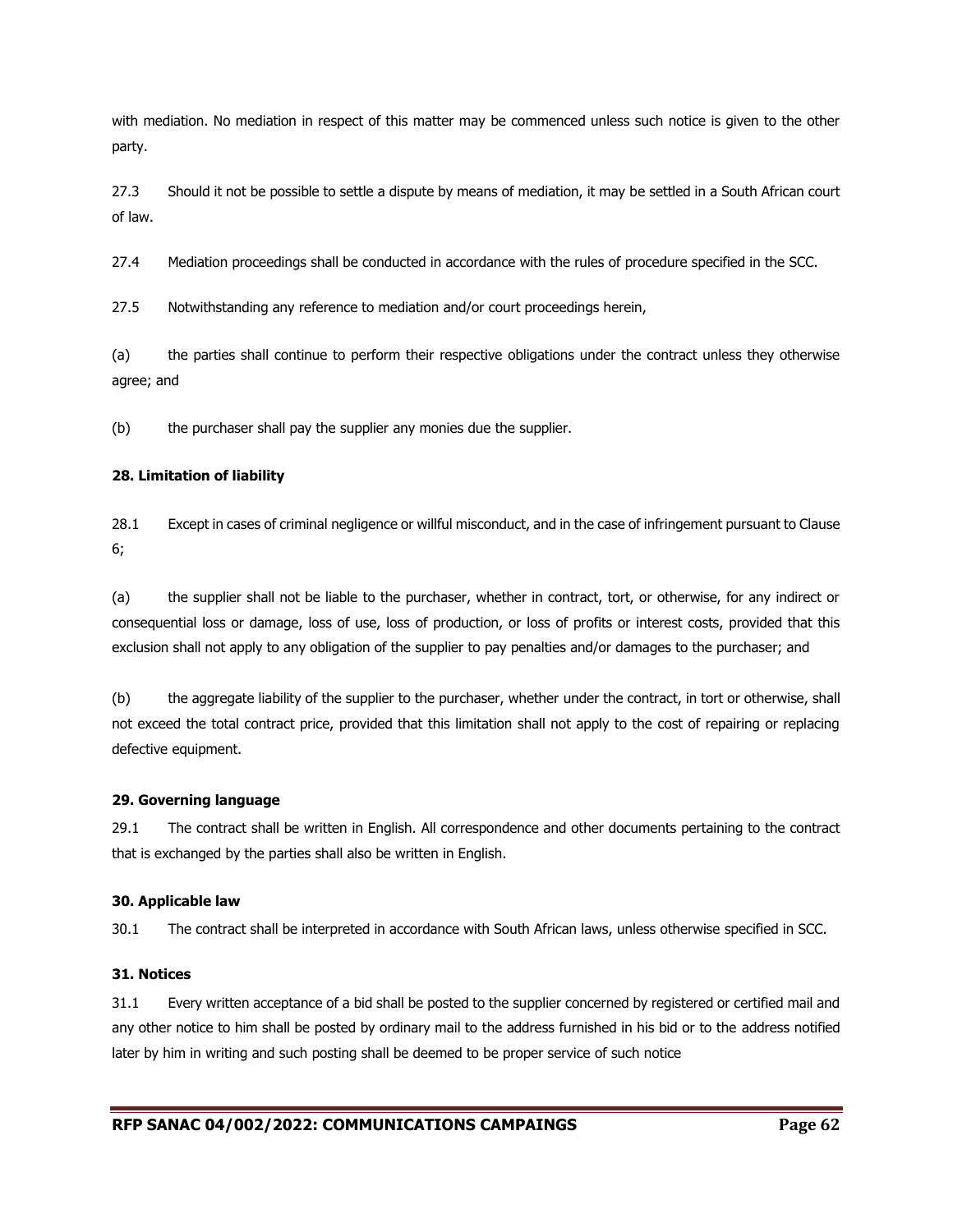with mediation. No mediation in respect of this matter may be commenced unless such notice is given to the other party.

27.3 Should it not be possible to settle a dispute by means of mediation, it may be settled in a South African court of law.

27.4 Mediation proceedings shall be conducted in accordance with the rules of procedure specified in the SCC.

27.5 Notwithstanding any reference to mediation and/or court proceedings herein,

(a) the parties shall continue to perform their respective obligations under the contract unless they otherwise agree; and

(b) the purchaser shall pay the supplier any monies due the supplier.

**28. Limitation of liability**

28.1 Except in cases of criminal negligence or willful misconduct, and in the case of infringement pursuant to Clause 6;

(a) the supplier shall not be liable to the purchaser, whether in contract, tort, or otherwise, for any indirect or consequential loss or damage, loss of use, loss of production, or loss of profits or interest costs, provided that this exclusion shall not apply to any obligation of the supplier to pay penalties and/or damages to the purchaser; and

(b) the aggregate liability of the supplier to the purchaser, whether under the contract, in tort or otherwise, shall not exceed the total contract price, provided that this limitation shall not apply to the cost of repairing or replacing defective equipment.

**29. Governing language**

29.1 The contract shall be written in English. All correspondence and other documents pertaining to the contract that is exchanged by the parties shall also be written in English.

**30. Applicable law**

30.1 The contract shall be interpreted in accordance with South African laws, unless otherwise specified in SCC.

**31. Notices**

31.1 Every written acceptance of a bid shall be posted to the supplier concerned by registered or certified mail and any other notice to him shall be posted by ordinary mail to the address furnished in his bid or to the address notified later by him in writing and such posting shall be deemed to be proper service of such notice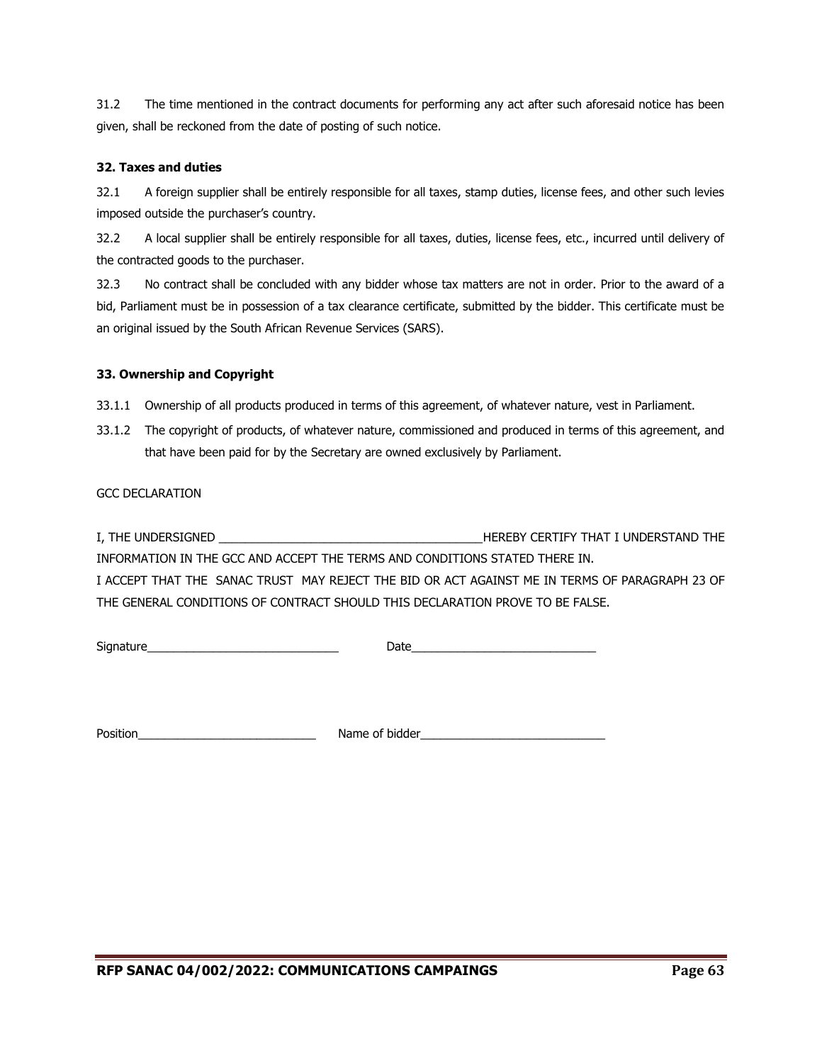31.2 The time mentioned in the contract documents for performing any act after such aforesaid notice has been given, shall be reckoned from the date of posting of such notice.

**32. Taxes and duties**

32.1 A foreign supplier shall be entirely responsible for all taxes, stamp duties, license fees, and other such levies imposed outside the purchaser's country.

32.2 A local supplier shall be entirely responsible for all taxes, duties, license fees, etc., incurred until delivery of the contracted goods to the purchaser.

32.3 No contract shall be concluded with any bidder whose tax matters are not in order. Prior to the award of a bid, Parliament must be in possession of a tax clearance certificate, submitted by the bidder. This certificate must be an original issued by the South African Revenue Services (SARS).

**33. Ownership and Copyright**

33.1.1 Ownership of all products produced in terms of this agreement, of whatever nature, vest in Parliament.

33.1.2 The copyright of products, of whatever nature, commissioned and produced in terms of this agreement, and that have been paid for by the Secretary are owned exclusively by Parliament.

GCC DECLARATION

I, THE UNDERSIGNED ________________________________________HEREBY CERTIFY THAT I UNDERSTAND THE INFORMATION IN THE GCC AND ACCEPT THE TERMS AND CONDITIONS STATED THERE IN.
I ACCEPT THAT THE SANAC TRUST MAY REJECT THE BID OR ACT AGAINST ME IN TERMS OF PARAGRAPH 23 OF THE GENERAL CONDITIONS OF CONTRACT SHOULD THIS DECLARATION PROVE TO BE FALSE.

Signature_____________________________ Date____________________________

Position___________________________ Name of bidder____________________________